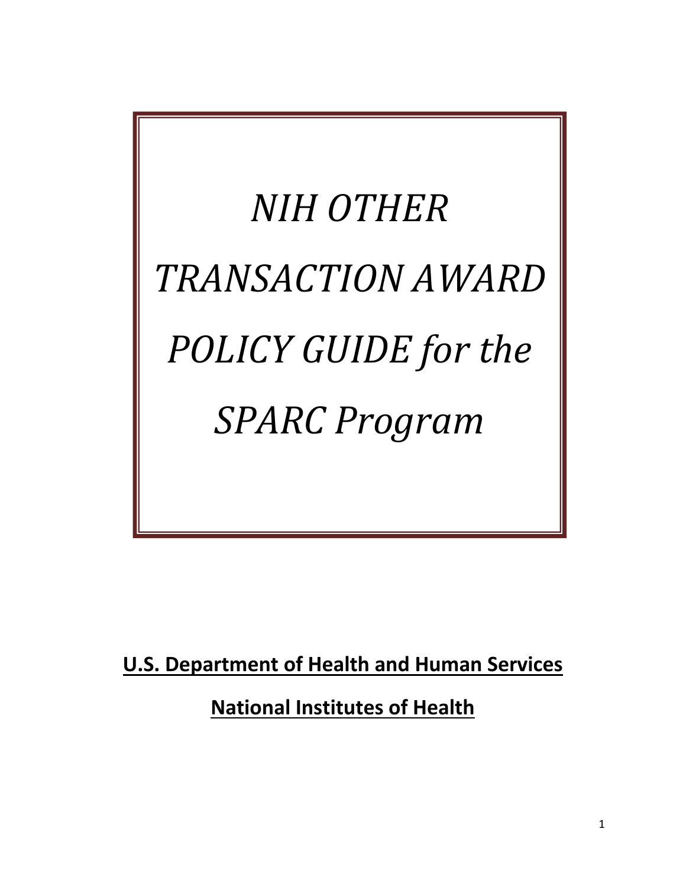# *NIH OTHER TRANSACTION AWARD POLICY GUIDE for the SPARC Program*

**U.S. Department of Health and Human Services**

**National Institutes of Health**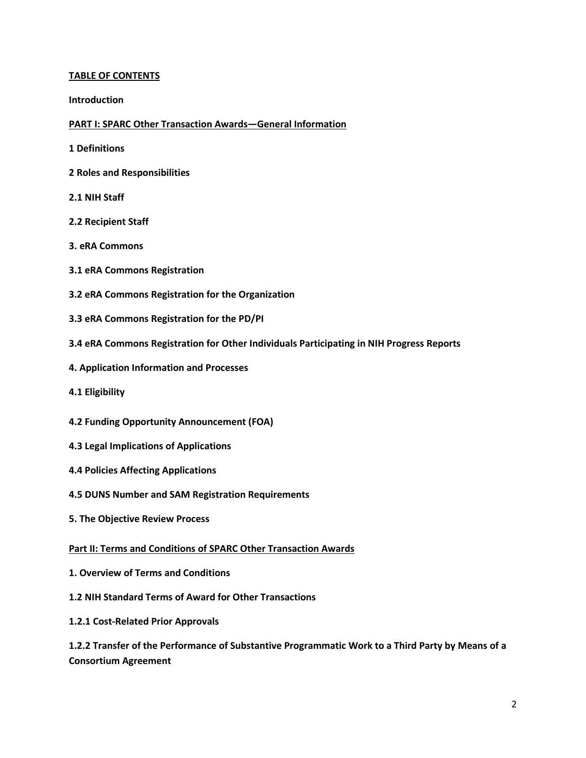**TABLE OF CONTENTS**

**Introduction**

**PART I: SPARC Other Transaction Awards—General Information**

**1 Definitions**

**2 Roles and Responsibilities**

**2.1 NIH Staff**

**2.2 Recipient Staff**

**3. eRA Commons**

**3.1 eRA Commons Registration**

**3.2 eRA Commons Registration for the Organization**

**3.3 eRA Commons Registration for the PD/PI**

**3.4 eRA Commons Registration for Other Individuals Participating in NIH Progress Reports**

**4. Application Information and Processes**

**4.1 Eligibility**

**4.2 Funding Opportunity Announcement (FOA)**

**4.3 Legal Implications of Applications**

**4.4 Policies Affecting Applications**

**4.5 DUNS Number and SAM Registration Requirements**

**5. The Objective Review Process**

**Part II: Terms and Conditions of SPARC Other Transaction Awards**

**1. Overview of Terms and Conditions**

**1.2 NIH Standard Terms of Award for Other Transactions**

**1.2.1 Cost-Related Prior Approvals**

**1.2.2 Transfer of the Performance of Substantive Programmatic Work to a Third Party by Means of a Consortium Agreement**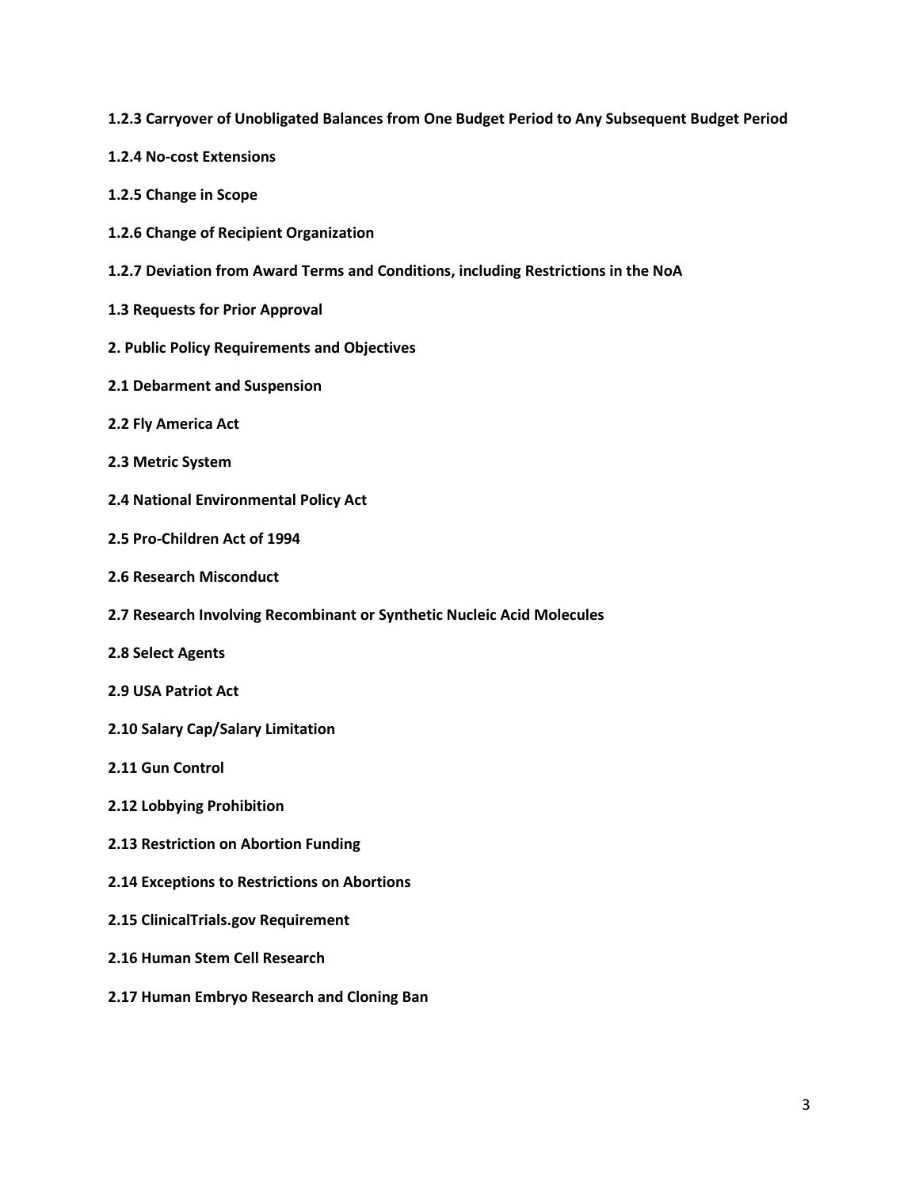**1.2.3 Carryover of Unobligated Balances from One Budget Period to Any Subsequent Budget Period**

**1.2.4 No-cost Extensions**

**1.2.5 Change in Scope**

**1.2.6 Change of Recipient Organization**

**1.2.7 Deviation from Award Terms and Conditions, including Restrictions in the NoA**

**1.3 Requests for Prior Approval**

**2. Public Policy Requirements and Objectives**

**2.1 Debarment and Suspension**

**2.2 Fly America Act**

**2.3 Metric System**

**2.4 National Environmental Policy Act**

**2.5 Pro-Children Act of 1994**

**2.6 Research Misconduct**

**2.7 Research Involving Recombinant or Synthetic Nucleic Acid Molecules**

**2.8 Select Agents**

**2.9 USA Patriot Act**

**2.10 Salary Cap/Salary Limitation**

**2.11 Gun Control**

**2.12 Lobbying Prohibition**

**2.13 Restriction on Abortion Funding**

**2.14 Exceptions to Restrictions on Abortions**

**2.15 ClinicalTrials.gov Requirement**

**2.16 Human Stem Cell Research**

**2.17 Human Embryo Research and Cloning Ban**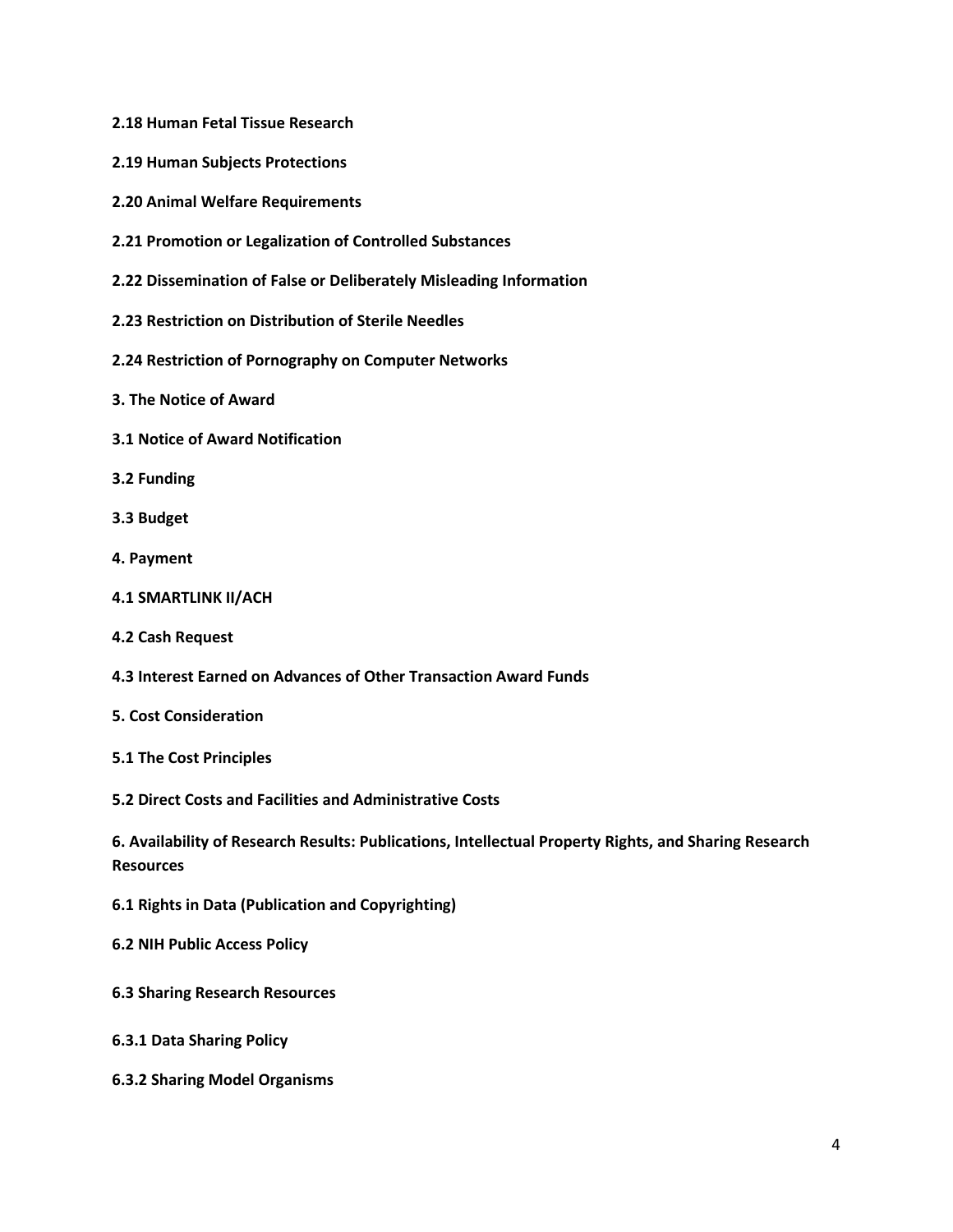**2.18 Human Fetal Tissue Research**

**2.19 Human Subjects Protections**

**2.20 Animal Welfare Requirements**

**2.21 Promotion or Legalization of Controlled Substances**

**2.22 Dissemination of False or Deliberately Misleading Information**

**2.23 Restriction on Distribution of Sterile Needles**

**2.24 Restriction of Pornography on Computer Networks**

**3. The Notice of Award**

**3.1 Notice of Award Notification**

**3.2 Funding**

**3.3 Budget**

**4. Payment**

**4.1 SMARTLINK II/ACH**

**4.2 Cash Request**

**4.3 Interest Earned on Advances of Other Transaction Award Funds**

**5. Cost Consideration**

**5.1 The Cost Principles**

**5.2 Direct Costs and Facilities and Administrative Costs**

**6. Availability of Research Results: Publications, Intellectual Property Rights, and Sharing Research Resources**

**6.1 Rights in Data (Publication and Copyrighting)**

**6.2 NIH Public Access Policy**

**6.3 Sharing Research Resources**

**6.3.1 Data Sharing Policy**

**6.3.2 Sharing Model Organisms**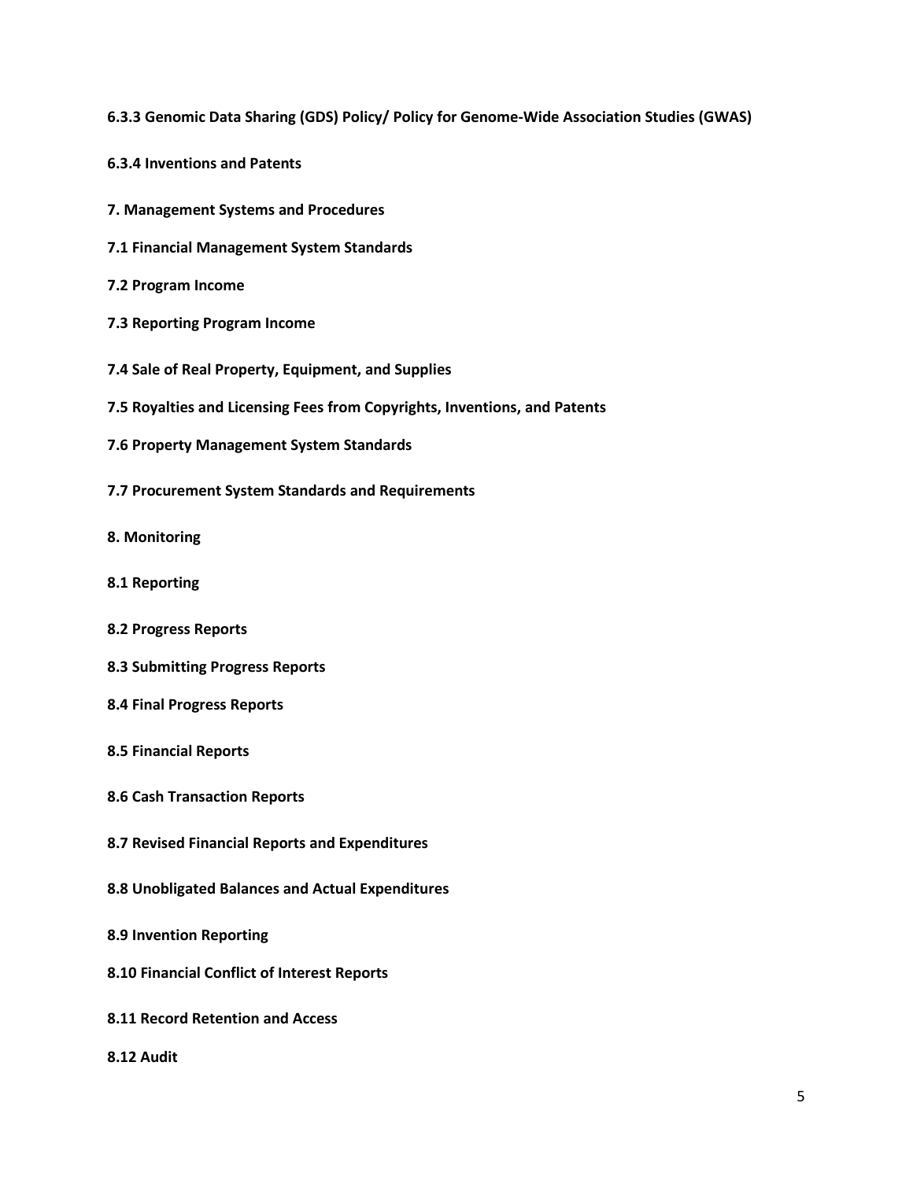**6.3.3 Genomic Data Sharing (GDS) Policy/ Policy for Genome-Wide Association Studies (GWAS)**

**6.3.4 Inventions and Patents**

**7. Management Systems and Procedures**

**7.1 Financial Management System Standards**

**7.2 Program Income**

**7.3 Reporting Program Income**

**7.4 Sale of Real Property, Equipment, and Supplies**

**7.5 Royalties and Licensing Fees from Copyrights, Inventions, and Patents**

**7.6 Property Management System Standards**

**7.7 Procurement System Standards and Requirements**

**8. Monitoring**

**8.1 Reporting**

**8.2 Progress Reports**

**8.3 Submitting Progress Reports**

**8.4 Final Progress Reports**

**8.5 Financial Reports**

**8.6 Cash Transaction Reports**

**8.7 Revised Financial Reports and Expenditures**

**8.8 Unobligated Balances and Actual Expenditures**

**8.9 Invention Reporting**

**8.10 Financial Conflict of Interest Reports**

**8.11 Record Retention and Access**

**8.12 Audit**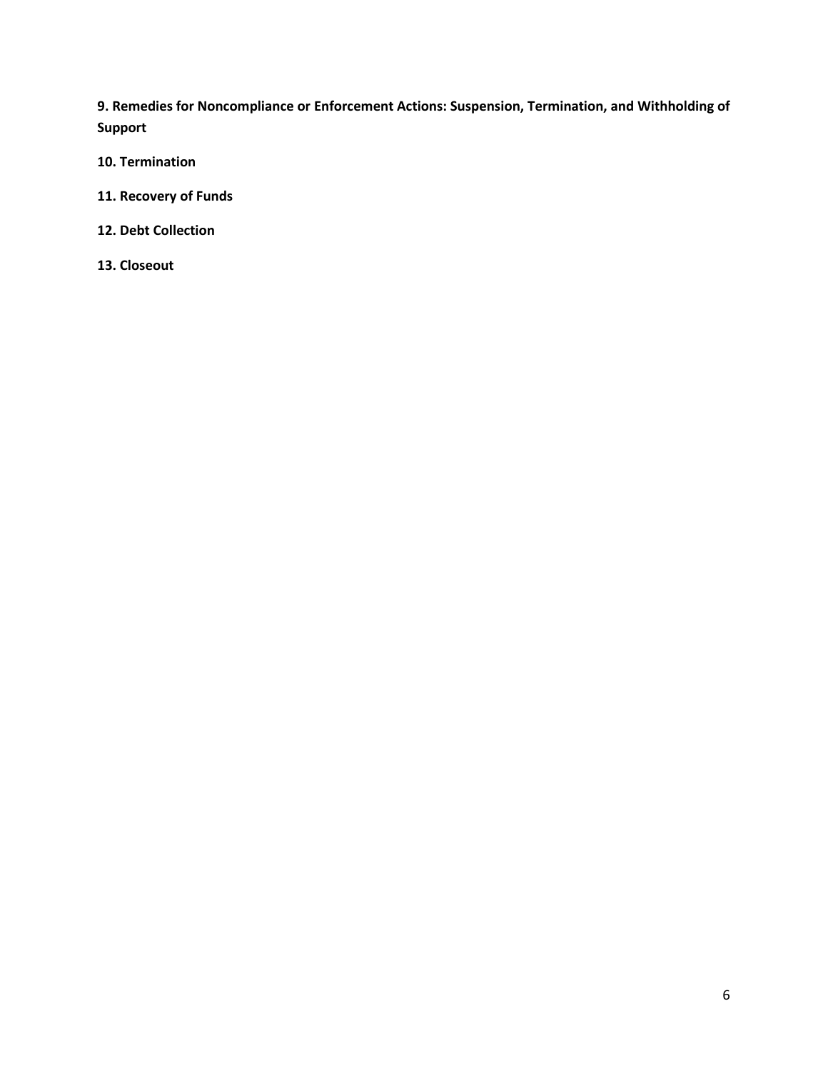**9. Remedies for Noncompliance or Enforcement Actions: Suspension, Termination, and Withholding of Support**

**10. Termination**

**11. Recovery of Funds**

**12. Debt Collection**

**13. Closeout**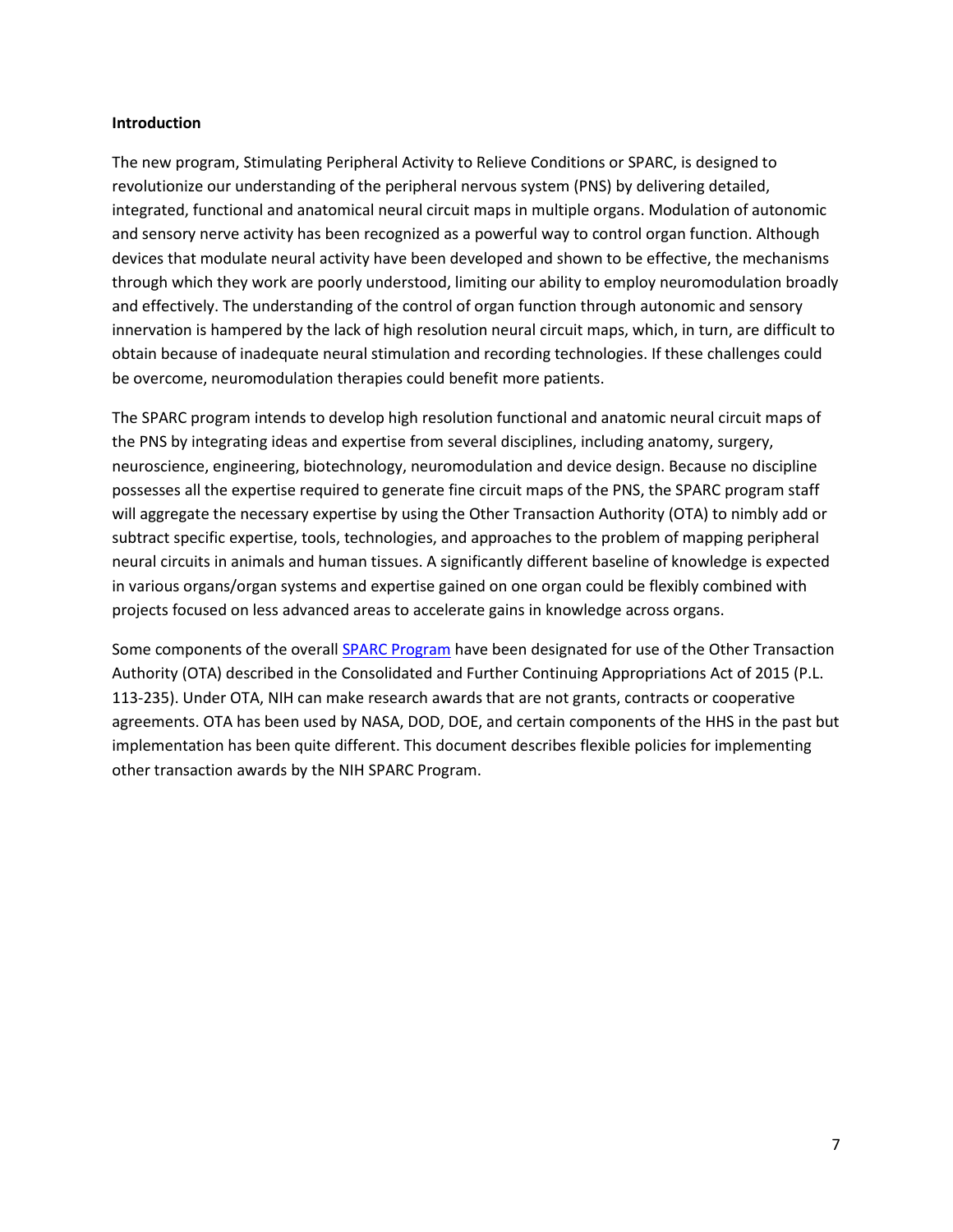**Introduction**

The new program, Stimulating Peripheral Activity to Relieve Conditions or SPARC, is designed to revolutionize our understanding of the peripheral nervous system (PNS) by delivering detailed, integrated, functional and anatomical neural circuit maps in multiple organs. Modulation of autonomic and sensory nerve activity has been recognized as a powerful way to control organ function. Although devices that modulate neural activity have been developed and shown to be effective, the mechanisms through which they work are poorly understood, limiting our ability to employ neuromodulation broadly and effectively. The understanding of the control of organ function through autonomic and sensory innervation is hampered by the lack of high resolution neural circuit maps, which, in turn, are difficult to obtain because of inadequate neural stimulation and recording technologies. If these challenges could be overcome, neuromodulation therapies could benefit more patients.

The SPARC program intends to develop high resolution functional and anatomic neural circuit maps of the PNS by integrating ideas and expertise from several disciplines, including anatomy, surgery, neuroscience, engineering, biotechnology, neuromodulation and device design. Because no discipline possesses all the expertise required to generate fine circuit maps of the PNS, the SPARC program staff will aggregate the necessary expertise by using the Other Transaction Authority (OTA) to nimbly add or subtract specific expertise, tools, technologies, and approaches to the problem of mapping peripheral neural circuits in animals and human tissues. A significantly different baseline of knowledge is expected in various organs/organ systems and expertise gained on one organ could be flexibly combined with projects focused on less advanced areas to accelerate gains in knowledge across organs.

Some components of the overall SPARC Program have been designated for use of the Other Transaction Authority (OTA) described in the Consolidated and Further Continuing Appropriations Act of 2015 (P.L. 113-235). Under OTA, NIH can make research awards that are not grants, contracts or cooperative agreements. OTA has been used by NASA, DOD, DOE, and certain components of the HHS in the past but implementation has been quite different. This document describes flexible policies for implementing other transaction awards by the NIH SPARC Program.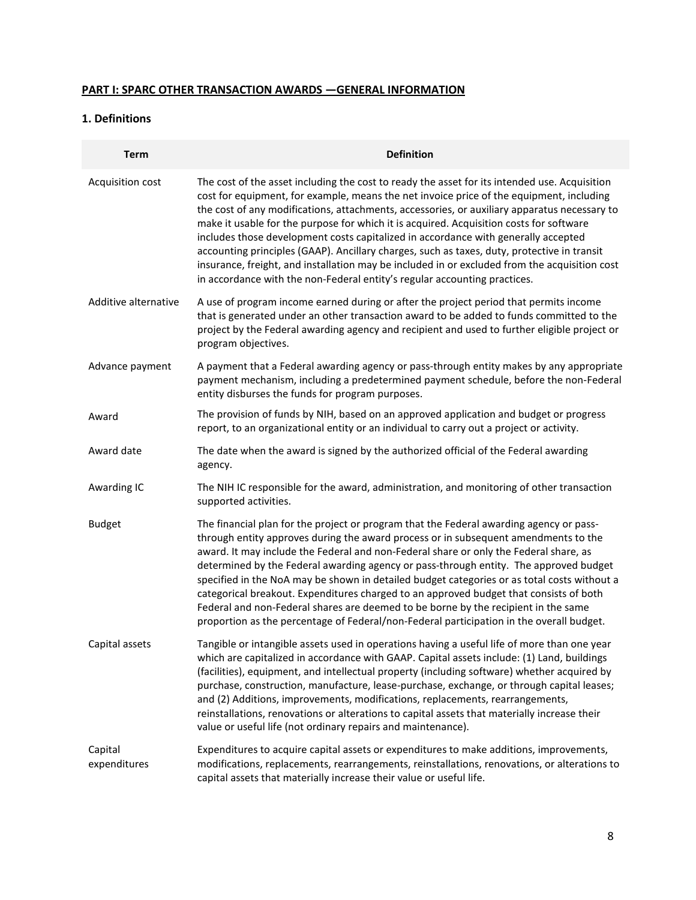## PART I: SPARC OTHER TRANSACTION AWARDS —GENERAL INFORMATION

### 1. Definitions

| Term | Definition |
| --- | --- |
| Acquisition cost | The cost of the asset including the cost to ready the asset for its intended use. Acquisition cost for equipment, for example, means the net invoice price of the equipment, including the cost of any modifications, attachments, accessories, or auxiliary apparatus necessary to make it usable for the purpose for which it is acquired. Acquisition costs for software includes those development costs capitalized in accordance with generally accepted accounting principles (GAAP). Ancillary charges, such as taxes, duty, protective in transit insurance, freight, and installation may be included in or excluded from the acquisition cost in accordance with the non-Federal entity's regular accounting practices. |
| Additive alternative | A use of program income earned during or after the project period that permits income that is generated under an other transaction award to be added to funds committed to the project by the Federal awarding agency and recipient and used to further eligible project or program objectives. |
| Advance payment | A payment that a Federal awarding agency or pass-through entity makes by any appropriate payment mechanism, including a predetermined payment schedule, before the non-Federal entity disburses the funds for program purposes. |
| Award | The provision of funds by NIH, based on an approved application and budget or progress report, to an organizational entity or an individual to carry out a project or activity. |
| Award date | The date when the award is signed by the authorized official of the Federal awarding agency. |
| Awarding IC | The NIH IC responsible for the award, administration, and monitoring of other transaction supported activities. |
| Budget | The financial plan for the project or program that the Federal awarding agency or pass-through entity approves during the award process or in subsequent amendments to the award. It may include the Federal and non-Federal share or only the Federal share, as determined by the Federal awarding agency or pass-through entity. The approved budget specified in the NoA may be shown in detailed budget categories or as total costs without a categorical breakout. Expenditures charged to an approved budget that consists of both Federal and non-Federal shares are deemed to be borne by the recipient in the same proportion as the percentage of Federal/non-Federal participation in the overall budget. |
| Capital assets | Tangible or intangible assets used in operations having a useful life of more than one year which are capitalized in accordance with GAAP. Capital assets include: (1) Land, buildings (facilities), equipment, and intellectual property (including software) whether acquired by purchase, construction, manufacture, lease-purchase, exchange, or through capital leases; and (2) Additions, improvements, modifications, replacements, rearrangements, reinstallations, renovations or alterations to capital assets that materially increase their value or useful life (not ordinary repairs and maintenance). |
| Capital expenditures | Expenditures to acquire capital assets or expenditures to make additions, improvements, modifications, replacements, rearrangements, reinstallations, renovations, or alterations to capital assets that materially increase their value or useful life. |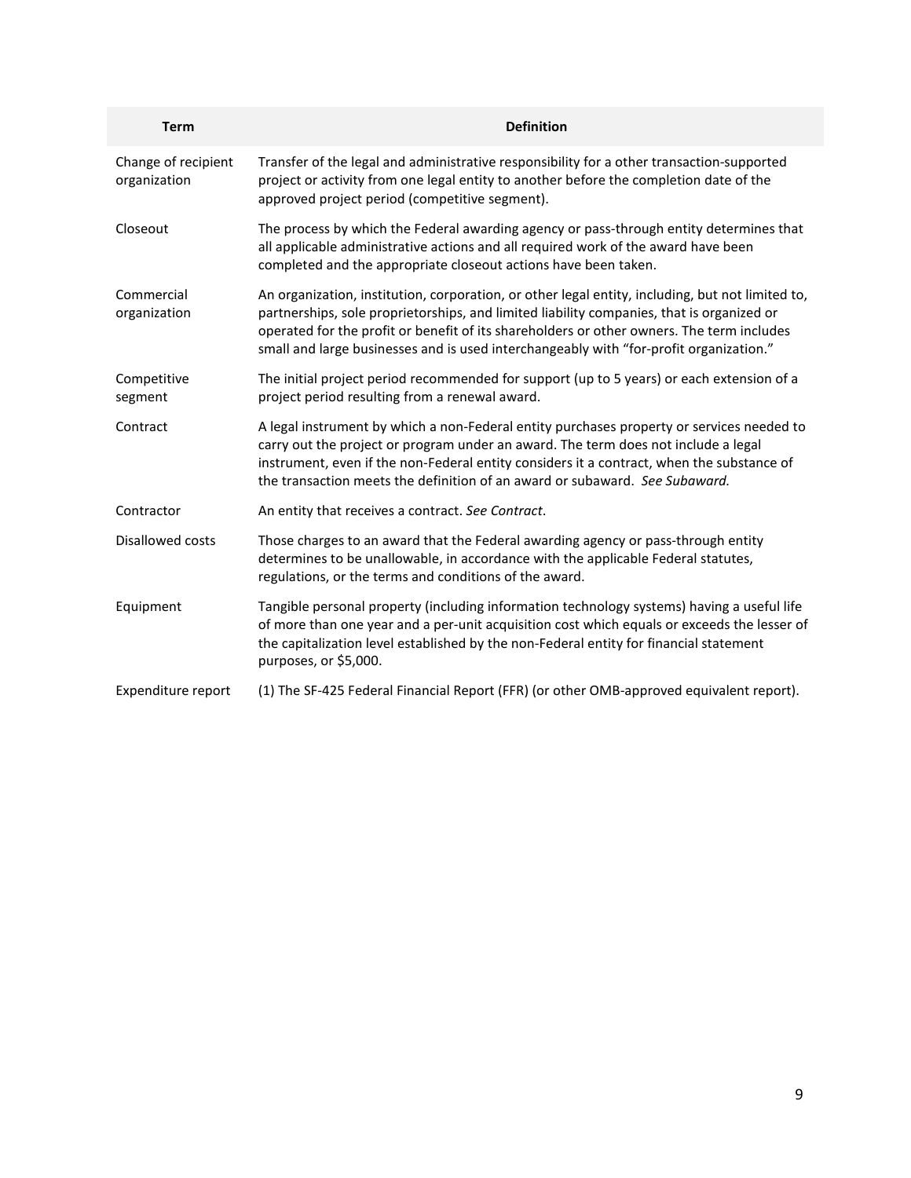| Term | Definition |
|---|---|
| Change of recipient organization | Transfer of the legal and administrative responsibility for a other transaction-supported project or activity from one legal entity to another before the completion date of the approved project period (competitive segment). |
| Closeout | The process by which the Federal awarding agency or pass-through entity determines that all applicable administrative actions and all required work of the award have been completed and the appropriate closeout actions have been taken. |
| Commercial organization | An organization, institution, corporation, or other legal entity, including, but not limited to, partnerships, sole proprietorships, and limited liability companies, that is organized or operated for the profit or benefit of its shareholders or other owners. The term includes small and large businesses and is used interchangeably with "for-profit organization." |
| Competitive segment | The initial project period recommended for support (up to 5 years) or each extension of a project period resulting from a renewal award. |
| Contract | A legal instrument by which a non-Federal entity purchases property or services needed to carry out the project or program under an award. The term does not include a legal instrument, even if the non-Federal entity considers it a contract, when the substance of the transaction meets the definition of an award or subaward. *See Subaward.* |
| Contractor | An entity that receives a contract. *See Contract*. |
| Disallowed costs | Those charges to an award that the Federal awarding agency or pass-through entity determines to be unallowable, in accordance with the applicable Federal statutes, regulations, or the terms and conditions of the award. |
| Equipment | Tangible personal property (including information technology systems) having a useful life of more than one year and a per-unit acquisition cost which equals or exceeds the lesser of the capitalization level established by the non-Federal entity for financial statement purposes, or $5,000. |
| Expenditure report | (1) The SF-425 Federal Financial Report (FFR) (or other OMB-approved equivalent report). |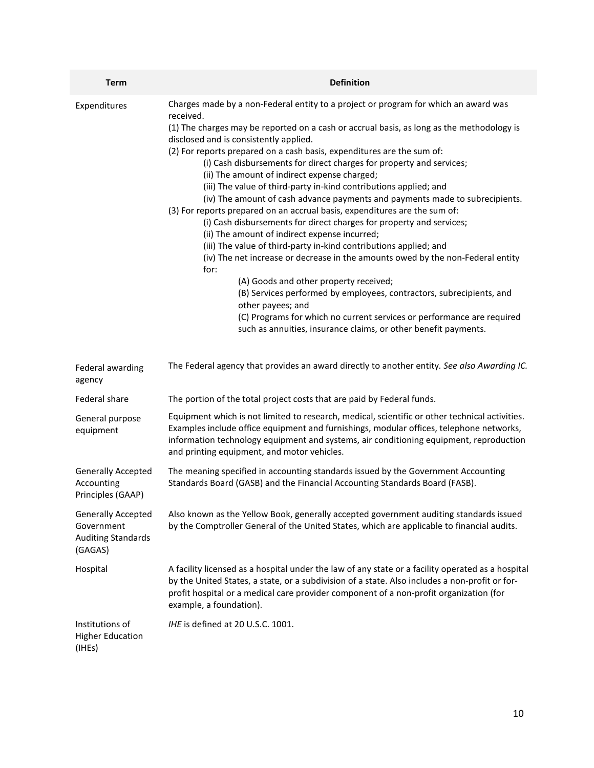| Term | Definition |
|---|---|
| Expenditures | Charges made by a non-Federal entity to a project or program for which an award was received.<br>(1) The charges may be reported on a cash or accrual basis, as long as the methodology is disclosed and is consistently applied.<br>(2) For reports prepared on a cash basis, expenditures are the sum of:<br>(i) Cash disbursements for direct charges for property and services;<br>(ii) The amount of indirect expense charged;<br>(iii) The value of third-party in-kind contributions applied; and<br>(iv) The amount of cash advance payments and payments made to subrecipients.<br>(3) For reports prepared on an accrual basis, expenditures are the sum of:<br>(i) Cash disbursements for direct charges for property and services;<br>(ii) The amount of indirect expense incurred;<br>(iii) The value of third-party in-kind contributions applied; and<br>(iv) The net increase or decrease in the amounts owed by the non-Federal entity for:<br>(A) Goods and other property received;<br>(B) Services performed by employees, contractors, subrecipients, and other payees; and<br>(C) Programs for which no current services or performance are required such as annuities, insurance claims, or other benefit payments. |
| Federal awarding agency | The Federal agency that provides an award directly to another entity. *See also Awarding IC.* |
| Federal share | The portion of the total project costs that are paid by Federal funds. |
| General purpose equipment | Equipment which is not limited to research, medical, scientific or other technical activities. Examples include office equipment and furnishings, modular offices, telephone networks, information technology equipment and systems, air conditioning equipment, reproduction and printing equipment, and motor vehicles. |
| Generally Accepted Accounting Principles (GAAP) | The meaning specified in accounting standards issued by the Government Accounting Standards Board (GASB) and the Financial Accounting Standards Board (FASB). |
| Generally Accepted Government Auditing Standards (GAGAS) | Also known as the Yellow Book, generally accepted government auditing standards issued by the Comptroller General of the United States, which are applicable to financial audits. |
| Hospital | A facility licensed as a hospital under the law of any state or a facility operated as a hospital by the United States, a state, or a subdivision of a state. Also includes a non-profit or for-profit hospital or a medical care provider component of a non-profit organization (for example, a foundation). |
| Institutions of Higher Education (IHEs) | *IHE* is defined at 20 U.S.C. 1001. |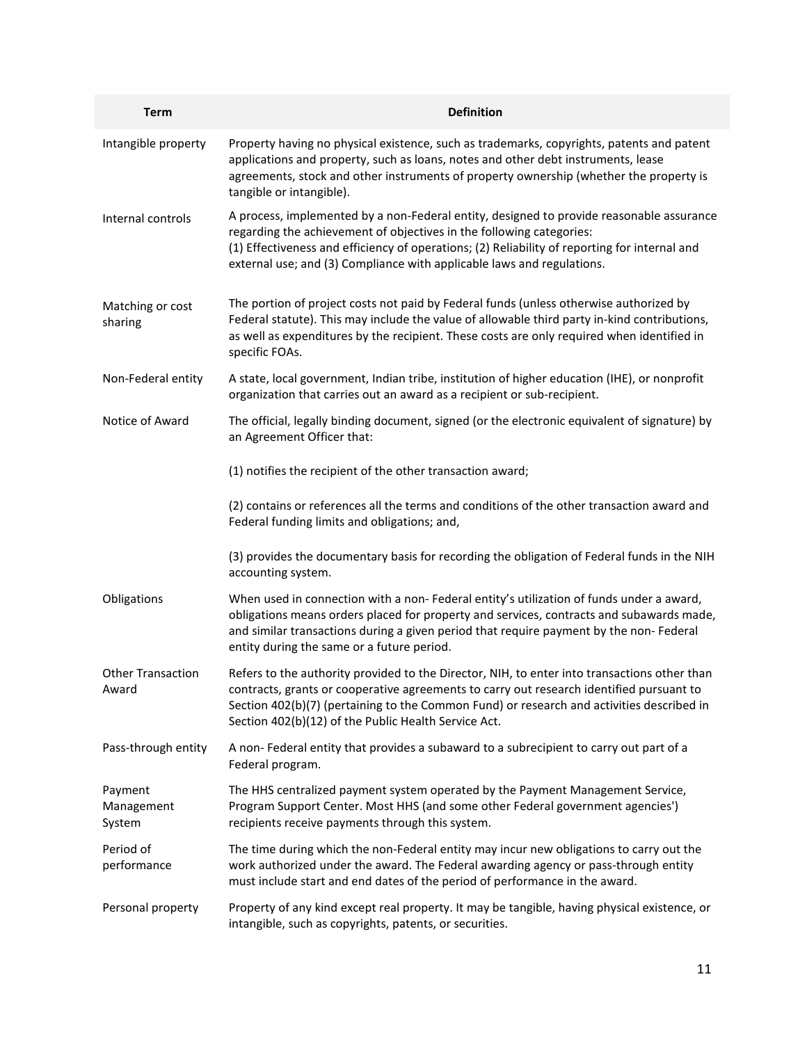| Term | Definition |
| --- | --- |
| Intangible property | Property having no physical existence, such as trademarks, copyrights, patents and patent applications and property, such as loans, notes and other debt instruments, lease agreements, stock and other instruments of property ownership (whether the property is tangible or intangible). |
| Internal controls | A process, implemented by a non-Federal entity, designed to provide reasonable assurance regarding the achievement of objectives in the following categories: (1) Effectiveness and efficiency of operations; (2) Reliability of reporting for internal and external use; and (3) Compliance with applicable laws and regulations. |
| Matching or cost sharing | The portion of project costs not paid by Federal funds (unless otherwise authorized by Federal statute). This may include the value of allowable third party in-kind contributions, as well as expenditures by the recipient. These costs are only required when identified in specific FOAs. |
| Non-Federal entity | A state, local government, Indian tribe, institution of higher education (IHE), or nonprofit organization that carries out an award as a recipient or sub-recipient. |
| Notice of Award | The official, legally binding document, signed (or the electronic equivalent of signature) by an Agreement Officer that:<br><br>(1) notifies the recipient of the other transaction award;<br><br>(2) contains or references all the terms and conditions of the other transaction award and Federal funding limits and obligations; and,<br><br>(3) provides the documentary basis for recording the obligation of Federal funds in the NIH accounting system. |
| Obligations | When used in connection with a non- Federal entity's utilization of funds under a award, obligations means orders placed for property and services, contracts and subawards made, and similar transactions during a given period that require payment by the non- Federal entity during the same or a future period. |
| Other Transaction Award | Refers to the authority provided to the Director, NIH, to enter into transactions other than contracts, grants or cooperative agreements to carry out research identified pursuant to Section 402(b)(7) (pertaining to the Common Fund) or research and activities described in Section 402(b)(12) of the Public Health Service Act. |
| Pass-through entity | A non- Federal entity that provides a subaward to a subrecipient to carry out part of a Federal program. |
| Payment Management System | The HHS centralized payment system operated by the Payment Management Service, Program Support Center. Most HHS (and some other Federal government agencies') recipients receive payments through this system. |
| Period of performance | The time during which the non-Federal entity may incur new obligations to carry out the work authorized under the award. The Federal awarding agency or pass-through entity must include start and end dates of the period of performance in the award. |
| Personal property | Property of any kind except real property. It may be tangible, having physical existence, or intangible, such as copyrights, patents, or securities. |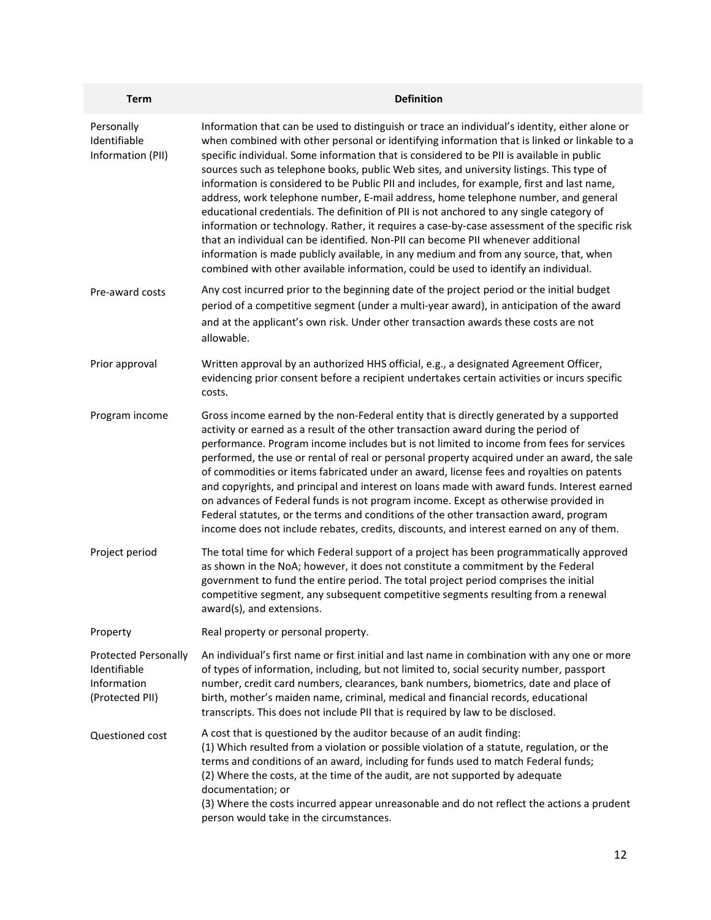| Term | Definition |
|---|---|
| Personally Identifiable Information (PII) | Information that can be used to distinguish or trace an individual's identity, either alone or when combined with other personal or identifying information that is linked or linkable to a specific individual. Some information that is considered to be PII is available in public sources such as telephone books, public Web sites, and university listings. This type of information is considered to be Public PII and includes, for example, first and last name, address, work telephone number, E-mail address, home telephone number, and general educational credentials. The definition of PII is not anchored to any single category of information or technology. Rather, it requires a case-by-case assessment of the specific risk that an individual can be identified. Non-PII can become PII whenever additional information is made publicly available, in any medium and from any source, that, when combined with other available information, could be used to identify an individual. |
| Pre-award costs | Any cost incurred prior to the beginning date of the project period or the initial budget period of a competitive segment (under a multi-year award), in anticipation of the award and at the applicant's own risk. Under other transaction awards these costs are not allowable. |
| Prior approval | Written approval by an authorized HHS official, e.g., a designated Agreement Officer, evidencing prior consent before a recipient undertakes certain activities or incurs specific costs. |
| Program income | Gross income earned by the non-Federal entity that is directly generated by a supported activity or earned as a result of the other transaction award during the period of performance. Program income includes but is not limited to income from fees for services performed, the use or rental of real or personal property acquired under an award, the sale of commodities or items fabricated under an award, license fees and royalties on patents and copyrights, and principal and interest on loans made with award funds. Interest earned on advances of Federal funds is not program income. Except as otherwise provided in Federal statutes, or the terms and conditions of the other transaction award, program income does not include rebates, credits, discounts, and interest earned on any of them. |
| Project period | The total time for which Federal support of a project has been programmatically approved as shown in the NoA; however, it does not constitute a commitment by the Federal government to fund the entire period. The total project period comprises the initial competitive segment, any subsequent competitive segments resulting from a renewal award(s), and extensions. |
| Property | Real property or personal property. |
| Protected Personally Identifiable Information (Protected PII) | An individual's first name or first initial and last name in combination with any one or more of types of information, including, but not limited to, social security number, passport number, credit card numbers, clearances, bank numbers, biometrics, date and place of birth, mother's maiden name, criminal, medical and financial records, educational transcripts. This does not include PII that is required by law to be disclosed. |
| Questioned cost | A cost that is questioned by the auditor because of an audit finding:<br>(1) Which resulted from a violation or possible violation of a statute, regulation, or the terms and conditions of an award, including for funds used to match Federal funds;<br>(2) Where the costs, at the time of the audit, are not supported by adequate documentation; or<br>(3) Where the costs incurred appear unreasonable and do not reflect the actions a prudent person would take in the circumstances. |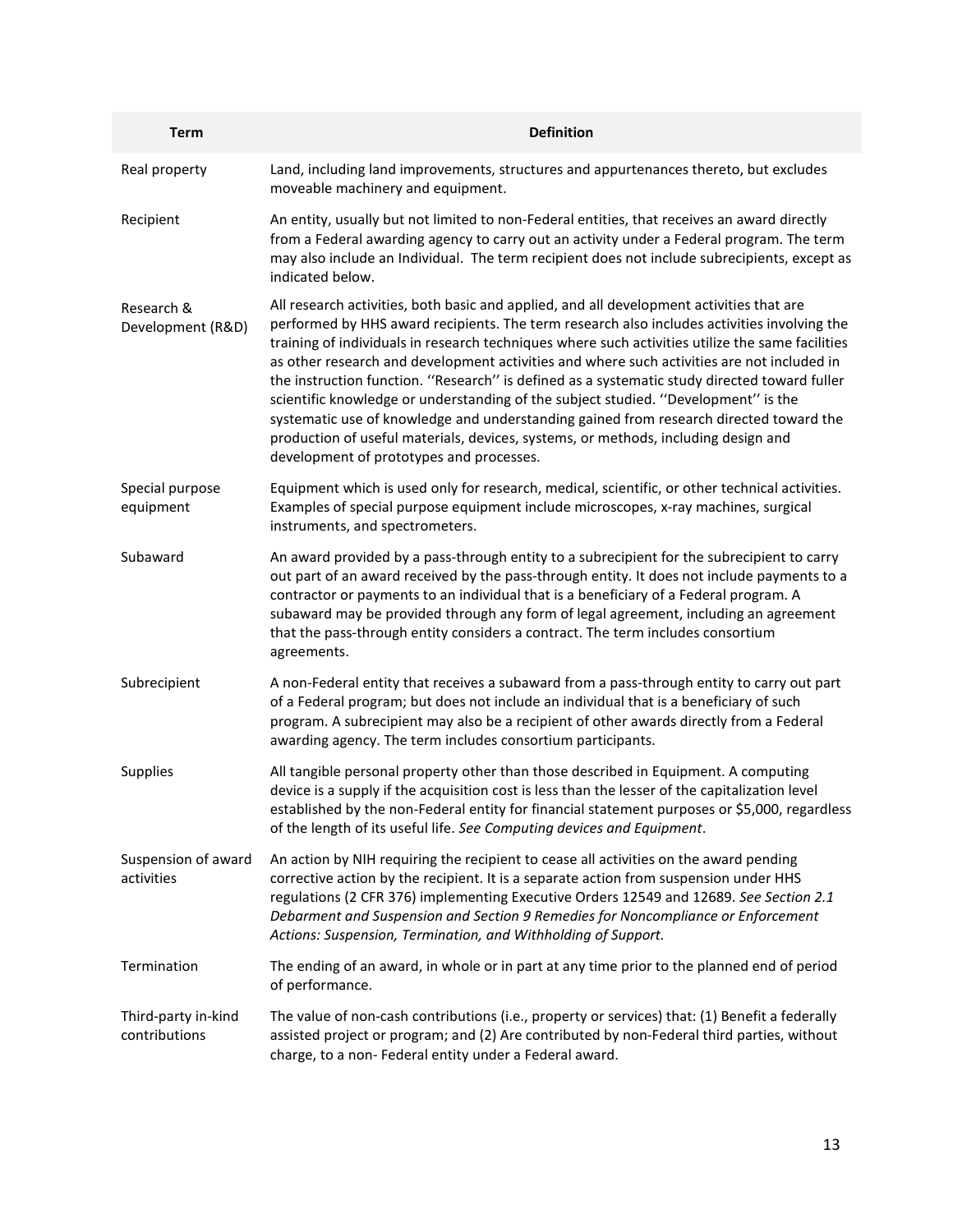| Term | Definition |
|---|---|
| Real property | Land, including land improvements, structures and appurtenances thereto, but excludes moveable machinery and equipment. |
| Recipient | An entity, usually but not limited to non-Federal entities, that receives an award directly from a Federal awarding agency to carry out an activity under a Federal program. The term may also include an Individual. The term recipient does not include subrecipients, except as indicated below. |
| Research & Development (R&D) | All research activities, both basic and applied, and all development activities that are performed by HHS award recipients. The term research also includes activities involving the training of individuals in research techniques where such activities utilize the same facilities as other research and development activities and where such activities are not included in the instruction function. ''Research'' is defined as a systematic study directed toward fuller scientific knowledge or understanding of the subject studied. ''Development'' is the systematic use of knowledge and understanding gained from research directed toward the production of useful materials, devices, systems, or methods, including design and development of prototypes and processes. |
| Special purpose equipment | Equipment which is used only for research, medical, scientific, or other technical activities. Examples of special purpose equipment include microscopes, x-ray machines, surgical instruments, and spectrometers. |
| Subaward | An award provided by a pass-through entity to a subrecipient for the subrecipient to carry out part of an award received by the pass-through entity. It does not include payments to a contractor or payments to an individual that is a beneficiary of a Federal program. A subaward may be provided through any form of legal agreement, including an agreement that the pass-through entity considers a contract. The term includes consortium agreements. |
| Subrecipient | A non-Federal entity that receives a subaward from a pass-through entity to carry out part of a Federal program; but does not include an individual that is a beneficiary of such program. A subrecipient may also be a recipient of other awards directly from a Federal awarding agency. The term includes consortium participants. |
| Supplies | All tangible personal property other than those described in Equipment. A computing device is a supply if the acquisition cost is less than the lesser of the capitalization level established by the non-Federal entity for financial statement purposes or $5,000, regardless of the length of its useful life. *See Computing devices and Equipment*. |
| Suspension of award activities | An action by NIH requiring the recipient to cease all activities on the award pending corrective action by the recipient. It is a separate action from suspension under HHS regulations (2 CFR 376) implementing Executive Orders 12549 and 12689. *See Section 2.1 Debarment and Suspension and Section 9 Remedies for Noncompliance or Enforcement Actions: Suspension, Termination, and Withholding of Support.* |
| Termination | The ending of an award, in whole or in part at any time prior to the planned end of period of performance. |
| Third-party in-kind contributions | The value of non-cash contributions (i.e., property or services) that: (1) Benefit a federally assisted project or program; and (2) Are contributed by non-Federal third parties, without charge, to a non- Federal entity under a Federal award. |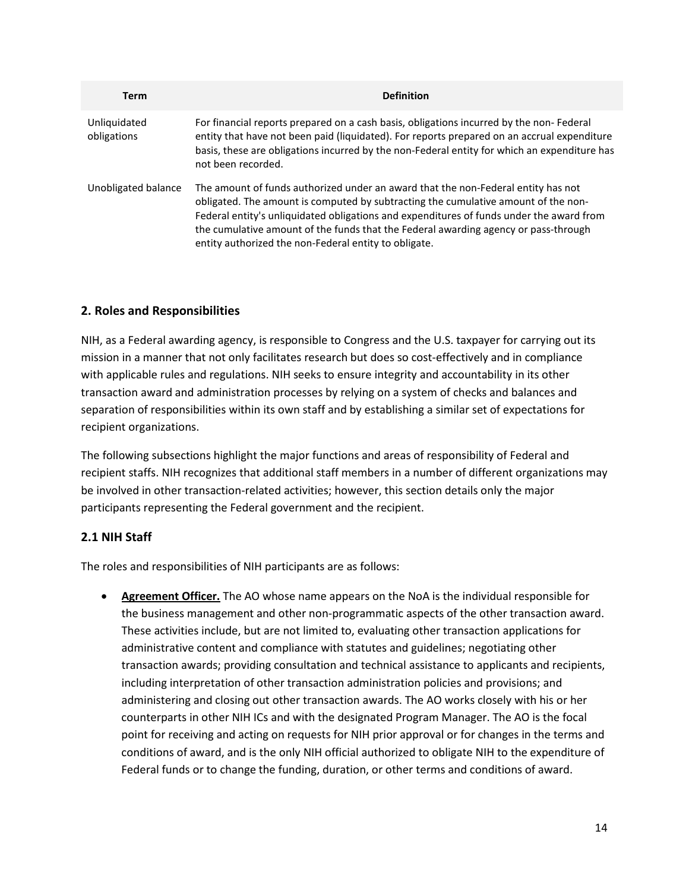| Term | Definition |
|---|---|
| Unliquidated obligations | For financial reports prepared on a cash basis, obligations incurred by the non- Federal entity that have not been paid (liquidated). For reports prepared on an accrual expenditure basis, these are obligations incurred by the non-Federal entity for which an expenditure has not been recorded. |
| Unobligated balance | The amount of funds authorized under an award that the non-Federal entity has not obligated. The amount is computed by subtracting the cumulative amount of the non-Federal entity's unliquidated obligations and expenditures of funds under the award from the cumulative amount of the funds that the Federal awarding agency or pass-through entity authorized the non-Federal entity to obligate. |

## 2. Roles and Responsibilities

NIH, as a Federal awarding agency, is responsible to Congress and the U.S. taxpayer for carrying out its mission in a manner that not only facilitates research but does so cost-effectively and in compliance with applicable rules and regulations. NIH seeks to ensure integrity and accountability in its other transaction award and administration processes by relying on a system of checks and balances and separation of responsibilities within its own staff and by establishing a similar set of expectations for recipient organizations.

The following subsections highlight the major functions and areas of responsibility of Federal and recipient staffs. NIH recognizes that additional staff members in a number of different organizations may be involved in other transaction-related activities; however, this section details only the major participants representing the Federal government and the recipient.

### 2.1 NIH Staff

The roles and responsibilities of NIH participants are as follows:

- **Agreement Officer.** The AO whose name appears on the NoA is the individual responsible for the business management and other non-programmatic aspects of the other transaction award. These activities include, but are not limited to, evaluating other transaction applications for administrative content and compliance with statutes and guidelines; negotiating other transaction awards; providing consultation and technical assistance to applicants and recipients, including interpretation of other transaction administration policies and provisions; and administering and closing out other transaction awards. The AO works closely with his or her counterparts in other NIH ICs and with the designated Program Manager. The AO is the focal point for receiving and acting on requests for NIH prior approval or for changes in the terms and conditions of award, and is the only NIH official authorized to obligate NIH to the expenditure of Federal funds or to change the funding, duration, or other terms and conditions of award.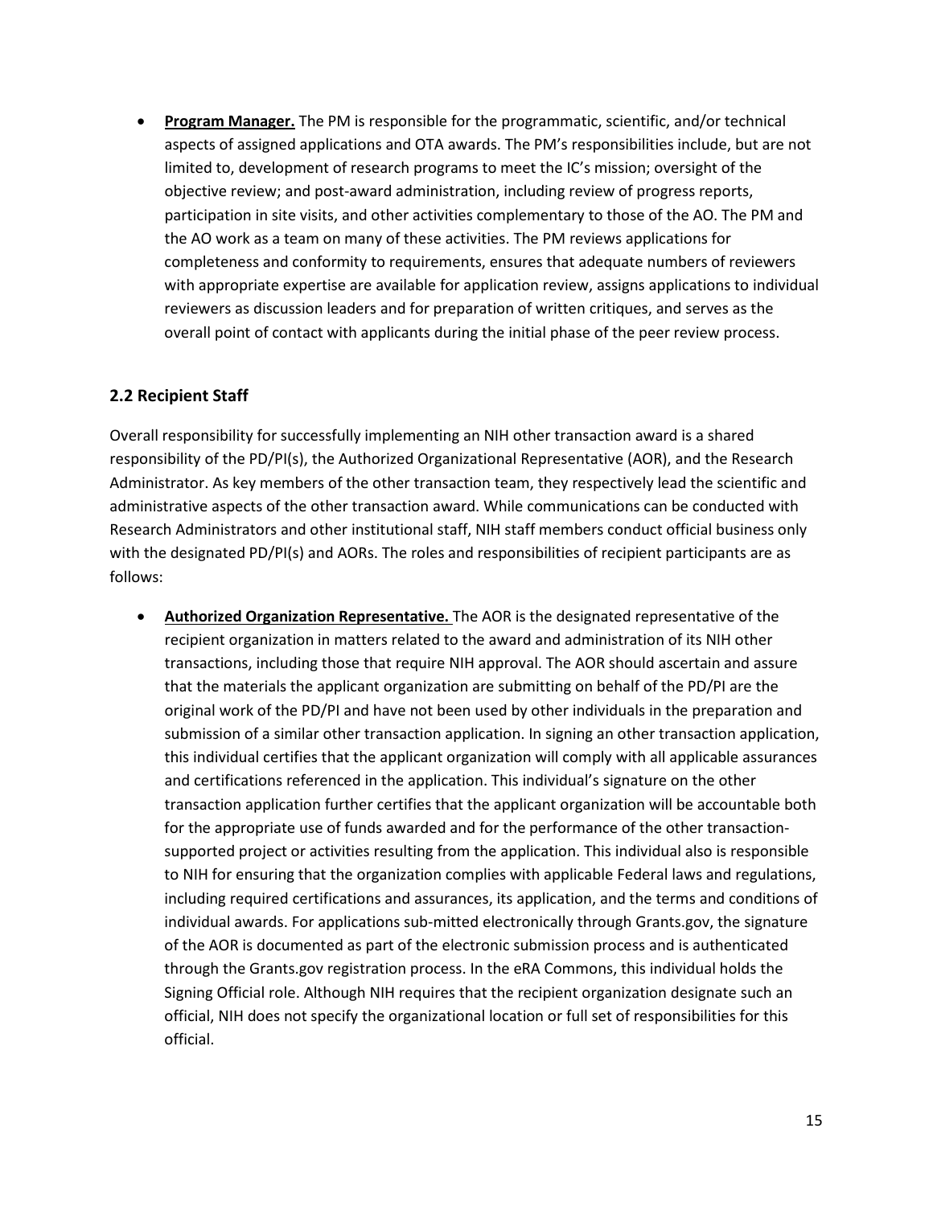- **Program Manager.** The PM is responsible for the programmatic, scientific, and/or technical aspects of assigned applications and OTA awards. The PM's responsibilities include, but are not limited to, development of research programs to meet the IC's mission; oversight of the objective review; and post-award administration, including review of progress reports, participation in site visits, and other activities complementary to those of the AO. The PM and the AO work as a team on many of these activities. The PM reviews applications for completeness and conformity to requirements, ensures that adequate numbers of reviewers with appropriate expertise are available for application review, assigns applications to individual reviewers as discussion leaders and for preparation of written critiques, and serves as the overall point of contact with applicants during the initial phase of the peer review process.

## 2.2 Recipient Staff

Overall responsibility for successfully implementing an NIH other transaction award is a shared responsibility of the PD/PI(s), the Authorized Organizational Representative (AOR), and the Research Administrator. As key members of the other transaction team, they respectively lead the scientific and administrative aspects of the other transaction award. While communications can be conducted with Research Administrators and other institutional staff, NIH staff members conduct official business only with the designated PD/PI(s) and AORs. The roles and responsibilities of recipient participants are as follows:

- **Authorized Organization Representative.** The AOR is the designated representative of the recipient organization in matters related to the award and administration of its NIH other transactions, including those that require NIH approval. The AOR should ascertain and assure that the materials the applicant organization are submitting on behalf of the PD/PI are the original work of the PD/PI and have not been used by other individuals in the preparation and submission of a similar other transaction application. In signing an other transaction application, this individual certifies that the applicant organization will comply with all applicable assurances and certifications referenced in the application. This individual's signature on the other transaction application further certifies that the applicant organization will be accountable both for the appropriate use of funds awarded and for the performance of the other transaction-supported project or activities resulting from the application. This individual also is responsible to NIH for ensuring that the organization complies with applicable Federal laws and regulations, including required certifications and assurances, its application, and the terms and conditions of individual awards. For applications sub-mitted electronically through Grants.gov, the signature of the AOR is documented as part of the electronic submission process and is authenticated through the Grants.gov registration process. In the eRA Commons, this individual holds the Signing Official role. Although NIH requires that the recipient organization designate such an official, NIH does not specify the organizational location or full set of responsibilities for this official.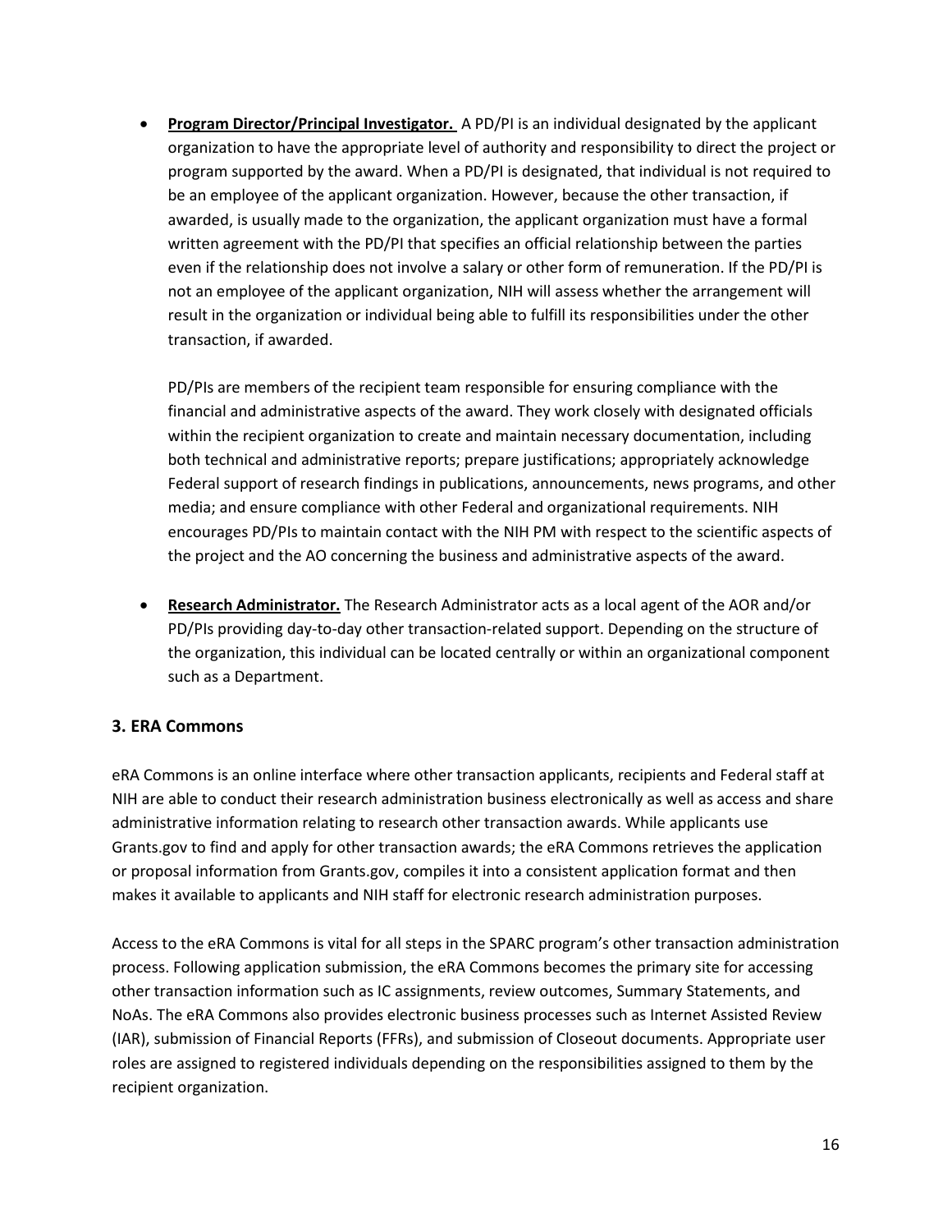- **Program Director/Principal Investigator.** A PD/PI is an individual designated by the applicant organization to have the appropriate level of authority and responsibility to direct the project or program supported by the award. When a PD/PI is designated, that individual is not required to be an employee of the applicant organization. However, because the other transaction, if awarded, is usually made to the organization, the applicant organization must have a formal written agreement with the PD/PI that specifies an official relationship between the parties even if the relationship does not involve a salary or other form of remuneration. If the PD/PI is not an employee of the applicant organization, NIH will assess whether the arrangement will result in the organization or individual being able to fulfill its responsibilities under the other transaction, if awarded.

  PD/PIs are members of the recipient team responsible for ensuring compliance with the financial and administrative aspects of the award. They work closely with designated officials within the recipient organization to create and maintain necessary documentation, including both technical and administrative reports; prepare justifications; appropriately acknowledge Federal support of research findings in publications, announcements, news programs, and other media; and ensure compliance with other Federal and organizational requirements. NIH encourages PD/PIs to maintain contact with the NIH PM with respect to the scientific aspects of the project and the AO concerning the business and administrative aspects of the award.

- **Research Administrator.** The Research Administrator acts as a local agent of the AOR and/or PD/PIs providing day-to-day other transaction-related support. Depending on the structure of the organization, this individual can be located centrally or within an organizational component such as a Department.

### 3. ERA Commons

eRA Commons is an online interface where other transaction applicants, recipients and Federal staff at NIH are able to conduct their research administration business electronically as well as access and share administrative information relating to research other transaction awards. While applicants use Grants.gov to find and apply for other transaction awards; the eRA Commons retrieves the application or proposal information from Grants.gov, compiles it into a consistent application format and then makes it available to applicants and NIH staff for electronic research administration purposes.

Access to the eRA Commons is vital for all steps in the SPARC program's other transaction administration process. Following application submission, the eRA Commons becomes the primary site for accessing other transaction information such as IC assignments, review outcomes, Summary Statements, and NoAs. The eRA Commons also provides electronic business processes such as Internet Assisted Review (IAR), submission of Financial Reports (FFRs), and submission of Closeout documents. Appropriate user roles are assigned to registered individuals depending on the responsibilities assigned to them by the recipient organization.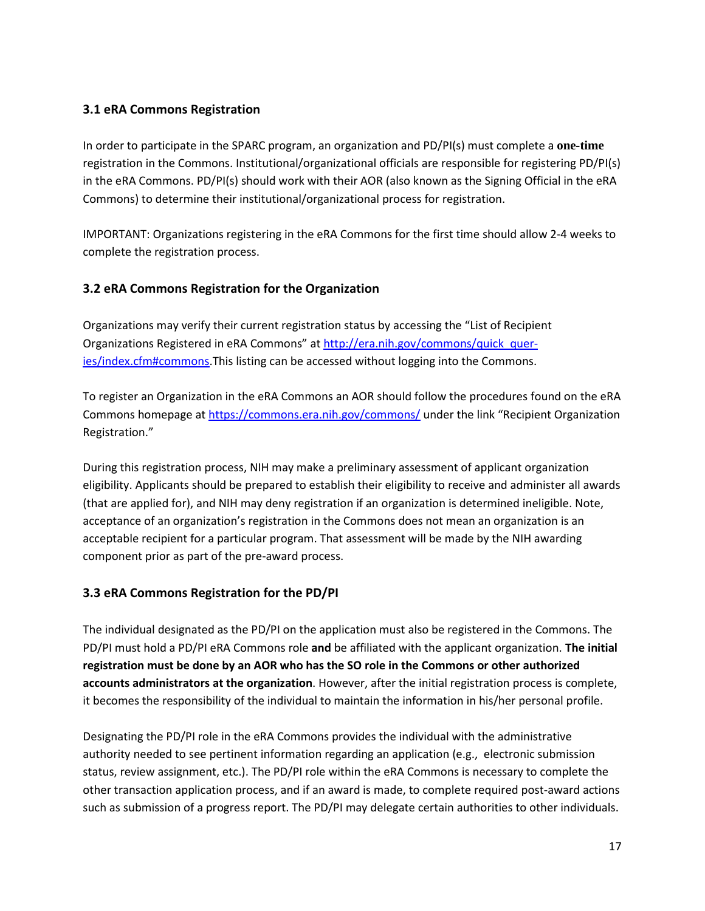### 3.1 eRA Commons Registration

In order to participate in the SPARC program, an organization and PD/PI(s) must complete a **one-time** registration in the Commons. Institutional/organizational officials are responsible for registering PD/PI(s) in the eRA Commons. PD/PI(s) should work with their AOR (also known as the Signing Official in the eRA Commons) to determine their institutional/organizational process for registration.

IMPORTANT: Organizations registering in the eRA Commons for the first time should allow 2-4 weeks to complete the registration process.

### 3.2 eRA Commons Registration for the Organization

Organizations may verify their current registration status by accessing the "List of Recipient Organizations Registered in eRA Commons" at [http://era.nih.gov/commons/quick_queries/index.cfm#commons](http://era.nih.gov/commons/quick_queries/index.cfm#commons).This listing can be accessed without logging into the Commons.

To register an Organization in the eRA Commons an AOR should follow the procedures found on the eRA Commons homepage at [https://commons.era.nih.gov/commons/](https://commons.era.nih.gov/commons/) under the link "Recipient Organization Registration."

During this registration process, NIH may make a preliminary assessment of applicant organization eligibility. Applicants should be prepared to establish their eligibility to receive and administer all awards (that are applied for), and NIH may deny registration if an organization is determined ineligible. Note, acceptance of an organization's registration in the Commons does not mean an organization is an acceptable recipient for a particular program. That assessment will be made by the NIH awarding component prior as part of the pre-award process.

### 3.3 eRA Commons Registration for the PD/PI

The individual designated as the PD/PI on the application must also be registered in the Commons. The PD/PI must hold a PD/PI eRA Commons role **and** be affiliated with the applicant organization. **The initial registration must be done by an AOR who has the SO role in the Commons or other authorized accounts administrators at the organization**. However, after the initial registration process is complete, it becomes the responsibility of the individual to maintain the information in his/her personal profile.

Designating the PD/PI role in the eRA Commons provides the individual with the administrative authority needed to see pertinent information regarding an application (e.g., electronic submission status, review assignment, etc.). The PD/PI role within the eRA Commons is necessary to complete the other transaction application process, and if an award is made, to complete required post-award actions such as submission of a progress report. The PD/PI may delegate certain authorities to other individuals.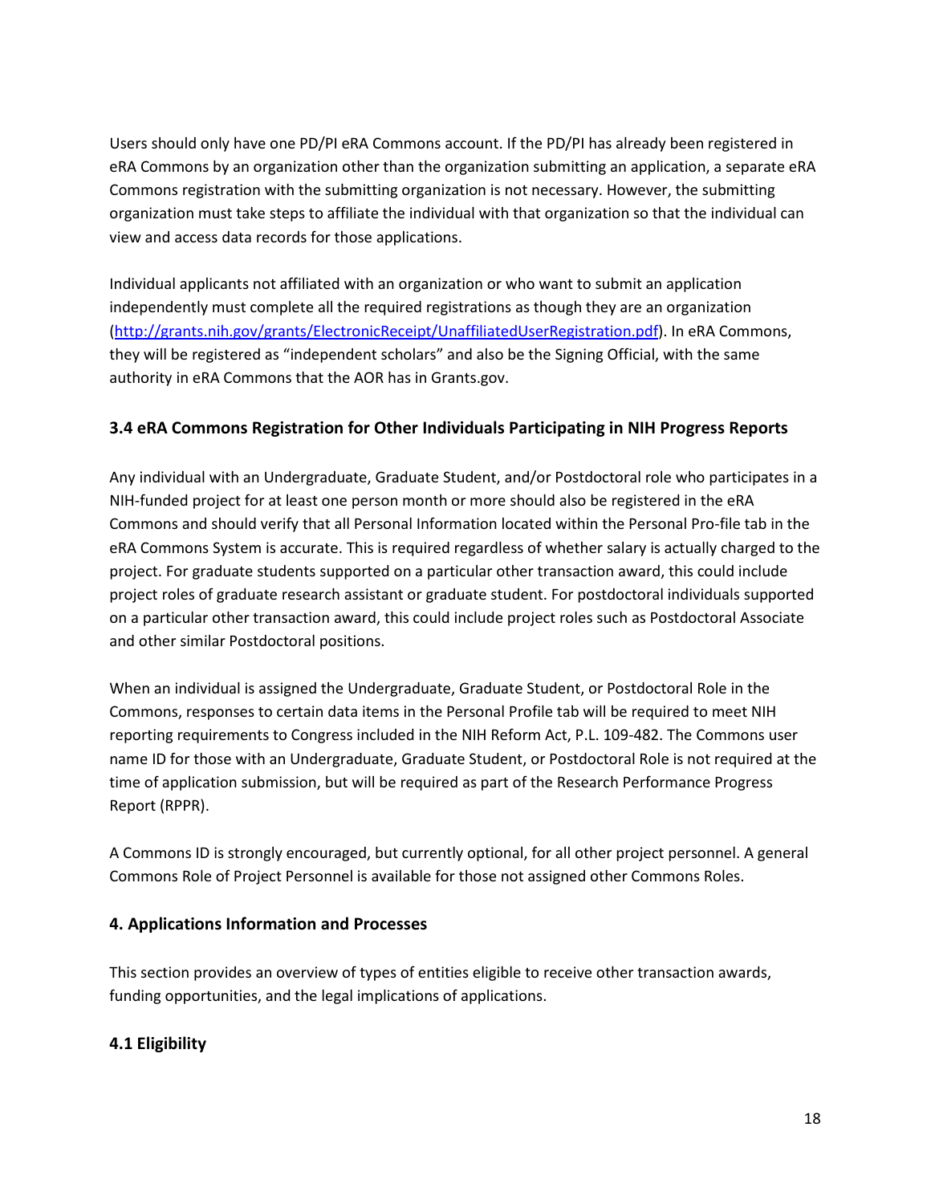Users should only have one PD/PI eRA Commons account. If the PD/PI has already been registered in eRA Commons by an organization other than the organization submitting an application, a separate eRA Commons registration with the submitting organization is not necessary. However, the submitting organization must take steps to affiliate the individual with that organization so that the individual can view and access data records for those applications.

Individual applicants not affiliated with an organization or who want to submit an application independently must complete all the required registrations as though they are an organization ([http://grants.nih.gov/grants/ElectronicReceipt/UnaffiliatedUserRegistration.pdf](http://grants.nih.gov/grants/ElectronicReceipt/UnaffiliatedUserRegistration.pdf)). In eRA Commons, they will be registered as "independent scholars" and also be the Signing Official, with the same authority in eRA Commons that the AOR has in Grants.gov.

### 3.4 eRA Commons Registration for Other Individuals Participating in NIH Progress Reports

Any individual with an Undergraduate, Graduate Student, and/or Postdoctoral role who participates in a NIH-funded project for at least one person month or more should also be registered in the eRA Commons and should verify that all Personal Information located within the Personal Pro-file tab in the eRA Commons System is accurate. This is required regardless of whether salary is actually charged to the project. For graduate students supported on a particular other transaction award, this could include project roles of graduate research assistant or graduate student. For postdoctoral individuals supported on a particular other transaction award, this could include project roles such as Postdoctoral Associate and other similar Postdoctoral positions.

When an individual is assigned the Undergraduate, Graduate Student, or Postdoctoral Role in the Commons, responses to certain data items in the Personal Profile tab will be required to meet NIH reporting requirements to Congress included in the NIH Reform Act, P.L. 109-482. The Commons user name ID for those with an Undergraduate, Graduate Student, or Postdoctoral Role is not required at the time of application submission, but will be required as part of the Research Performance Progress Report (RPPR).

A Commons ID is strongly encouraged, but currently optional, for all other project personnel. A general Commons Role of Project Personnel is available for those not assigned other Commons Roles.

## 4. Applications Information and Processes

This section provides an overview of types of entities eligible to receive other transaction awards, funding opportunities, and the legal implications of applications.

### 4.1 Eligibility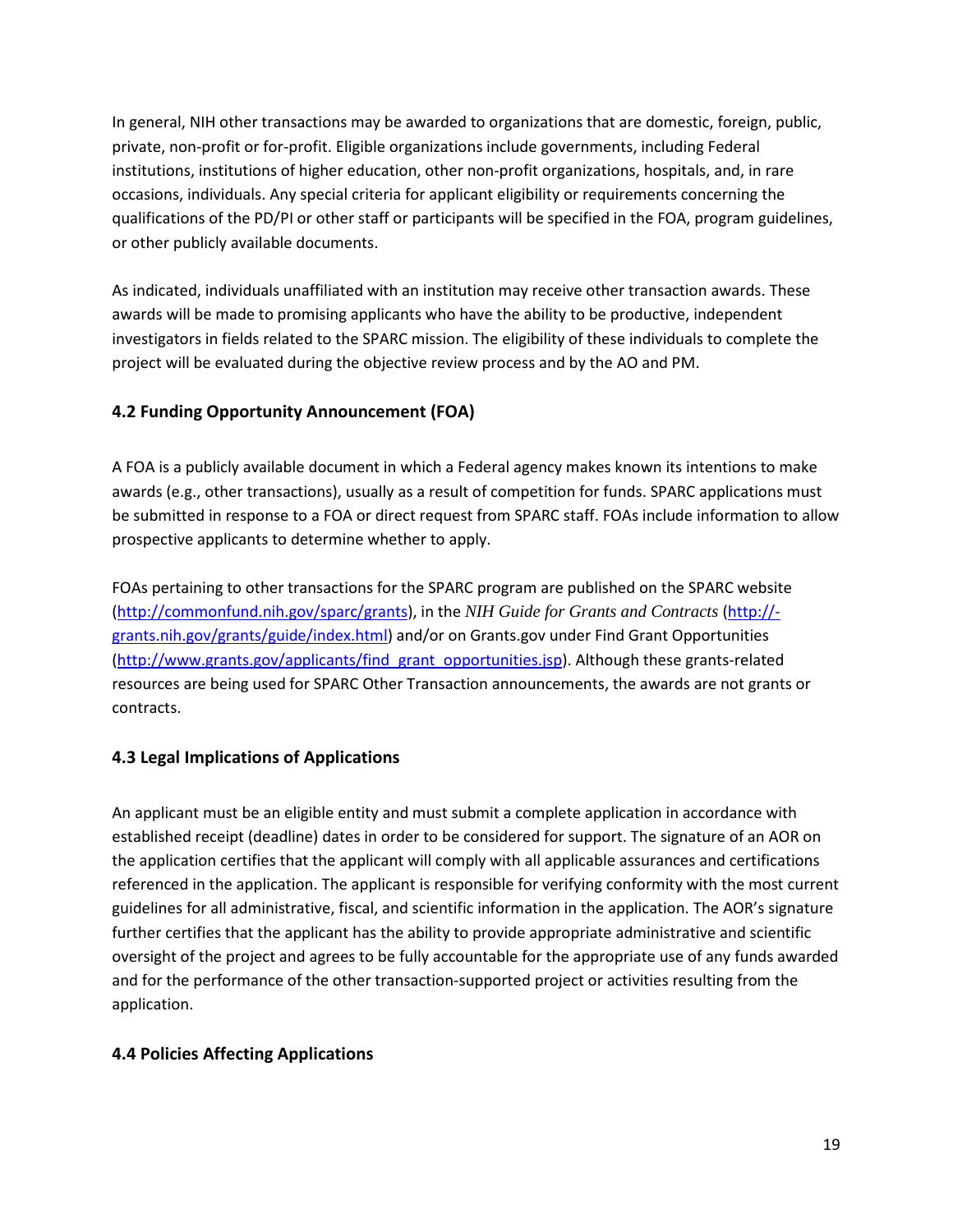In general, NIH other transactions may be awarded to organizations that are domestic, foreign, public, private, non-profit or for-profit. Eligible organizations include governments, including Federal institutions, institutions of higher education, other non-profit organizations, hospitals, and, in rare occasions, individuals. Any special criteria for applicant eligibility or requirements concerning the qualifications of the PD/PI or other staff or participants will be specified in the FOA, program guidelines, or other publicly available documents.

As indicated, individuals unaffiliated with an institution may receive other transaction awards. These awards will be made to promising applicants who have the ability to be productive, independent investigators in fields related to the SPARC mission. The eligibility of these individuals to complete the project will be evaluated during the objective review process and by the AO and PM.

### 4.2 Funding Opportunity Announcement (FOA)

A FOA is a publicly available document in which a Federal agency makes known its intentions to make awards (e.g., other transactions), usually as a result of competition for funds. SPARC applications must be submitted in response to a FOA or direct request from SPARC staff. FOAs include information to allow prospective applicants to determine whether to apply.

FOAs pertaining to other transactions for the SPARC program are published on the SPARC website ([http://commonfund.nih.gov/sparc/grants](http://commonfund.nih.gov/sparc/grants)), in the *NIH Guide for Grants and Contracts* ([http://-grants.nih.gov/grants/guide/index.html](http://grants.nih.gov/grants/guide/index.html)) and/or on Grants.gov under Find Grant Opportunities ([http://www.grants.gov/applicants/find_grant_opportunities.jsp](http://www.grants.gov/applicants/find_grant_opportunities.jsp)). Although these grants-related resources are being used for SPARC Other Transaction announcements, the awards are not grants or contracts.

### 4.3 Legal Implications of Applications

An applicant must be an eligible entity and must submit a complete application in accordance with established receipt (deadline) dates in order to be considered for support. The signature of an AOR on the application certifies that the applicant will comply with all applicable assurances and certifications referenced in the application. The applicant is responsible for verifying conformity with the most current guidelines for all administrative, fiscal, and scientific information in the application. The AOR's signature further certifies that the applicant has the ability to provide appropriate administrative and scientific oversight of the project and agrees to be fully accountable for the appropriate use of any funds awarded and for the performance of the other transaction-supported project or activities resulting from the application.

### 4.4 Policies Affecting Applications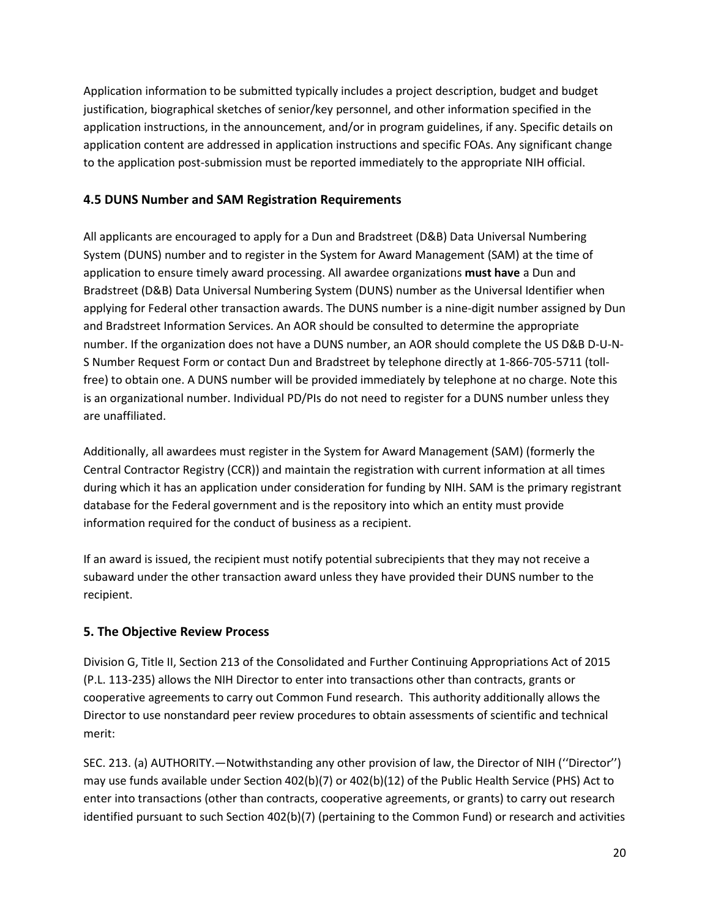Application information to be submitted typically includes a project description, budget and budget justification, biographical sketches of senior/key personnel, and other information specified in the application instructions, in the announcement, and/or in program guidelines, if any. Specific details on application content are addressed in application instructions and specific FOAs. Any significant change to the application post-submission must be reported immediately to the appropriate NIH official.

### 4.5 DUNS Number and SAM Registration Requirements

All applicants are encouraged to apply for a Dun and Bradstreet (D&B) Data Universal Numbering System (DUNS) number and to register in the System for Award Management (SAM) at the time of application to ensure timely award processing. All awardee organizations **must have** a Dun and Bradstreet (D&B) Data Universal Numbering System (DUNS) number as the Universal Identifier when applying for Federal other transaction awards. The DUNS number is a nine-digit number assigned by Dun and Bradstreet Information Services. An AOR should be consulted to determine the appropriate number. If the organization does not have a DUNS number, an AOR should complete the US D&B D-U-N-S Number Request Form or contact Dun and Bradstreet by telephone directly at 1-866-705-5711 (toll-free) to obtain one. A DUNS number will be provided immediately by telephone at no charge. Note this is an organizational number. Individual PD/PIs do not need to register for a DUNS number unless they are unaffiliated.

Additionally, all awardees must register in the System for Award Management (SAM) (formerly the Central Contractor Registry (CCR)) and maintain the registration with current information at all times during which it has an application under consideration for funding by NIH. SAM is the primary registrant database for the Federal government and is the repository into which an entity must provide information required for the conduct of business as a recipient.

If an award is issued, the recipient must notify potential subrecipients that they may not receive a subaward under the other transaction award unless they have provided their DUNS number to the recipient.

## 5. The Objective Review Process

Division G, Title II, Section 213 of the Consolidated and Further Continuing Appropriations Act of 2015 (P.L. 113-235) allows the NIH Director to enter into transactions other than contracts, grants or cooperative agreements to carry out Common Fund research. This authority additionally allows the Director to use nonstandard peer review procedures to obtain assessments of scientific and technical merit:

SEC. 213. (a) AUTHORITY.—Notwithstanding any other provision of law, the Director of NIH (''Director'') may use funds available under Section 402(b)(7) or 402(b)(12) of the Public Health Service (PHS) Act to enter into transactions (other than contracts, cooperative agreements, or grants) to carry out research identified pursuant to such Section 402(b)(7) (pertaining to the Common Fund) or research and activities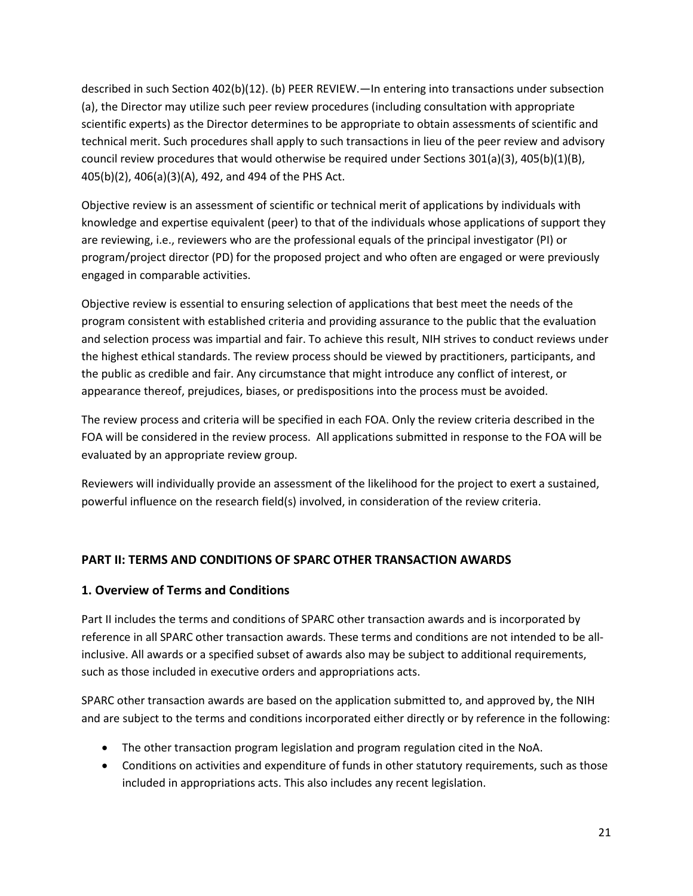described in such Section 402(b)(12). (b) PEER REVIEW.—In entering into transactions under subsection (a), the Director may utilize such peer review procedures (including consultation with appropriate scientific experts) as the Director determines to be appropriate to obtain assessments of scientific and technical merit. Such procedures shall apply to such transactions in lieu of the peer review and advisory council review procedures that would otherwise be required under Sections 301(a)(3), 405(b)(1)(B), 405(b)(2), 406(a)(3)(A), 492, and 494 of the PHS Act.

Objective review is an assessment of scientific or technical merit of applications by individuals with knowledge and expertise equivalent (peer) to that of the individuals whose applications of support they are reviewing, i.e., reviewers who are the professional equals of the principal investigator (PI) or program/project director (PD) for the proposed project and who often are engaged or were previously engaged in comparable activities.

Objective review is essential to ensuring selection of applications that best meet the needs of the program consistent with established criteria and providing assurance to the public that the evaluation and selection process was impartial and fair. To achieve this result, NIH strives to conduct reviews under the highest ethical standards. The review process should be viewed by practitioners, participants, and the public as credible and fair. Any circumstance that might introduce any conflict of interest, or appearance thereof, prejudices, biases, or predispositions into the process must be avoided.

The review process and criteria will be specified in each FOA. Only the review criteria described in the FOA will be considered in the review process. All applications submitted in response to the FOA will be evaluated by an appropriate review group.

Reviewers will individually provide an assessment of the likelihood for the project to exert a sustained, powerful influence on the research field(s) involved, in consideration of the review criteria.

## PART II: TERMS AND CONDITIONS OF SPARC OTHER TRANSACTION AWARDS

### 1. Overview of Terms and Conditions

Part II includes the terms and conditions of SPARC other transaction awards and is incorporated by reference in all SPARC other transaction awards. These terms and conditions are not intended to be all-inclusive. All awards or a specified subset of awards also may be subject to additional requirements, such as those included in executive orders and appropriations acts.

SPARC other transaction awards are based on the application submitted to, and approved by, the NIH and are subject to the terms and conditions incorporated either directly or by reference in the following:

- The other transaction program legislation and program regulation cited in the NoA.
- Conditions on activities and expenditure of funds in other statutory requirements, such as those included in appropriations acts. This also includes any recent legislation.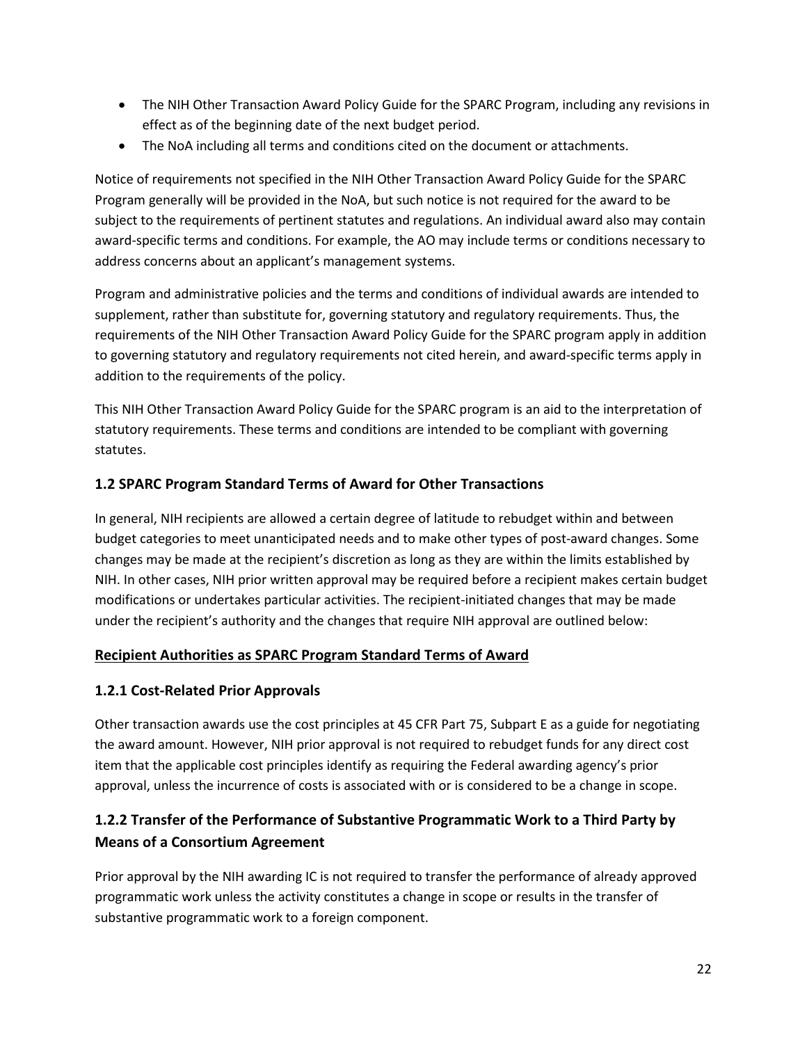- The NIH Other Transaction Award Policy Guide for the SPARC Program, including any revisions in effect as of the beginning date of the next budget period.
- The NoA including all terms and conditions cited on the document or attachments.

Notice of requirements not specified in the NIH Other Transaction Award Policy Guide for the SPARC Program generally will be provided in the NoA, but such notice is not required for the award to be subject to the requirements of pertinent statutes and regulations. An individual award also may contain award-specific terms and conditions. For example, the AO may include terms or conditions necessary to address concerns about an applicant's management systems.

Program and administrative policies and the terms and conditions of individual awards are intended to supplement, rather than substitute for, governing statutory and regulatory requirements. Thus, the requirements of the NIH Other Transaction Award Policy Guide for the SPARC program apply in addition to governing statutory and regulatory requirements not cited herein, and award-specific terms apply in addition to the requirements of the policy.

This NIH Other Transaction Award Policy Guide for the SPARC program is an aid to the interpretation of statutory requirements. These terms and conditions are intended to be compliant with governing statutes.

### 1.2 SPARC Program Standard Terms of Award for Other Transactions

In general, NIH recipients are allowed a certain degree of latitude to rebudget within and between budget categories to meet unanticipated needs and to make other types of post-award changes. Some changes may be made at the recipient's discretion as long as they are within the limits established by NIH. In other cases, NIH prior written approval may be required before a recipient makes certain budget modifications or undertakes particular activities. The recipient-initiated changes that may be made under the recipient's authority and the changes that require NIH approval are outlined below:

**Recipient Authorities as SPARC Program Standard Terms of Award**

### 1.2.1 Cost-Related Prior Approvals

Other transaction awards use the cost principles at 45 CFR Part 75, Subpart E as a guide for negotiating the award amount. However, NIH prior approval is not required to rebudget funds for any direct cost item that the applicable cost principles identify as requiring the Federal awarding agency's prior approval, unless the incurrence of costs is associated with or is considered to be a change in scope.

### 1.2.2 Transfer of the Performance of Substantive Programmatic Work to a Third Party by Means of a Consortium Agreement

Prior approval by the NIH awarding IC is not required to transfer the performance of already approved programmatic work unless the activity constitutes a change in scope or results in the transfer of substantive programmatic work to a foreign component.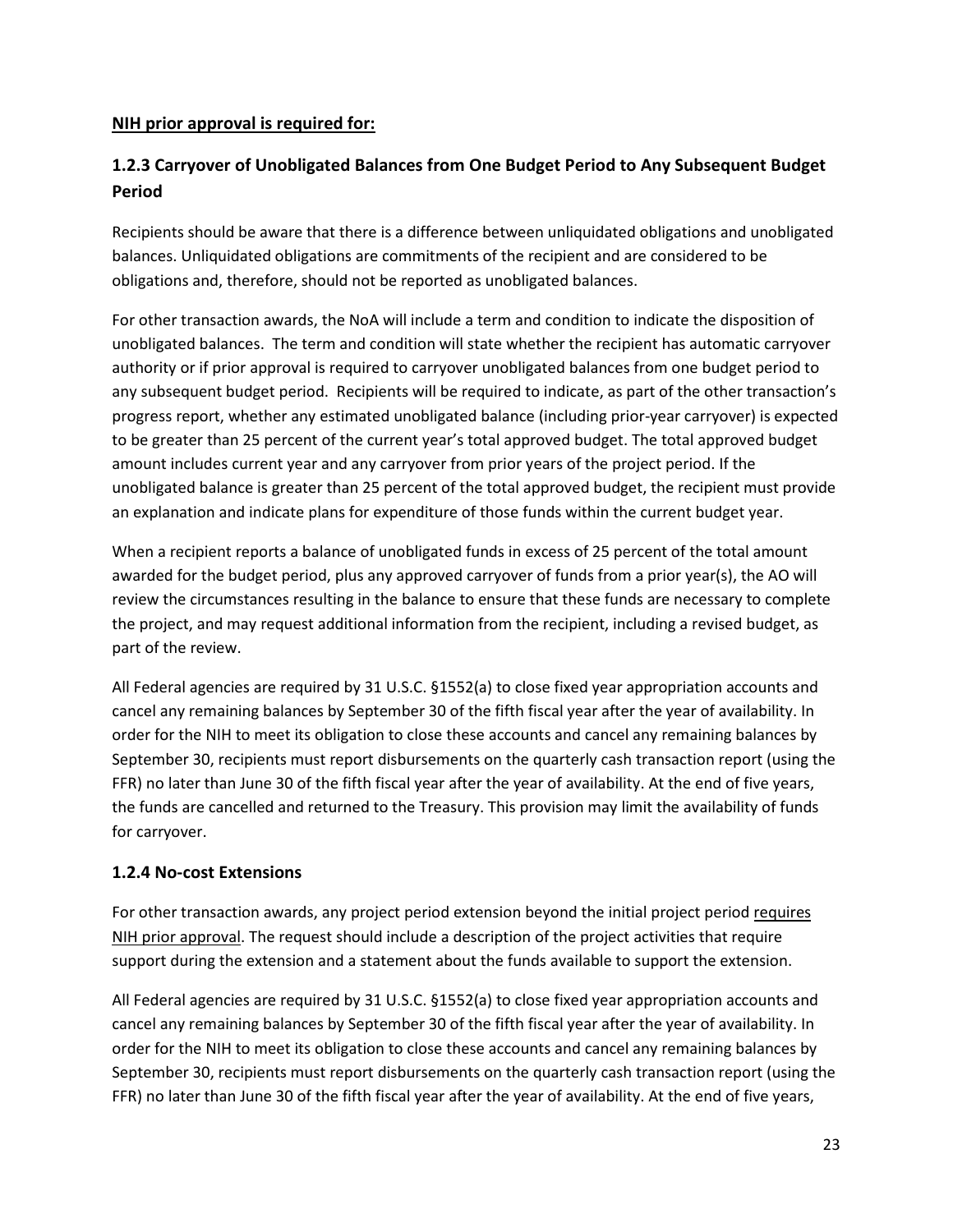**NIH prior approval is required for:**

### 1.2.3 Carryover of Unobligated Balances from One Budget Period to Any Subsequent Budget Period

Recipients should be aware that there is a difference between unliquidated obligations and unobligated balances. Unliquidated obligations are commitments of the recipient and are considered to be obligations and, therefore, should not be reported as unobligated balances.

For other transaction awards, the NoA will include a term and condition to indicate the disposition of unobligated balances. The term and condition will state whether the recipient has automatic carryover authority or if prior approval is required to carryover unobligated balances from one budget period to any subsequent budget period. Recipients will be required to indicate, as part of the other transaction's progress report, whether any estimated unobligated balance (including prior-year carryover) is expected to be greater than 25 percent of the current year's total approved budget. The total approved budget amount includes current year and any carryover from prior years of the project period. If the unobligated balance is greater than 25 percent of the total approved budget, the recipient must provide an explanation and indicate plans for expenditure of those funds within the current budget year.

When a recipient reports a balance of unobligated funds in excess of 25 percent of the total amount awarded for the budget period, plus any approved carryover of funds from a prior year(s), the AO will review the circumstances resulting in the balance to ensure that these funds are necessary to complete the project, and may request additional information from the recipient, including a revised budget, as part of the review.

All Federal agencies are required by 31 U.S.C. §1552(a) to close fixed year appropriation accounts and cancel any remaining balances by September 30 of the fifth fiscal year after the year of availability. In order for the NIH to meet its obligation to close these accounts and cancel any remaining balances by September 30, recipients must report disbursements on the quarterly cash transaction report (using the FFR) no later than June 30 of the fifth fiscal year after the year of availability. At the end of five years, the funds are cancelled and returned to the Treasury. This provision may limit the availability of funds for carryover.

### 1.2.4 No-cost Extensions

For other transaction awards, any project period extension beyond the initial project period requires NIH prior approval. The request should include a description of the project activities that require support during the extension and a statement about the funds available to support the extension.

All Federal agencies are required by 31 U.S.C. §1552(a) to close fixed year appropriation accounts and cancel any remaining balances by September 30 of the fifth fiscal year after the year of availability. In order for the NIH to meet its obligation to close these accounts and cancel any remaining balances by September 30, recipients must report disbursements on the quarterly cash transaction report (using the FFR) no later than June 30 of the fifth fiscal year after the year of availability. At the end of five years,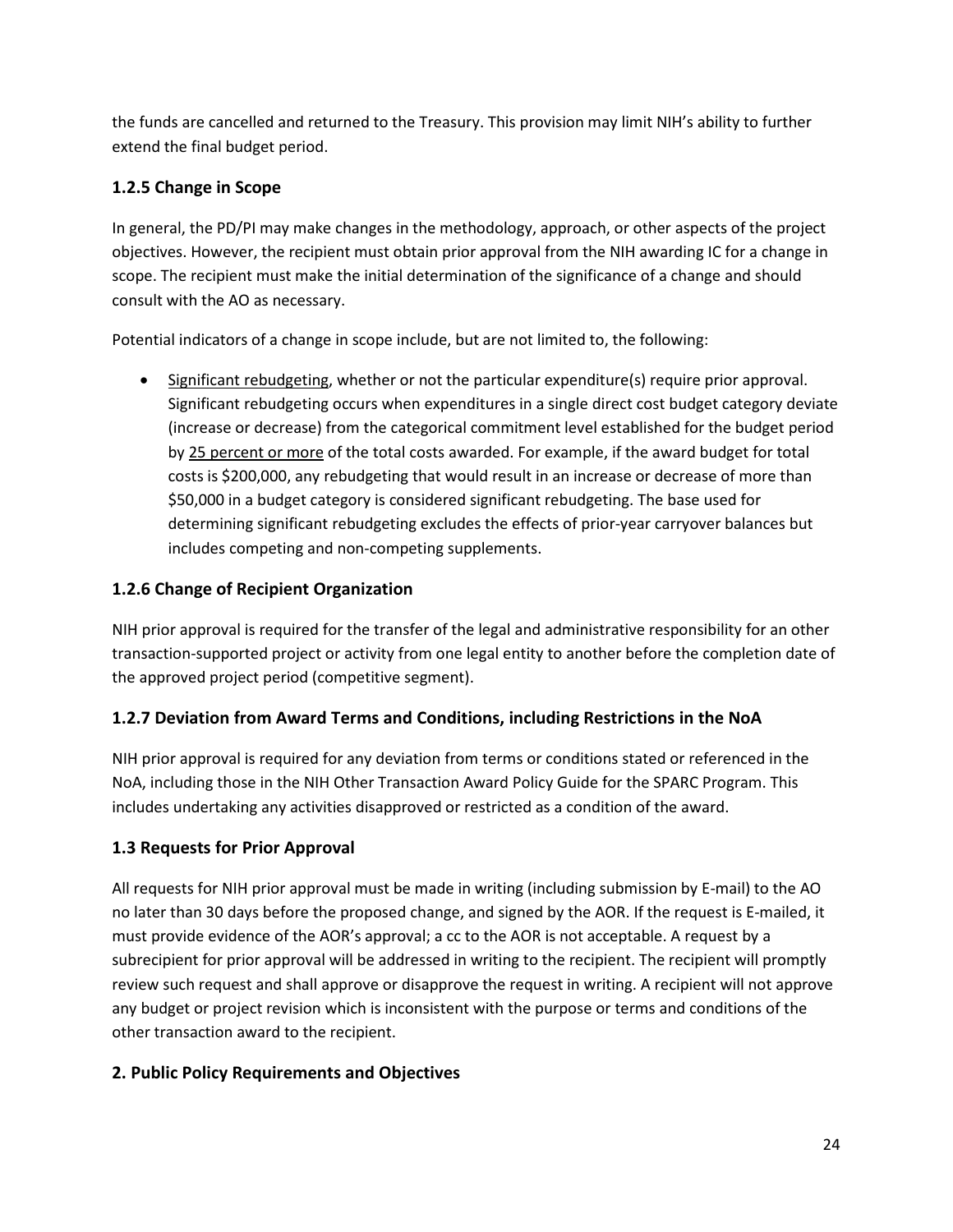the funds are cancelled and returned to the Treasury. This provision may limit NIH's ability to further extend the final budget period.

### 1.2.5 Change in Scope

In general, the PD/PI may make changes in the methodology, approach, or other aspects of the project objectives. However, the recipient must obtain prior approval from the NIH awarding IC for a change in scope. The recipient must make the initial determination of the significance of a change and should consult with the AO as necessary.

Potential indicators of a change in scope include, but are not limited to, the following:

- <u>Significant rebudgeting</u>, whether or not the particular expenditure(s) require prior approval. Significant rebudgeting occurs when expenditures in a single direct cost budget category deviate (increase or decrease) from the categorical commitment level established for the budget period by <u>25 percent or more</u> of the total costs awarded. For example, if the award budget for total costs is $200,000, any rebudgeting that would result in an increase or decrease of more than $50,000 in a budget category is considered significant rebudgeting. The base used for determining significant rebudgeting excludes the effects of prior-year carryover balances but includes competing and non-competing supplements.

### 1.2.6 Change of Recipient Organization

NIH prior approval is required for the transfer of the legal and administrative responsibility for an other transaction-supported project or activity from one legal entity to another before the completion date of the approved project period (competitive segment).

### 1.2.7 Deviation from Award Terms and Conditions, including Restrictions in the NoA

NIH prior approval is required for any deviation from terms or conditions stated or referenced in the NoA, including those in the NIH Other Transaction Award Policy Guide for the SPARC Program. This includes undertaking any activities disapproved or restricted as a condition of the award.

### 1.3 Requests for Prior Approval

All requests for NIH prior approval must be made in writing (including submission by E-mail) to the AO no later than 30 days before the proposed change, and signed by the AOR. If the request is E-mailed, it must provide evidence of the AOR's approval; a cc to the AOR is not acceptable. A request by a subrecipient for prior approval will be addressed in writing to the recipient. The recipient will promptly review such request and shall approve or disapprove the request in writing. A recipient will not approve any budget or project revision which is inconsistent with the purpose or terms and conditions of the other transaction award to the recipient.

## 2. Public Policy Requirements and Objectives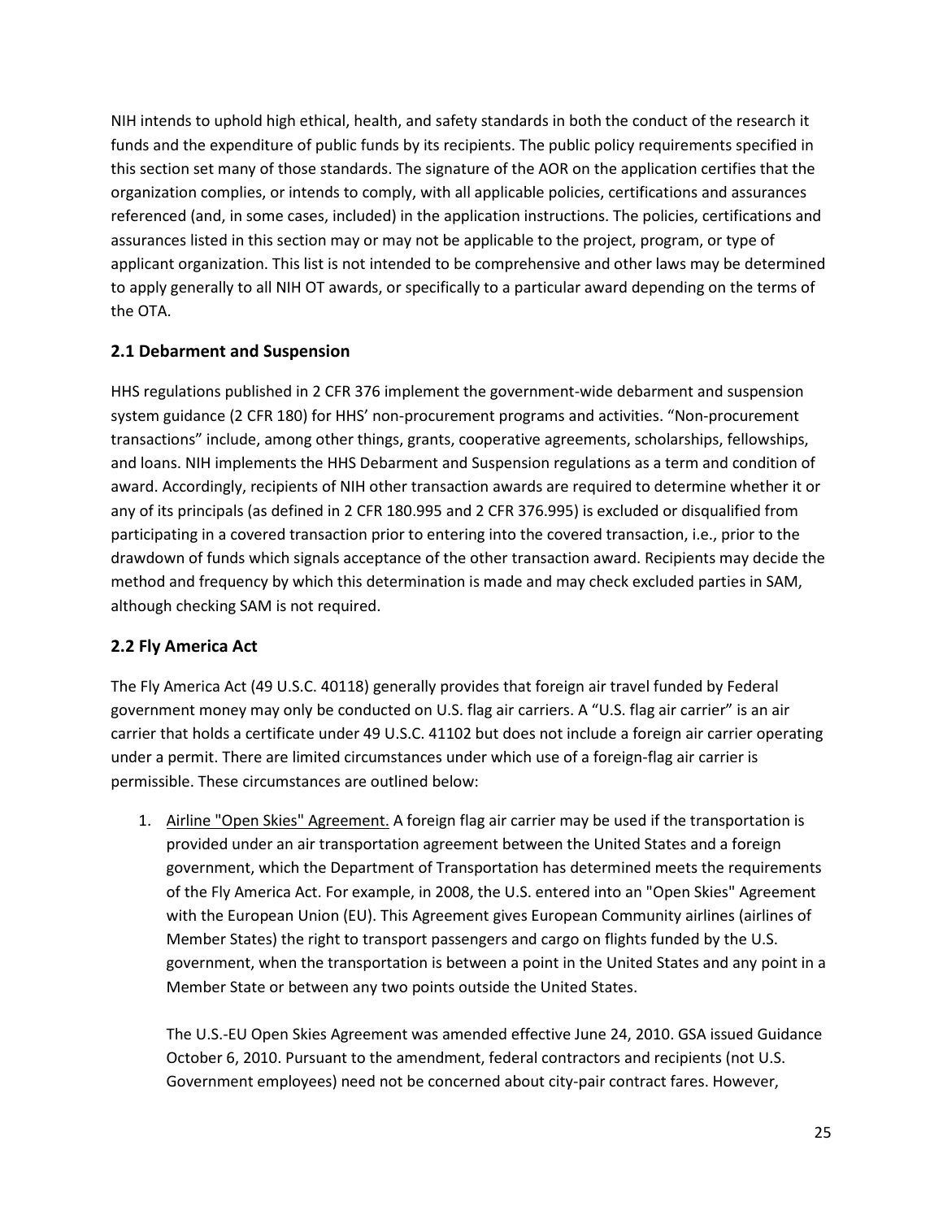NIH intends to uphold high ethical, health, and safety standards in both the conduct of the research it funds and the expenditure of public funds by its recipients. The public policy requirements specified in this section set many of those standards. The signature of the AOR on the application certifies that the organization complies, or intends to comply, with all applicable policies, certifications and assurances referenced (and, in some cases, included) in the application instructions. The policies, certifications and assurances listed in this section may or may not be applicable to the project, program, or type of applicant organization. This list is not intended to be comprehensive and other laws may be determined to apply generally to all NIH OT awards, or specifically to a particular award depending on the terms of the OTA.

## 2.1 Debarment and Suspension

HHS regulations published in 2 CFR 376 implement the government-wide debarment and suspension system guidance (2 CFR 180) for HHS' non-procurement programs and activities. "Non-procurement transactions" include, among other things, grants, cooperative agreements, scholarships, fellowships, and loans. NIH implements the HHS Debarment and Suspension regulations as a term and condition of award. Accordingly, recipients of NIH other transaction awards are required to determine whether it or any of its principals (as defined in 2 CFR 180.995 and 2 CFR 376.995) is excluded or disqualified from participating in a covered transaction prior to entering into the covered transaction, i.e., prior to the drawdown of funds which signals acceptance of the other transaction award. Recipients may decide the method and frequency by which this determination is made and may check excluded parties in SAM, although checking SAM is not required.

## 2.2 Fly America Act

The Fly America Act (49 U.S.C. 40118) generally provides that foreign air travel funded by Federal government money may only be conducted on U.S. flag air carriers. A "U.S. flag air carrier" is an air carrier that holds a certificate under 49 U.S.C. 41102 but does not include a foreign air carrier operating under a permit. There are limited circumstances under which use of a foreign-flag air carrier is permissible. These circumstances are outlined below:

1. Airline "Open Skies" Agreement. A foreign flag air carrier may be used if the transportation is provided under an air transportation agreement between the United States and a foreign government, which the Department of Transportation has determined meets the requirements of the Fly America Act. For example, in 2008, the U.S. entered into an "Open Skies" Agreement with the European Union (EU). This Agreement gives European Community airlines (airlines of Member States) the right to transport passengers and cargo on flights funded by the U.S. government, when the transportation is between a point in the United States and any point in a Member State or between any two points outside the United States.

   The U.S.-EU Open Skies Agreement was amended effective June 24, 2010. GSA issued Guidance October 6, 2010. Pursuant to the amendment, federal contractors and recipients (not U.S. Government employees) need not be concerned about city-pair contract fares. However,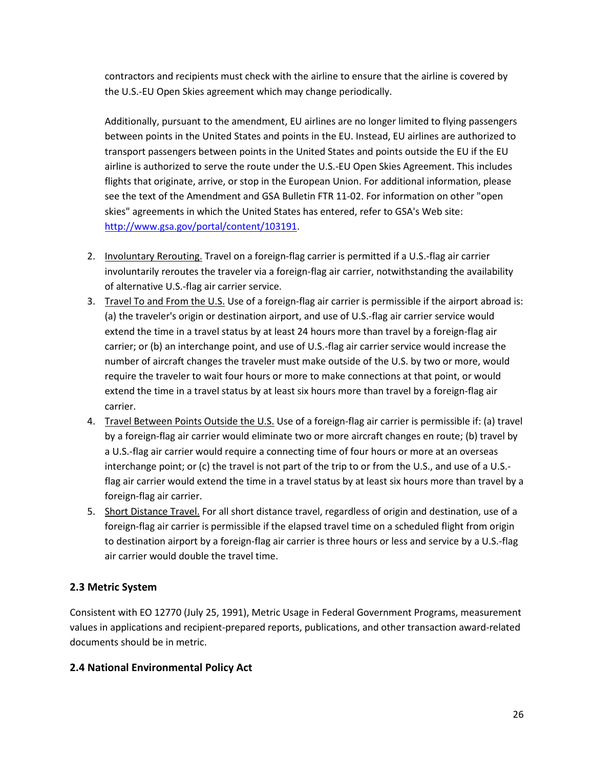contractors and recipients must check with the airline to ensure that the airline is covered by the U.S.-EU Open Skies agreement which may change periodically.

Additionally, pursuant to the amendment, EU airlines are no longer limited to flying passengers between points in the United States and points in the EU. Instead, EU airlines are authorized to transport passengers between points in the United States and points outside the EU if the EU airline is authorized to serve the route under the U.S.-EU Open Skies Agreement. This includes flights that originate, arrive, or stop in the European Union. For additional information, please see the text of the Amendment and GSA Bulletin FTR 11-02. For information on other "open skies" agreements in which the United States has entered, refer to GSA's Web site: [http://www.gsa.gov/portal/content/103191](http://www.gsa.gov/portal/content/103191).

2. Involuntary Rerouting. Travel on a foreign-flag carrier is permitted if a U.S.-flag air carrier involuntarily reroutes the traveler via a foreign-flag air carrier, notwithstanding the availability of alternative U.S.-flag air carrier service.
3. Travel To and From the U.S. Use of a foreign-flag air carrier is permissible if the airport abroad is: (a) the traveler's origin or destination airport, and use of U.S.-flag air carrier service would extend the time in a travel status by at least 24 hours more than travel by a foreign-flag air carrier; or (b) an interchange point, and use of U.S.-flag air carrier service would increase the number of aircraft changes the traveler must make outside of the U.S. by two or more, would require the traveler to wait four hours or more to make connections at that point, or would extend the time in a travel status by at least six hours more than travel by a foreign-flag air carrier.
4. Travel Between Points Outside the U.S. Use of a foreign-flag air carrier is permissible if: (a) travel by a foreign-flag air carrier would eliminate two or more aircraft changes en route; (b) travel by a U.S.-flag air carrier would require a connecting time of four hours or more at an overseas interchange point; or (c) the travel is not part of the trip to or from the U.S., and use of a U.S.-flag air carrier would extend the time in a travel status by at least six hours more than travel by a foreign-flag air carrier.
5. Short Distance Travel. For all short distance travel, regardless of origin and destination, use of a foreign-flag air carrier is permissible if the elapsed travel time on a scheduled flight from origin to destination airport by a foreign-flag air carrier is three hours or less and service by a U.S.-flag air carrier would double the travel time.

### 2.3 Metric System

Consistent with EO 12770 (July 25, 1991), Metric Usage in Federal Government Programs, measurement values in applications and recipient-prepared reports, publications, and other transaction award-related documents should be in metric.

### 2.4 National Environmental Policy Act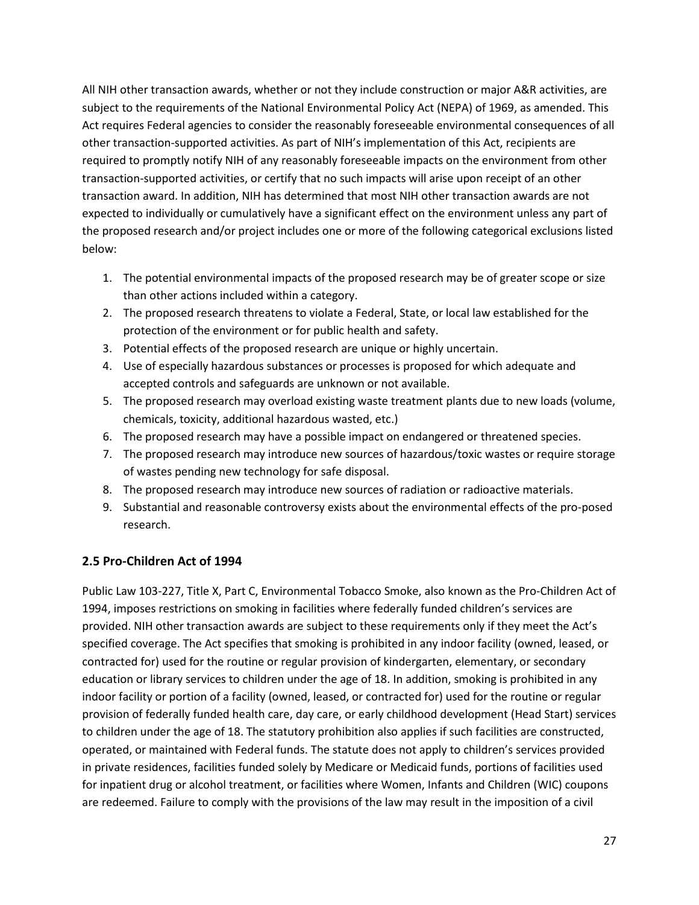All NIH other transaction awards, whether or not they include construction or major A&R activities, are subject to the requirements of the National Environmental Policy Act (NEPA) of 1969, as amended. This Act requires Federal agencies to consider the reasonably foreseeable environmental consequences of all other transaction-supported activities. As part of NIH's implementation of this Act, recipients are required to promptly notify NIH of any reasonably foreseeable impacts on the environment from other transaction-supported activities, or certify that no such impacts will arise upon receipt of an other transaction award. In addition, NIH has determined that most NIH other transaction awards are not expected to individually or cumulatively have a significant effect on the environment unless any part of the proposed research and/or project includes one or more of the following categorical exclusions listed below:

1. The potential environmental impacts of the proposed research may be of greater scope or size than other actions included within a category.
2. The proposed research threatens to violate a Federal, State, or local law established for the protection of the environment or for public health and safety.
3. Potential effects of the proposed research are unique or highly uncertain.
4. Use of especially hazardous substances or processes is proposed for which adequate and accepted controls and safeguards are unknown or not available.
5. The proposed research may overload existing waste treatment plants due to new loads (volume, chemicals, toxicity, additional hazardous wasted, etc.)
6. The proposed research may have a possible impact on endangered or threatened species.
7. The proposed research may introduce new sources of hazardous/toxic wastes or require storage of wastes pending new technology for safe disposal.
8. The proposed research may introduce new sources of radiation or radioactive materials.
9. Substantial and reasonable controversy exists about the environmental effects of the pro-posed research.

## 2.5 Pro-Children Act of 1994

Public Law 103-227, Title X, Part C, Environmental Tobacco Smoke, also known as the Pro-Children Act of 1994, imposes restrictions on smoking in facilities where federally funded children's services are provided. NIH other transaction awards are subject to these requirements only if they meet the Act's specified coverage. The Act specifies that smoking is prohibited in any indoor facility (owned, leased, or contracted for) used for the routine or regular provision of kindergarten, elementary, or secondary education or library services to children under the age of 18. In addition, smoking is prohibited in any indoor facility or portion of a facility (owned, leased, or contracted for) used for the routine or regular provision of federally funded health care, day care, or early childhood development (Head Start) services to children under the age of 18. The statutory prohibition also applies if such facilities are constructed, operated, or maintained with Federal funds. The statute does not apply to children's services provided in private residences, facilities funded solely by Medicare or Medicaid funds, portions of facilities used for inpatient drug or alcohol treatment, or facilities where Women, Infants and Children (WIC) coupons are redeemed. Failure to comply with the provisions of the law may result in the imposition of a civil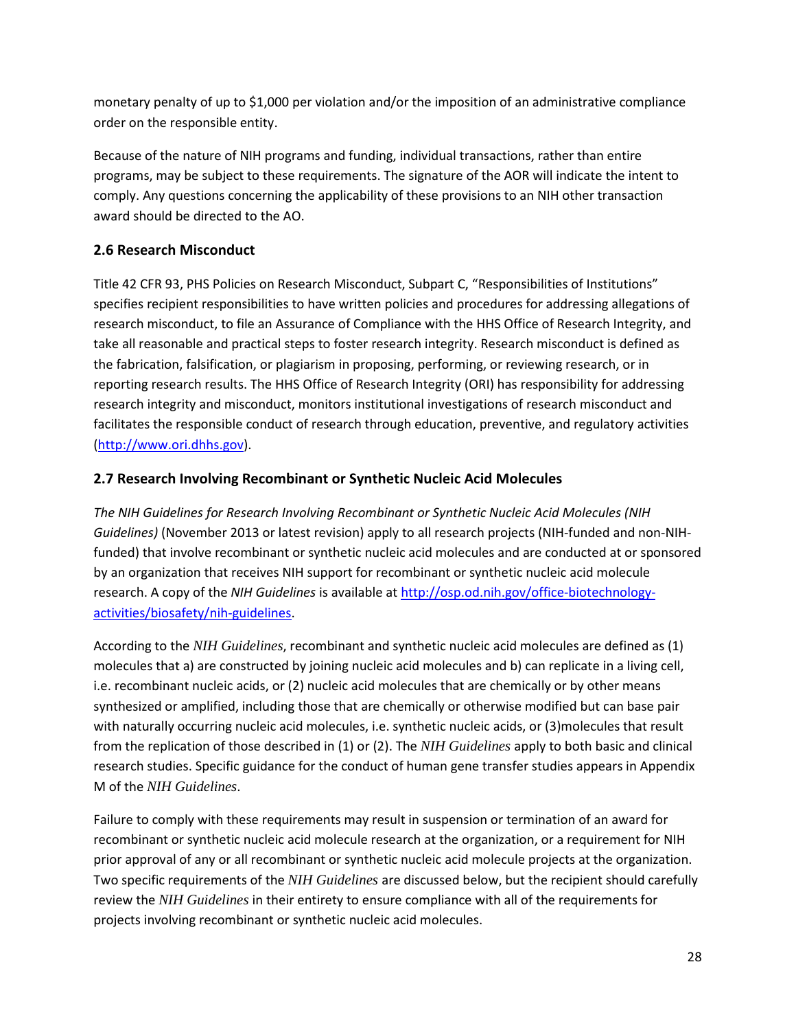monetary penalty of up to $1,000 per violation and/or the imposition of an administrative compliance order on the responsible entity.

Because of the nature of NIH programs and funding, individual transactions, rather than entire programs, may be subject to these requirements. The signature of the AOR will indicate the intent to comply. Any questions concerning the applicability of these provisions to an NIH other transaction award should be directed to the AO.

### 2.6 Research Misconduct

Title 42 CFR 93, PHS Policies on Research Misconduct, Subpart C, "Responsibilities of Institutions" specifies recipient responsibilities to have written policies and procedures for addressing allegations of research misconduct, to file an Assurance of Compliance with the HHS Office of Research Integrity, and take all reasonable and practical steps to foster research integrity. Research misconduct is defined as the fabrication, falsification, or plagiarism in proposing, performing, or reviewing research, or in reporting research results. The HHS Office of Research Integrity (ORI) has responsibility for addressing research integrity and misconduct, monitors institutional investigations of research misconduct and facilitates the responsible conduct of research through education, preventive, and regulatory activities ([http://www.ori.dhhs.gov](http://www.ori.dhhs.gov)).

### 2.7 Research Involving Recombinant or Synthetic Nucleic Acid Molecules

*The NIH Guidelines for Research Involving Recombinant or Synthetic Nucleic Acid Molecules (NIH Guidelines)* (November 2013 or latest revision) apply to all research projects (NIH-funded and non-NIH-funded) that involve recombinant or synthetic nucleic acid molecules and are conducted at or sponsored by an organization that receives NIH support for recombinant or synthetic nucleic acid molecule research. A copy of the *NIH Guidelines* is available at [http://osp.od.nih.gov/office-biotechnology-activities/biosafety/nih-guidelines](http://osp.od.nih.gov/office-biotechnology-activities/biosafety/nih-guidelines).

According to the *NIH Guidelines*, recombinant and synthetic nucleic acid molecules are defined as (1) molecules that a) are constructed by joining nucleic acid molecules and b) can replicate in a living cell, i.e. recombinant nucleic acids, or (2) nucleic acid molecules that are chemically or by other means synthesized or amplified, including those that are chemically or otherwise modified but can base pair with naturally occurring nucleic acid molecules, i.e. synthetic nucleic acids, or (3)molecules that result from the replication of those described in (1) or (2). The *NIH Guidelines* apply to both basic and clinical research studies. Specific guidance for the conduct of human gene transfer studies appears in Appendix M of the *NIH Guidelines*.

Failure to comply with these requirements may result in suspension or termination of an award for recombinant or synthetic nucleic acid molecule research at the organization, or a requirement for NIH prior approval of any or all recombinant or synthetic nucleic acid molecule projects at the organization. Two specific requirements of the *NIH Guidelines* are discussed below, but the recipient should carefully review the *NIH Guidelines* in their entirety to ensure compliance with all of the requirements for projects involving recombinant or synthetic nucleic acid molecules.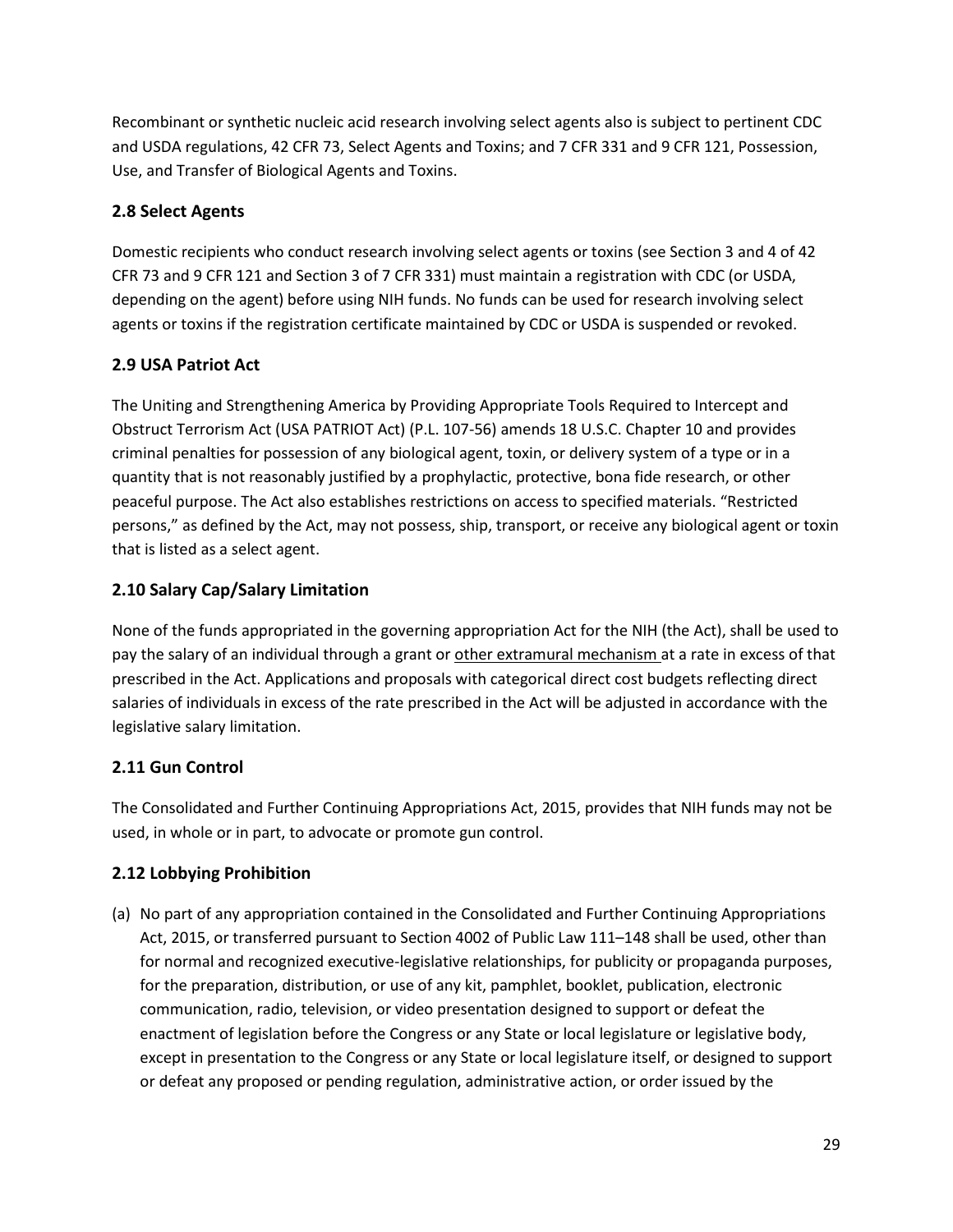Recombinant or synthetic nucleic acid research involving select agents also is subject to pertinent CDC and USDA regulations, 42 CFR 73, Select Agents and Toxins; and 7 CFR 331 and 9 CFR 121, Possession, Use, and Transfer of Biological Agents and Toxins.

### 2.8 Select Agents

Domestic recipients who conduct research involving select agents or toxins (see Section 3 and 4 of 42 CFR 73 and 9 CFR 121 and Section 3 of 7 CFR 331) must maintain a registration with CDC (or USDA, depending on the agent) before using NIH funds. No funds can be used for research involving select agents or toxins if the registration certificate maintained by CDC or USDA is suspended or revoked.

### 2.9 USA Patriot Act

The Uniting and Strengthening America by Providing Appropriate Tools Required to Intercept and Obstruct Terrorism Act (USA PATRIOT Act) (P.L. 107-56) amends 18 U.S.C. Chapter 10 and provides criminal penalties for possession of any biological agent, toxin, or delivery system of a type or in a quantity that is not reasonably justified by a prophylactic, protective, bona fide research, or other peaceful purpose. The Act also establishes restrictions on access to specified materials. "Restricted persons," as defined by the Act, may not possess, ship, transport, or receive any biological agent or toxin that is listed as a select agent.

### 2.10 Salary Cap/Salary Limitation

None of the funds appropriated in the governing appropriation Act for the NIH (the Act), shall be used to pay the salary of an individual through a grant or other extramural mechanism at a rate in excess of that prescribed in the Act. Applications and proposals with categorical direct cost budgets reflecting direct salaries of individuals in excess of the rate prescribed in the Act will be adjusted in accordance with the legislative salary limitation.

### 2.11 Gun Control

The Consolidated and Further Continuing Appropriations Act, 2015, provides that NIH funds may not be used, in whole or in part, to advocate or promote gun control.

### 2.12 Lobbying Prohibition

(a) No part of any appropriation contained in the Consolidated and Further Continuing Appropriations Act, 2015, or transferred pursuant to Section 4002 of Public Law 111–148 shall be used, other than for normal and recognized executive-legislative relationships, for publicity or propaganda purposes, for the preparation, distribution, or use of any kit, pamphlet, booklet, publication, electronic communication, radio, television, or video presentation designed to support or defeat the enactment of legislation before the Congress or any State or local legislature or legislative body, except in presentation to the Congress or any State or local legislature itself, or designed to support or defeat any proposed or pending regulation, administrative action, or order issued by the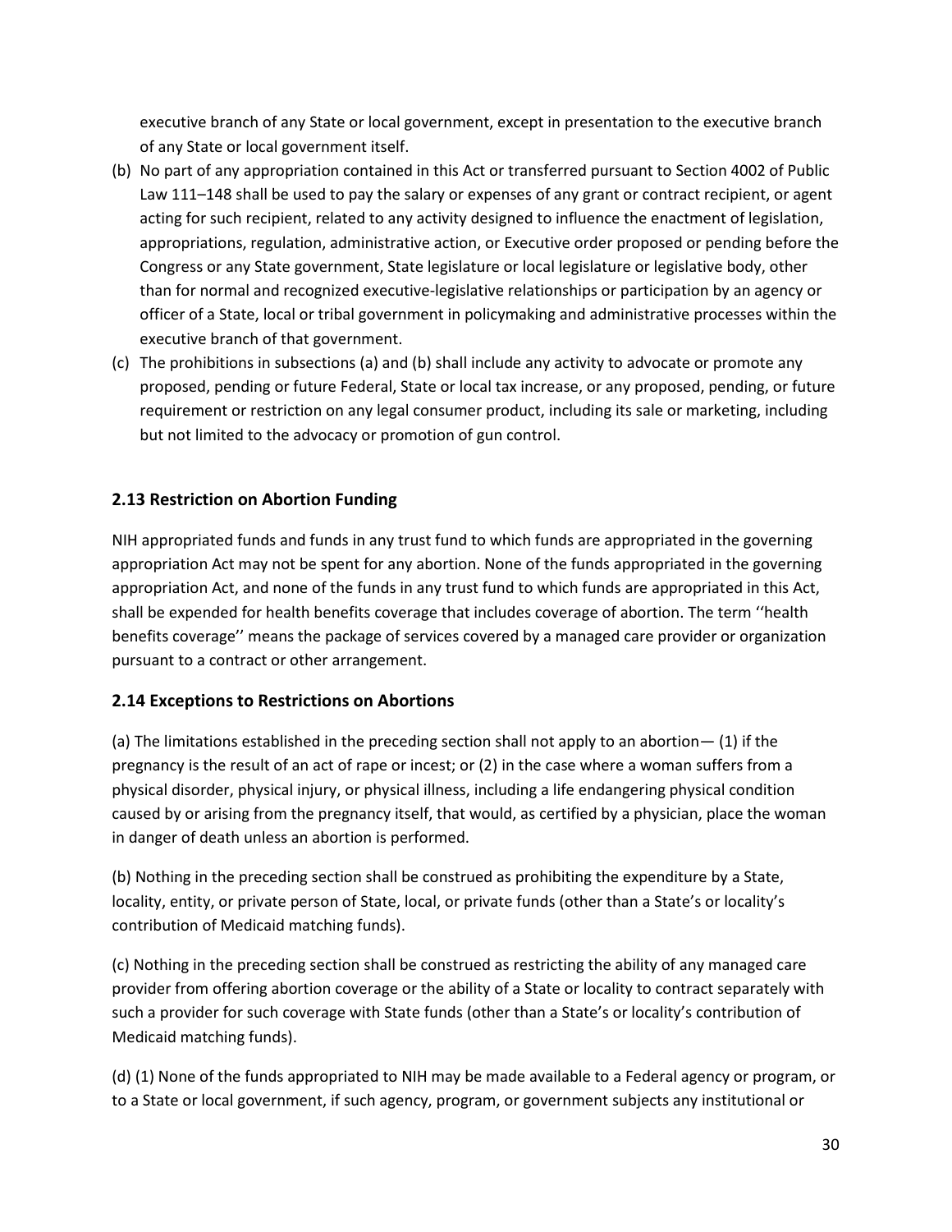executive branch of any State or local government, except in presentation to the executive branch of any State or local government itself.

(b) No part of any appropriation contained in this Act or transferred pursuant to Section 4002 of Public Law 111–148 shall be used to pay the salary or expenses of any grant or contract recipient, or agent acting for such recipient, related to any activity designed to influence the enactment of legislation, appropriations, regulation, administrative action, or Executive order proposed or pending before the Congress or any State government, State legislature or local legislature or legislative body, other than for normal and recognized executive-legislative relationships or participation by an agency or officer of a State, local or tribal government in policymaking and administrative processes within the executive branch of that government.

(c) The prohibitions in subsections (a) and (b) shall include any activity to advocate or promote any proposed, pending or future Federal, State or local tax increase, or any proposed, pending, or future requirement or restriction on any legal consumer product, including its sale or marketing, including but not limited to the advocacy or promotion of gun control.

## 2.13 Restriction on Abortion Funding

NIH appropriated funds and funds in any trust fund to which funds are appropriated in the governing appropriation Act may not be spent for any abortion. None of the funds appropriated in the governing appropriation Act, and none of the funds in any trust fund to which funds are appropriated in this Act, shall be expended for health benefits coverage that includes coverage of abortion. The term ''health benefits coverage'' means the package of services covered by a managed care provider or organization pursuant to a contract or other arrangement.

## 2.14 Exceptions to Restrictions on Abortions

(a) The limitations established in the preceding section shall not apply to an abortion— (1) if the pregnancy is the result of an act of rape or incest; or (2) in the case where a woman suffers from a physical disorder, physical injury, or physical illness, including a life endangering physical condition caused by or arising from the pregnancy itself, that would, as certified by a physician, place the woman in danger of death unless an abortion is performed.

(b) Nothing in the preceding section shall be construed as prohibiting the expenditure by a State, locality, entity, or private person of State, local, or private funds (other than a State's or locality's contribution of Medicaid matching funds).

(c) Nothing in the preceding section shall be construed as restricting the ability of any managed care provider from offering abortion coverage or the ability of a State or locality to contract separately with such a provider for such coverage with State funds (other than a State's or locality's contribution of Medicaid matching funds).

(d) (1) None of the funds appropriated to NIH may be made available to a Federal agency or program, or to a State or local government, if such agency, program, or government subjects any institutional or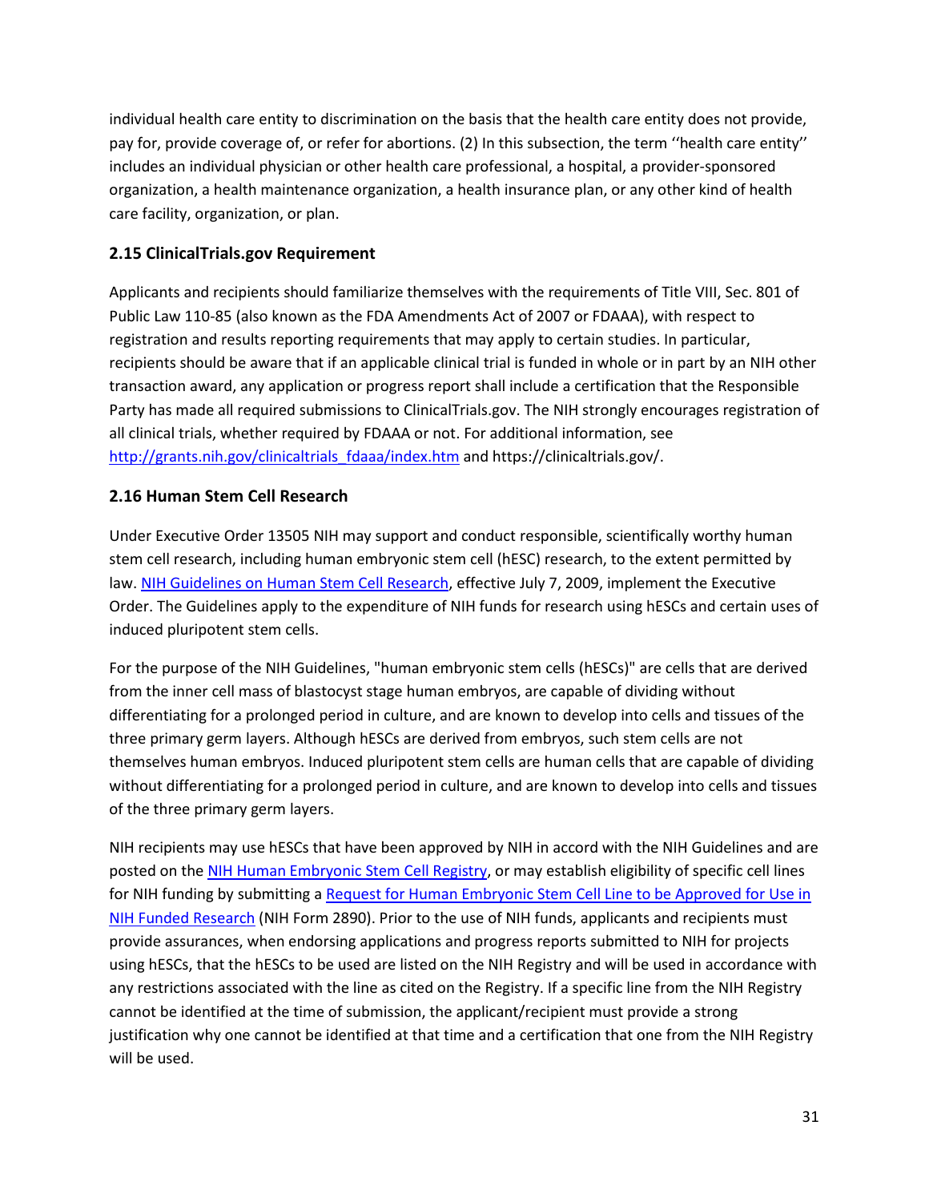individual health care entity to discrimination on the basis that the health care entity does not provide, pay for, provide coverage of, or refer for abortions. (2) In this subsection, the term ''health care entity'' includes an individual physician or other health care professional, a hospital, a provider-sponsored organization, a health maintenance organization, a health insurance plan, or any other kind of health care facility, organization, or plan.

### 2.15 ClinicalTrials.gov Requirement

Applicants and recipients should familiarize themselves with the requirements of Title VIII, Sec. 801 of Public Law 110-85 (also known as the FDA Amendments Act of 2007 or FDAAA), with respect to registration and results reporting requirements that may apply to certain studies. In particular, recipients should be aware that if an applicable clinical trial is funded in whole or in part by an NIH other transaction award, any application or progress report shall include a certification that the Responsible Party has made all required submissions to ClinicalTrials.gov. The NIH strongly encourages registration of all clinical trials, whether required by FDAAA or not. For additional information, see [http://grants.nih.gov/clinicaltrials_fdaaa/index.htm](http://grants.nih.gov/clinicaltrials_fdaaa/index.htm) and https://clinicaltrials.gov/.

### 2.16 Human Stem Cell Research

Under Executive Order 13505 NIH may support and conduct responsible, scientifically worthy human stem cell research, including human embryonic stem cell (hESC) research, to the extent permitted by law. NIH Guidelines on Human Stem Cell Research, effective July 7, 2009, implement the Executive Order. The Guidelines apply to the expenditure of NIH funds for research using hESCs and certain uses of induced pluripotent stem cells.

For the purpose of the NIH Guidelines, "human embryonic stem cells (hESCs)" are cells that are derived from the inner cell mass of blastocyst stage human embryos, are capable of dividing without differentiating for a prolonged period in culture, and are known to develop into cells and tissues of the three primary germ layers. Although hESCs are derived from embryos, such stem cells are not themselves human embryos. Induced pluripotent stem cells are human cells that are capable of dividing without differentiating for a prolonged period in culture, and are known to develop into cells and tissues of the three primary germ layers.

NIH recipients may use hESCs that have been approved by NIH in accord with the NIH Guidelines and are posted on the NIH Human Embryonic Stem Cell Registry, or may establish eligibility of specific cell lines for NIH funding by submitting a Request for Human Embryonic Stem Cell Line to be Approved for Use in NIH Funded Research (NIH Form 2890). Prior to the use of NIH funds, applicants and recipients must provide assurances, when endorsing applications and progress reports submitted to NIH for projects using hESCs, that the hESCs to be used are listed on the NIH Registry and will be used in accordance with any restrictions associated with the line as cited on the Registry. If a specific line from the NIH Registry cannot be identified at the time of submission, the applicant/recipient must provide a strong justification why one cannot be identified at that time and a certification that one from the NIH Registry will be used.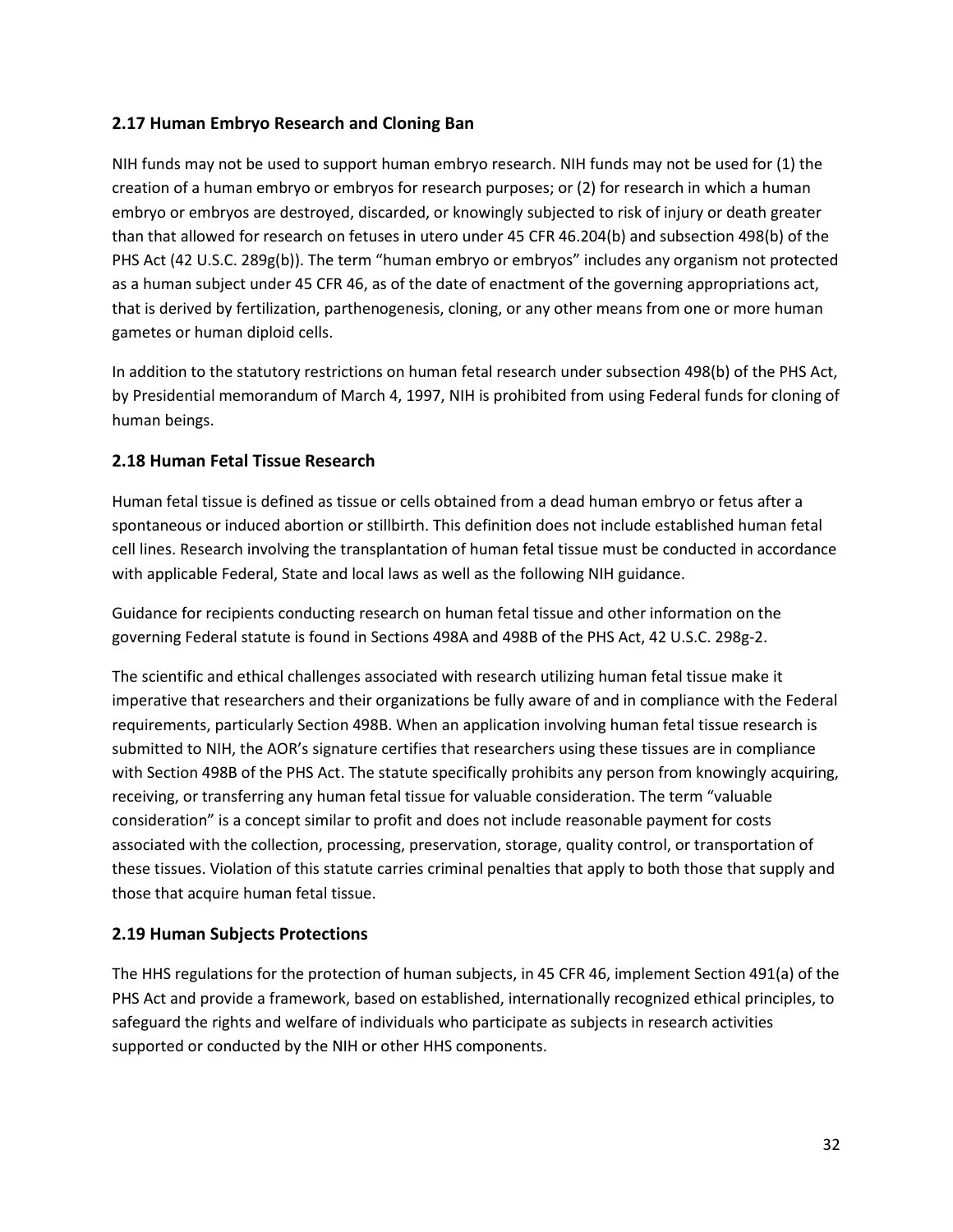### 2.17 Human Embryo Research and Cloning Ban

NIH funds may not be used to support human embryo research. NIH funds may not be used for (1) the creation of a human embryo or embryos for research purposes; or (2) for research in which a human embryo or embryos are destroyed, discarded, or knowingly subjected to risk of injury or death greater than that allowed for research on fetuses in utero under 45 CFR 46.204(b) and subsection 498(b) of the PHS Act (42 U.S.C. 289g(b)). The term "human embryo or embryos" includes any organism not protected as a human subject under 45 CFR 46, as of the date of enactment of the governing appropriations act, that is derived by fertilization, parthenogenesis, cloning, or any other means from one or more human gametes or human diploid cells.

In addition to the statutory restrictions on human fetal research under subsection 498(b) of the PHS Act, by Presidential memorandum of March 4, 1997, NIH is prohibited from using Federal funds for cloning of human beings.

### 2.18 Human Fetal Tissue Research

Human fetal tissue is defined as tissue or cells obtained from a dead human embryo or fetus after a spontaneous or induced abortion or stillbirth. This definition does not include established human fetal cell lines. Research involving the transplantation of human fetal tissue must be conducted in accordance with applicable Federal, State and local laws as well as the following NIH guidance.

Guidance for recipients conducting research on human fetal tissue and other information on the governing Federal statute is found in Sections 498A and 498B of the PHS Act, 42 U.S.C. 298g-2.

The scientific and ethical challenges associated with research utilizing human fetal tissue make it imperative that researchers and their organizations be fully aware of and in compliance with the Federal requirements, particularly Section 498B. When an application involving human fetal tissue research is submitted to NIH, the AOR's signature certifies that researchers using these tissues are in compliance with Section 498B of the PHS Act. The statute specifically prohibits any person from knowingly acquiring, receiving, or transferring any human fetal tissue for valuable consideration. The term "valuable consideration" is a concept similar to profit and does not include reasonable payment for costs associated with the collection, processing, preservation, storage, quality control, or transportation of these tissues. Violation of this statute carries criminal penalties that apply to both those that supply and those that acquire human fetal tissue.

### 2.19 Human Subjects Protections

The HHS regulations for the protection of human subjects, in 45 CFR 46, implement Section 491(a) of the PHS Act and provide a framework, based on established, internationally recognized ethical principles, to safeguard the rights and welfare of individuals who participate as subjects in research activities supported or conducted by the NIH or other HHS components.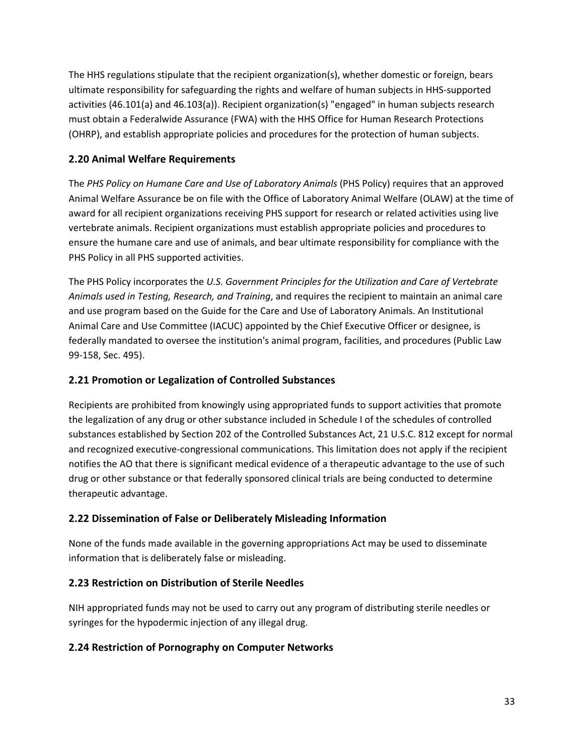The HHS regulations stipulate that the recipient organization(s), whether domestic or foreign, bears ultimate responsibility for safeguarding the rights and welfare of human subjects in HHS-supported activities (46.101(a) and 46.103(a)). Recipient organization(s) "engaged" in human subjects research must obtain a Federalwide Assurance (FWA) with the HHS Office for Human Research Protections (OHRP), and establish appropriate policies and procedures for the protection of human subjects.

## 2.20 Animal Welfare Requirements

The *PHS Policy on Humane Care and Use of Laboratory Animals* (PHS Policy) requires that an approved Animal Welfare Assurance be on file with the Office of Laboratory Animal Welfare (OLAW) at the time of award for all recipient organizations receiving PHS support for research or related activities using live vertebrate animals. Recipient organizations must establish appropriate policies and procedures to ensure the humane care and use of animals, and bear ultimate responsibility for compliance with the PHS Policy in all PHS supported activities.

The PHS Policy incorporates the *U.S. Government Principles for the Utilization and Care of Vertebrate Animals used in Testing, Research, and Training*, and requires the recipient to maintain an animal care and use program based on the Guide for the Care and Use of Laboratory Animals. An Institutional Animal Care and Use Committee (IACUC) appointed by the Chief Executive Officer or designee, is federally mandated to oversee the institution's animal program, facilities, and procedures (Public Law 99-158, Sec. 495).

## 2.21 Promotion or Legalization of Controlled Substances

Recipients are prohibited from knowingly using appropriated funds to support activities that promote the legalization of any drug or other substance included in Schedule I of the schedules of controlled substances established by Section 202 of the Controlled Substances Act, 21 U.S.C. 812 except for normal and recognized executive-congressional communications. This limitation does not apply if the recipient notifies the AO that there is significant medical evidence of a therapeutic advantage to the use of such drug or other substance or that federally sponsored clinical trials are being conducted to determine therapeutic advantage.

## 2.22 Dissemination of False or Deliberately Misleading Information

None of the funds made available in the governing appropriations Act may be used to disseminate information that is deliberately false or misleading.

## 2.23 Restriction on Distribution of Sterile Needles

NIH appropriated funds may not be used to carry out any program of distributing sterile needles or syringes for the hypodermic injection of any illegal drug.

## 2.24 Restriction of Pornography on Computer Networks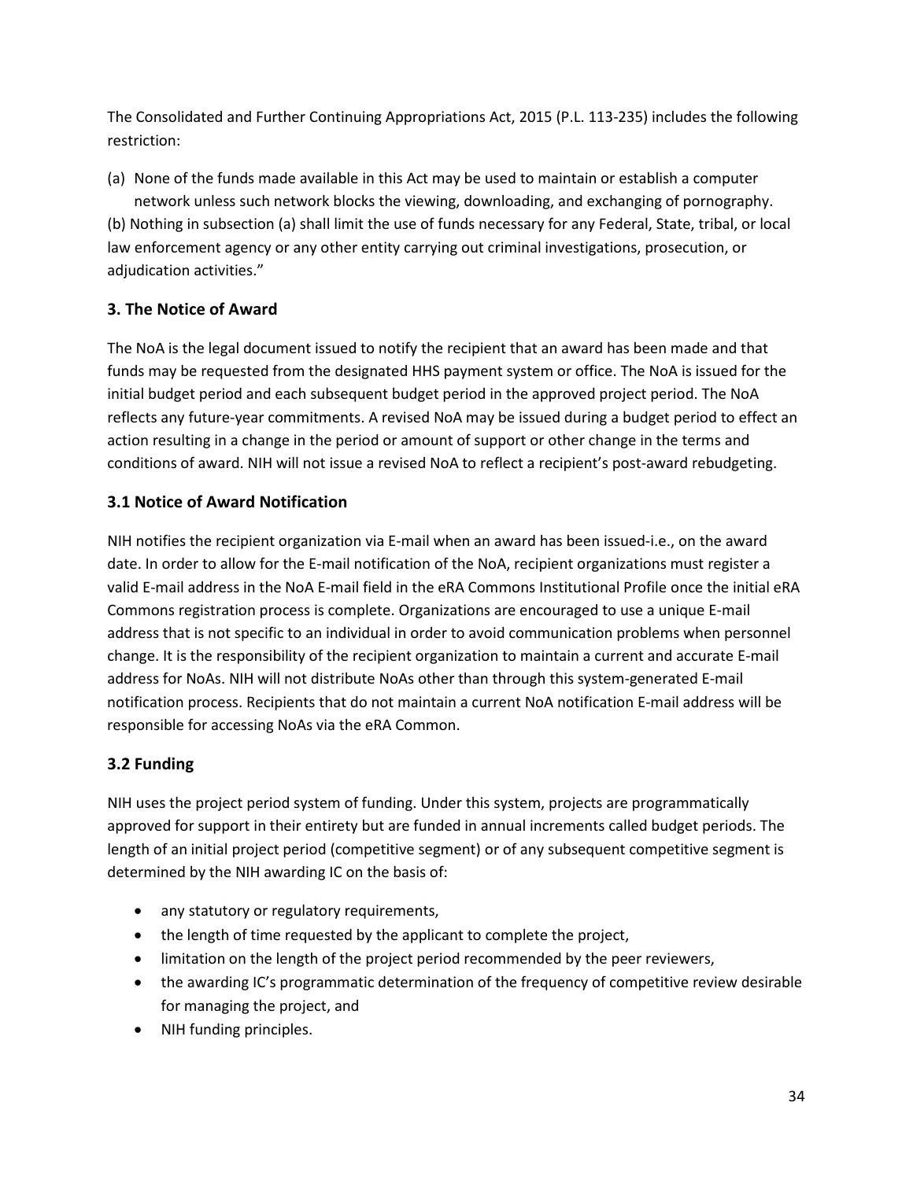The Consolidated and Further Continuing Appropriations Act, 2015 (P.L. 113-235) includes the following restriction:

(a) None of the funds made available in this Act may be used to maintain or establish a computer network unless such network blocks the viewing, downloading, and exchanging of pornography.
(b) Nothing in subsection (a) shall limit the use of funds necessary for any Federal, State, tribal, or local law enforcement agency or any other entity carrying out criminal investigations, prosecution, or adjudication activities."

## 3. The Notice of Award

The NoA is the legal document issued to notify the recipient that an award has been made and that funds may be requested from the designated HHS payment system or office. The NoA is issued for the initial budget period and each subsequent budget period in the approved project period. The NoA reflects any future-year commitments. A revised NoA may be issued during a budget period to effect an action resulting in a change in the period or amount of support or other change in the terms and conditions of award. NIH will not issue a revised NoA to reflect a recipient's post-award rebudgeting.

### 3.1 Notice of Award Notification

NIH notifies the recipient organization via E-mail when an award has been issued-i.e., on the award date. In order to allow for the E-mail notification of the NoA, recipient organizations must register a valid E-mail address in the NoA E-mail field in the eRA Commons Institutional Profile once the initial eRA Commons registration process is complete. Organizations are encouraged to use a unique E-mail address that is not specific to an individual in order to avoid communication problems when personnel change. It is the responsibility of the recipient organization to maintain a current and accurate E-mail address for NoAs. NIH will not distribute NoAs other than through this system-generated E-mail notification process. Recipients that do not maintain a current NoA notification E-mail address will be responsible for accessing NoAs via the eRA Common.

### 3.2 Funding

NIH uses the project period system of funding. Under this system, projects are programmatically approved for support in their entirety but are funded in annual increments called budget periods. The length of an initial project period (competitive segment) or of any subsequent competitive segment is determined by the NIH awarding IC on the basis of:

- any statutory or regulatory requirements,
- the length of time requested by the applicant to complete the project,
- limitation on the length of the project period recommended by the peer reviewers,
- the awarding IC's programmatic determination of the frequency of competitive review desirable for managing the project, and
- NIH funding principles.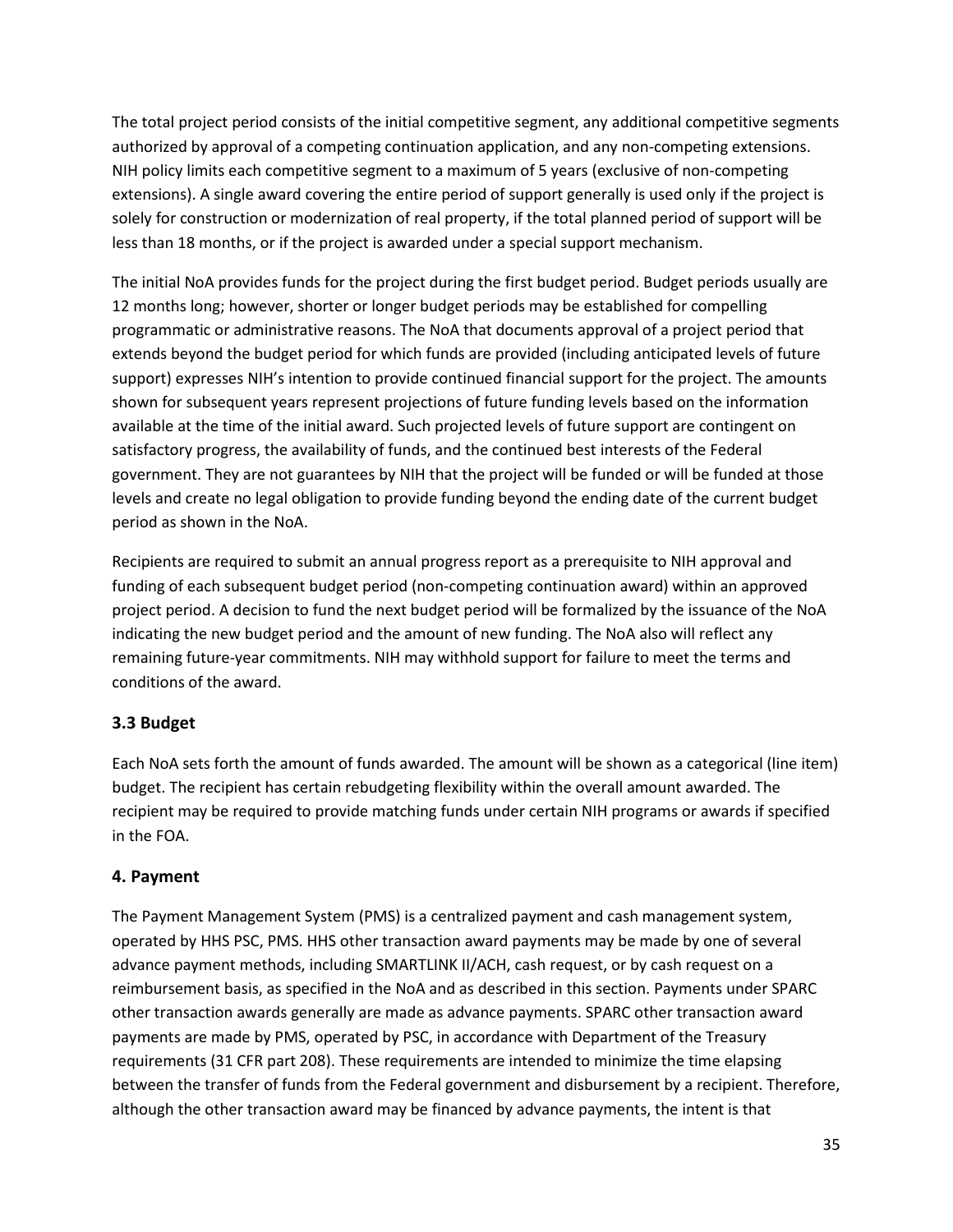The total project period consists of the initial competitive segment, any additional competitive segments authorized by approval of a competing continuation application, and any non-competing extensions. NIH policy limits each competitive segment to a maximum of 5 years (exclusive of non-competing extensions). A single award covering the entire period of support generally is used only if the project is solely for construction or modernization of real property, if the total planned period of support will be less than 18 months, or if the project is awarded under a special support mechanism.

The initial NoA provides funds for the project during the first budget period. Budget periods usually are 12 months long; however, shorter or longer budget periods may be established for compelling programmatic or administrative reasons. The NoA that documents approval of a project period that extends beyond the budget period for which funds are provided (including anticipated levels of future support) expresses NIH's intention to provide continued financial support for the project. The amounts shown for subsequent years represent projections of future funding levels based on the information available at the time of the initial award. Such projected levels of future support are contingent on satisfactory progress, the availability of funds, and the continued best interests of the Federal government. They are not guarantees by NIH that the project will be funded or will be funded at those levels and create no legal obligation to provide funding beyond the ending date of the current budget period as shown in the NoA.

Recipients are required to submit an annual progress report as a prerequisite to NIH approval and funding of each subsequent budget period (non-competing continuation award) within an approved project period. A decision to fund the next budget period will be formalized by the issuance of the NoA indicating the new budget period and the amount of new funding. The NoA also will reflect any remaining future-year commitments. NIH may withhold support for failure to meet the terms and conditions of the award.

### 3.3 Budget

Each NoA sets forth the amount of funds awarded. The amount will be shown as a categorical (line item) budget. The recipient has certain rebudgeting flexibility within the overall amount awarded. The recipient may be required to provide matching funds under certain NIH programs or awards if specified in the FOA.

## 4. Payment

The Payment Management System (PMS) is a centralized payment and cash management system, operated by HHS PSC, PMS. HHS other transaction award payments may be made by one of several advance payment methods, including SMARTLINK II/ACH, cash request, or by cash request on a reimbursement basis, as specified in the NoA and as described in this section. Payments under SPARC other transaction awards generally are made as advance payments. SPARC other transaction award payments are made by PMS, operated by PSC, in accordance with Department of the Treasury requirements (31 CFR part 208). These requirements are intended to minimize the time elapsing between the transfer of funds from the Federal government and disbursement by a recipient. Therefore, although the other transaction award may be financed by advance payments, the intent is that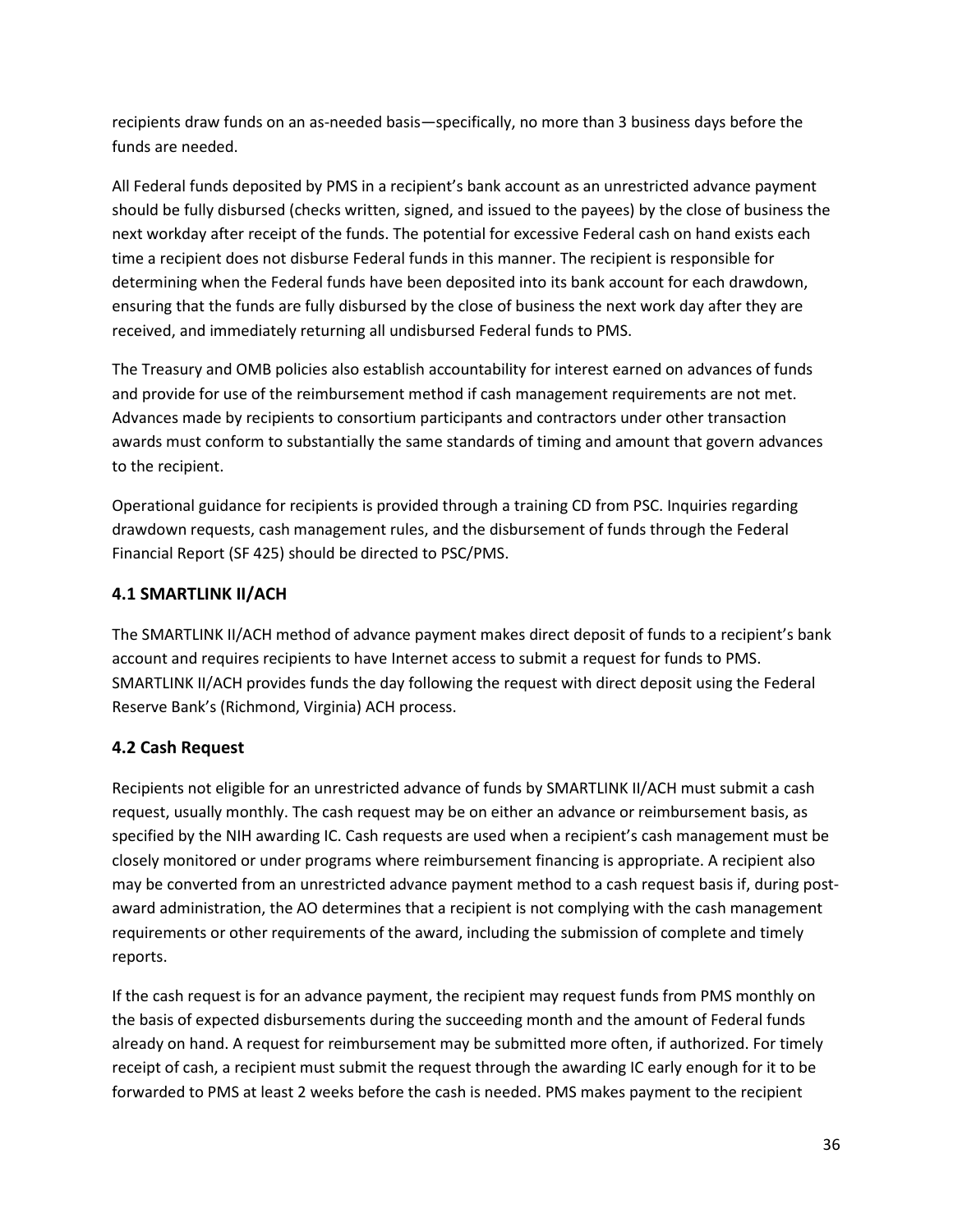recipients draw funds on an as-needed basis—specifically, no more than 3 business days before the funds are needed.

All Federal funds deposited by PMS in a recipient's bank account as an unrestricted advance payment should be fully disbursed (checks written, signed, and issued to the payees) by the close of business the next workday after receipt of the funds. The potential for excessive Federal cash on hand exists each time a recipient does not disburse Federal funds in this manner. The recipient is responsible for determining when the Federal funds have been deposited into its bank account for each drawdown, ensuring that the funds are fully disbursed by the close of business the next work day after they are received, and immediately returning all undisbursed Federal funds to PMS.

The Treasury and OMB policies also establish accountability for interest earned on advances of funds and provide for use of the reimbursement method if cash management requirements are not met. Advances made by recipients to consortium participants and contractors under other transaction awards must conform to substantially the same standards of timing and amount that govern advances to the recipient.

Operational guidance for recipients is provided through a training CD from PSC. Inquiries regarding drawdown requests, cash management rules, and the disbursement of funds through the Federal Financial Report (SF 425) should be directed to PSC/PMS.

### 4.1 SMARTLINK II/ACH

The SMARTLINK II/ACH method of advance payment makes direct deposit of funds to a recipient's bank account and requires recipients to have Internet access to submit a request for funds to PMS. SMARTLINK II/ACH provides funds the day following the request with direct deposit using the Federal Reserve Bank's (Richmond, Virginia) ACH process.

### 4.2 Cash Request

Recipients not eligible for an unrestricted advance of funds by SMARTLINK II/ACH must submit a cash request, usually monthly. The cash request may be on either an advance or reimbursement basis, as specified by the NIH awarding IC. Cash requests are used when a recipient's cash management must be closely monitored or under programs where reimbursement financing is appropriate. A recipient also may be converted from an unrestricted advance payment method to a cash request basis if, during post-award administration, the AO determines that a recipient is not complying with the cash management requirements or other requirements of the award, including the submission of complete and timely reports.

If the cash request is for an advance payment, the recipient may request funds from PMS monthly on the basis of expected disbursements during the succeeding month and the amount of Federal funds already on hand. A request for reimbursement may be submitted more often, if authorized. For timely receipt of cash, a recipient must submit the request through the awarding IC early enough for it to be forwarded to PMS at least 2 weeks before the cash is needed. PMS makes payment to the recipient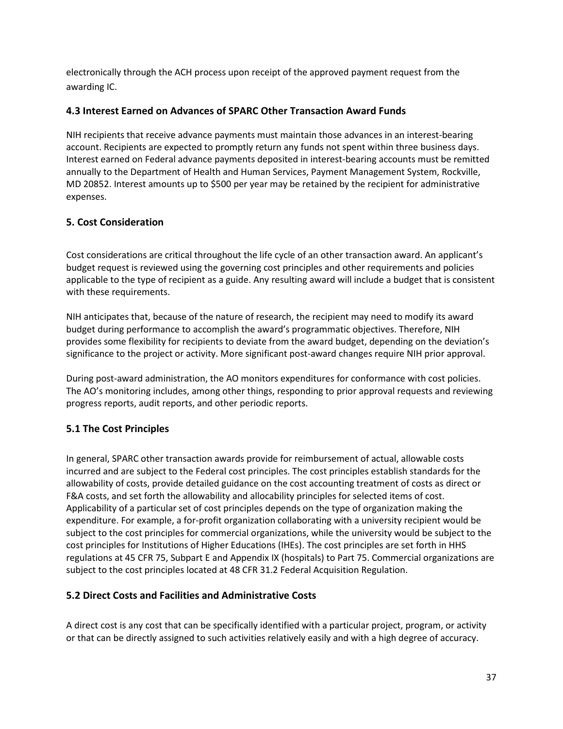electronically through the ACH process upon receipt of the approved payment request from the awarding IC.

### 4.3 Interest Earned on Advances of SPARC Other Transaction Award Funds

NIH recipients that receive advance payments must maintain those advances in an interest-bearing account. Recipients are expected to promptly return any funds not spent within three business days. Interest earned on Federal advance payments deposited in interest-bearing accounts must be remitted annually to the Department of Health and Human Services, Payment Management System, Rockville, MD 20852. Interest amounts up to $500 per year may be retained by the recipient for administrative expenses.

## 5. Cost Consideration

Cost considerations are critical throughout the life cycle of an other transaction award. An applicant's budget request is reviewed using the governing cost principles and other requirements and policies applicable to the type of recipient as a guide. Any resulting award will include a budget that is consistent with these requirements.

NIH anticipates that, because of the nature of research, the recipient may need to modify its award budget during performance to accomplish the award's programmatic objectives. Therefore, NIH provides some flexibility for recipients to deviate from the award budget, depending on the deviation's significance to the project or activity. More significant post-award changes require NIH prior approval.

During post-award administration, the AO monitors expenditures for conformance with cost policies. The AO's monitoring includes, among other things, responding to prior approval requests and reviewing progress reports, audit reports, and other periodic reports.

### 5.1 The Cost Principles

In general, SPARC other transaction awards provide for reimbursement of actual, allowable costs incurred and are subject to the Federal cost principles. The cost principles establish standards for the allowability of costs, provide detailed guidance on the cost accounting treatment of costs as direct or F&A costs, and set forth the allowability and allocability principles for selected items of cost. Applicability of a particular set of cost principles depends on the type of organization making the expenditure. For example, a for-profit organization collaborating with a university recipient would be subject to the cost principles for commercial organizations, while the university would be subject to the cost principles for Institutions of Higher Educations (IHEs). The cost principles are set forth in HHS regulations at 45 CFR 75, Subpart E and Appendix IX (hospitals) to Part 75. Commercial organizations are subject to the cost principles located at 48 CFR 31.2 Federal Acquisition Regulation.

### 5.2 Direct Costs and Facilities and Administrative Costs

A direct cost is any cost that can be specifically identified with a particular project, program, or activity or that can be directly assigned to such activities relatively easily and with a high degree of accuracy.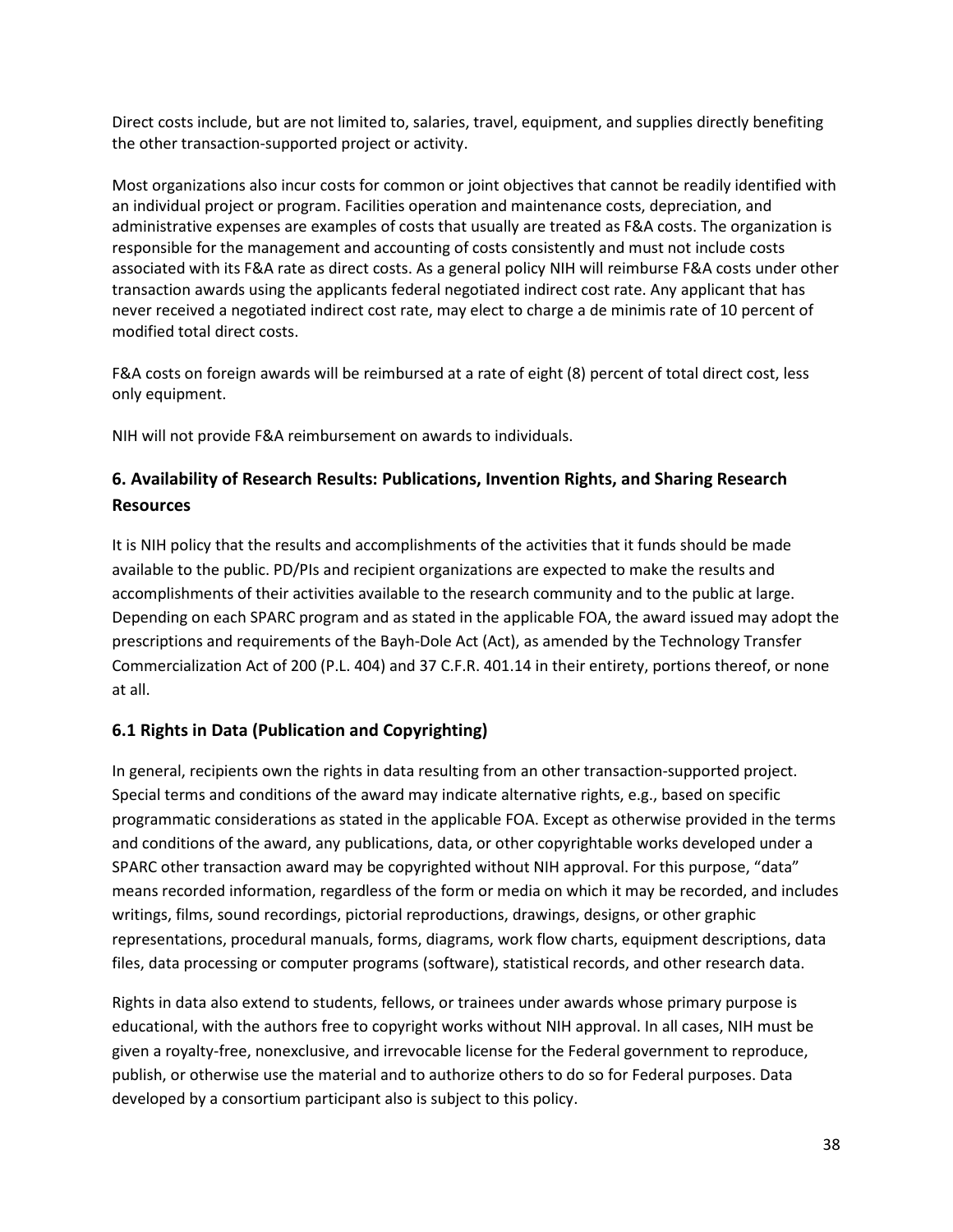Direct costs include, but are not limited to, salaries, travel, equipment, and supplies directly benefiting the other transaction-supported project or activity.

Most organizations also incur costs for common or joint objectives that cannot be readily identified with an individual project or program. Facilities operation and maintenance costs, depreciation, and administrative expenses are examples of costs that usually are treated as F&A costs. The organization is responsible for the management and accounting of costs consistently and must not include costs associated with its F&A rate as direct costs. As a general policy NIH will reimburse F&A costs under other transaction awards using the applicants federal negotiated indirect cost rate. Any applicant that has never received a negotiated indirect cost rate, may elect to charge a de minimis rate of 10 percent of modified total direct costs.

F&A costs on foreign awards will be reimbursed at a rate of eight (8) percent of total direct cost, less only equipment.

NIH will not provide F&A reimbursement on awards to individuals.

## 6. Availability of Research Results: Publications, Invention Rights, and Sharing Research Resources

It is NIH policy that the results and accomplishments of the activities that it funds should be made available to the public. PD/PIs and recipient organizations are expected to make the results and accomplishments of their activities available to the research community and to the public at large. Depending on each SPARC program and as stated in the applicable FOA, the award issued may adopt the prescriptions and requirements of the Bayh-Dole Act (Act), as amended by the Technology Transfer Commercialization Act of 200 (P.L. 404) and 37 C.F.R. 401.14 in their entirety, portions thereof, or none at all.

### 6.1 Rights in Data (Publication and Copyrighting)

In general, recipients own the rights in data resulting from an other transaction-supported project. Special terms and conditions of the award may indicate alternative rights, e.g., based on specific programmatic considerations as stated in the applicable FOA. Except as otherwise provided in the terms and conditions of the award, any publications, data, or other copyrightable works developed under a SPARC other transaction award may be copyrighted without NIH approval. For this purpose, “data” means recorded information, regardless of the form or media on which it may be recorded, and includes writings, films, sound recordings, pictorial reproductions, drawings, designs, or other graphic representations, procedural manuals, forms, diagrams, work flow charts, equipment descriptions, data files, data processing or computer programs (software), statistical records, and other research data.

Rights in data also extend to students, fellows, or trainees under awards whose primary purpose is educational, with the authors free to copyright works without NIH approval. In all cases, NIH must be given a royalty-free, nonexclusive, and irrevocable license for the Federal government to reproduce, publish, or otherwise use the material and to authorize others to do so for Federal purposes. Data developed by a consortium participant also is subject to this policy.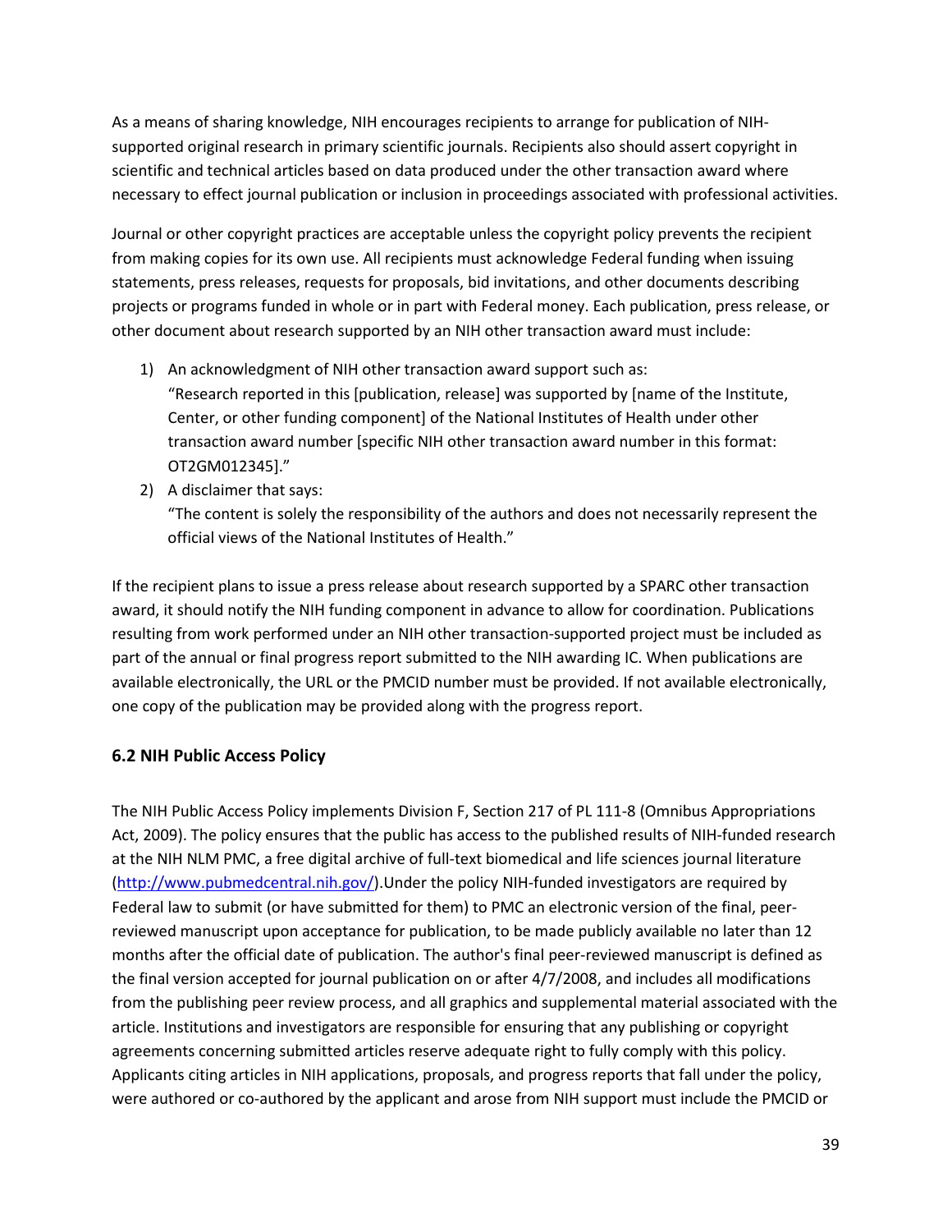As a means of sharing knowledge, NIH encourages recipients to arrange for publication of NIH-supported original research in primary scientific journals. Recipients also should assert copyright in scientific and technical articles based on data produced under the other transaction award where necessary to effect journal publication or inclusion in proceedings associated with professional activities.

Journal or other copyright practices are acceptable unless the copyright policy prevents the recipient from making copies for its own use. All recipients must acknowledge Federal funding when issuing statements, press releases, requests for proposals, bid invitations, and other documents describing projects or programs funded in whole or in part with Federal money. Each publication, press release, or other document about research supported by an NIH other transaction award must include:

1) An acknowledgment of NIH other transaction award support such as:
   "Research reported in this [publication, release] was supported by [name of the Institute, Center, or other funding component] of the National Institutes of Health under other transaction award number [specific NIH other transaction award number in this format: OT2GM012345]."
2) A disclaimer that says:
   "The content is solely the responsibility of the authors and does not necessarily represent the official views of the National Institutes of Health."

If the recipient plans to issue a press release about research supported by a SPARC other transaction award, it should notify the NIH funding component in advance to allow for coordination. Publications resulting from work performed under an NIH other transaction-supported project must be included as part of the annual or final progress report submitted to the NIH awarding IC. When publications are available electronically, the URL or the PMCID number must be provided. If not available electronically, one copy of the publication may be provided along with the progress report.

### 6.2 NIH Public Access Policy

The NIH Public Access Policy implements Division F, Section 217 of PL 111-8 (Omnibus Appropriations Act, 2009). The policy ensures that the public has access to the published results of NIH-funded research at the NIH NLM PMC, a free digital archive of full-text biomedical and life sciences journal literature (http://www.pubmedcentral.nih.gov/).Under the policy NIH-funded investigators are required by Federal law to submit (or have submitted for them) to PMC an electronic version of the final, peer-reviewed manuscript upon acceptance for publication, to be made publicly available no later than 12 months after the official date of publication. The author's final peer-reviewed manuscript is defined as the final version accepted for journal publication on or after 4/7/2008, and includes all modifications from the publishing peer review process, and all graphics and supplemental material associated with the article. Institutions and investigators are responsible for ensuring that any publishing or copyright agreements concerning submitted articles reserve adequate right to fully comply with this policy. Applicants citing articles in NIH applications, proposals, and progress reports that fall under the policy, were authored or co-authored by the applicant and arose from NIH support must include the PMCID or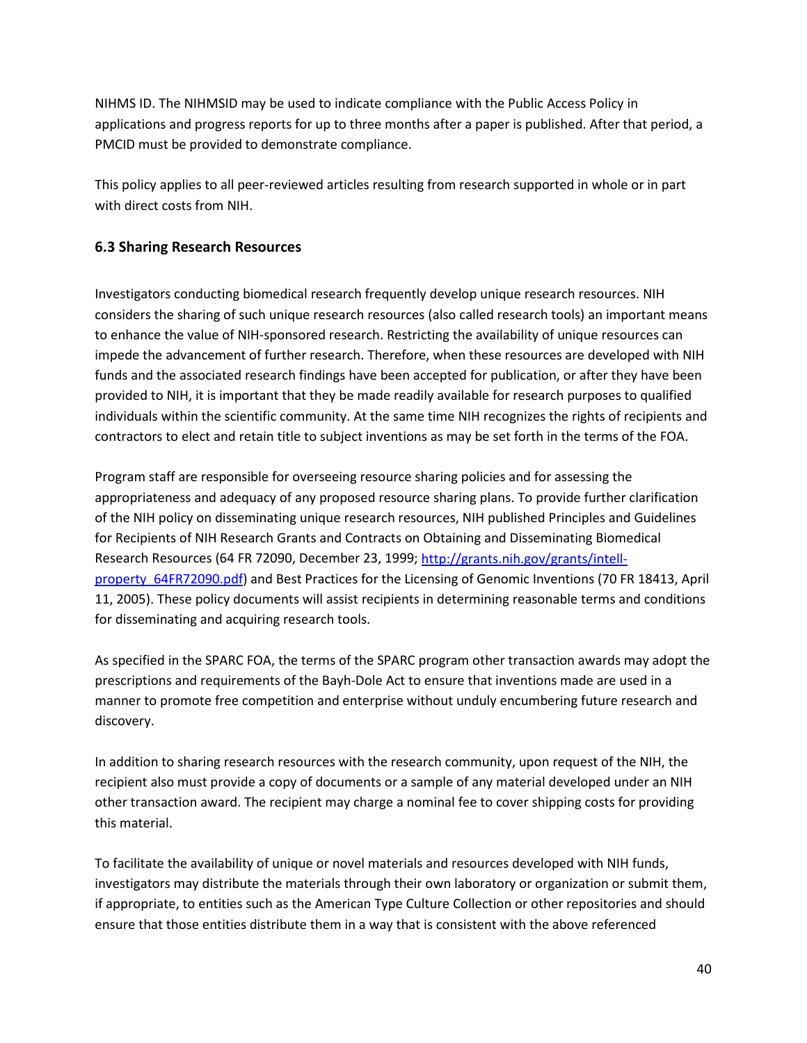NIHMS ID. The NIHMSID may be used to indicate compliance with the Public Access Policy in applications and progress reports for up to three months after a paper is published. After that period, a PMCID must be provided to demonstrate compliance.

This policy applies to all peer-reviewed articles resulting from research supported in whole or in part with direct costs from NIH.

### 6.3 Sharing Research Resources

Investigators conducting biomedical research frequently develop unique research resources. NIH considers the sharing of such unique research resources (also called research tools) an important means to enhance the value of NIH-sponsored research. Restricting the availability of unique resources can impede the advancement of further research. Therefore, when these resources are developed with NIH funds and the associated research findings have been accepted for publication, or after they have been provided to NIH, it is important that they be made readily available for research purposes to qualified individuals within the scientific community. At the same time NIH recognizes the rights of recipients and contractors to elect and retain title to subject inventions as may be set forth in the terms of the FOA.

Program staff are responsible for overseeing resource sharing policies and for assessing the appropriateness and adequacy of any proposed resource sharing plans. To provide further clarification of the NIH policy on disseminating unique research resources, NIH published Principles and Guidelines for Recipients of NIH Research Grants and Contracts on Obtaining and Disseminating Biomedical Research Resources (64 FR 72090, December 23, 1999; [http://grants.nih.gov/grants/intell-property_64FR72090.pdf](http://grants.nih.gov/grants/intell-property_64FR72090.pdf)) and Best Practices for the Licensing of Genomic Inventions (70 FR 18413, April 11, 2005). These policy documents will assist recipients in determining reasonable terms and conditions for disseminating and acquiring research tools.

As specified in the SPARC FOA, the terms of the SPARC program other transaction awards may adopt the prescriptions and requirements of the Bayh-Dole Act to ensure that inventions made are used in a manner to promote free competition and enterprise without unduly encumbering future research and discovery.

In addition to sharing research resources with the research community, upon request of the NIH, the recipient also must provide a copy of documents or a sample of any material developed under an NIH other transaction award. The recipient may charge a nominal fee to cover shipping costs for providing this material.

To facilitate the availability of unique or novel materials and resources developed with NIH funds, investigators may distribute the materials through their own laboratory or organization or submit them, if appropriate, to entities such as the American Type Culture Collection or other repositories and should ensure that those entities distribute them in a way that is consistent with the above referenced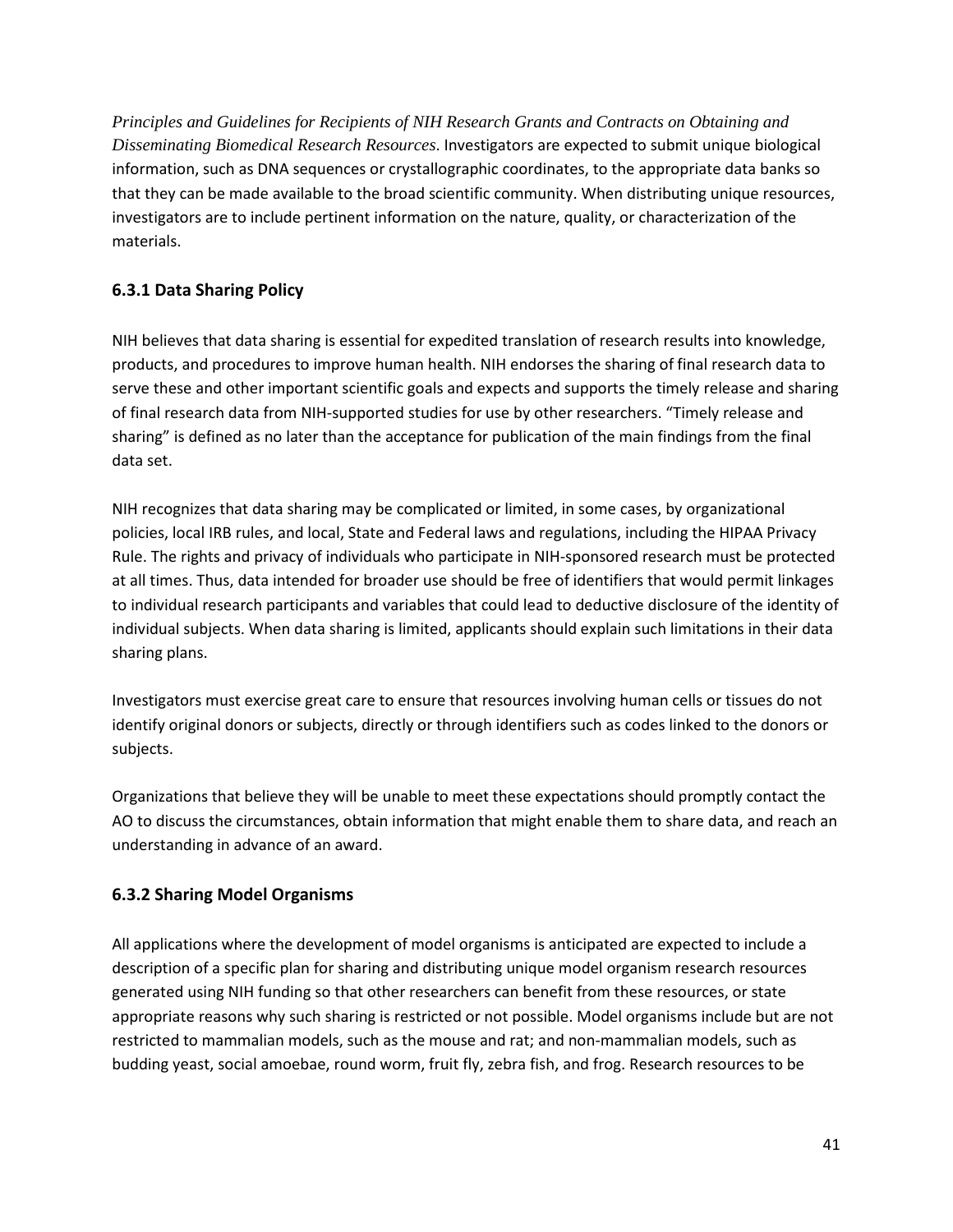*Principles and Guidelines for Recipients of NIH Research Grants and Contracts on Obtaining and Disseminating Biomedical Research Resources*. Investigators are expected to submit unique biological information, such as DNA sequences or crystallographic coordinates, to the appropriate data banks so that they can be made available to the broad scientific community. When distributing unique resources, investigators are to include pertinent information on the nature, quality, or characterization of the materials.

### 6.3.1 Data Sharing Policy

NIH believes that data sharing is essential for expedited translation of research results into knowledge, products, and procedures to improve human health. NIH endorses the sharing of final research data to serve these and other important scientific goals and expects and supports the timely release and sharing of final research data from NIH-supported studies for use by other researchers. "Timely release and sharing" is defined as no later than the acceptance for publication of the main findings from the final data set.

NIH recognizes that data sharing may be complicated or limited, in some cases, by organizational policies, local IRB rules, and local, State and Federal laws and regulations, including the HIPAA Privacy Rule. The rights and privacy of individuals who participate in NIH-sponsored research must be protected at all times. Thus, data intended for broader use should be free of identifiers that would permit linkages to individual research participants and variables that could lead to deductive disclosure of the identity of individual subjects. When data sharing is limited, applicants should explain such limitations in their data sharing plans.

Investigators must exercise great care to ensure that resources involving human cells or tissues do not identify original donors or subjects, directly or through identifiers such as codes linked to the donors or subjects.

Organizations that believe they will be unable to meet these expectations should promptly contact the AO to discuss the circumstances, obtain information that might enable them to share data, and reach an understanding in advance of an award.

### 6.3.2 Sharing Model Organisms

All applications where the development of model organisms is anticipated are expected to include a description of a specific plan for sharing and distributing unique model organism research resources generated using NIH funding so that other researchers can benefit from these resources, or state appropriate reasons why such sharing is restricted or not possible. Model organisms include but are not restricted to mammalian models, such as the mouse and rat; and non-mammalian models, such as budding yeast, social amoebae, round worm, fruit fly, zebra fish, and frog. Research resources to be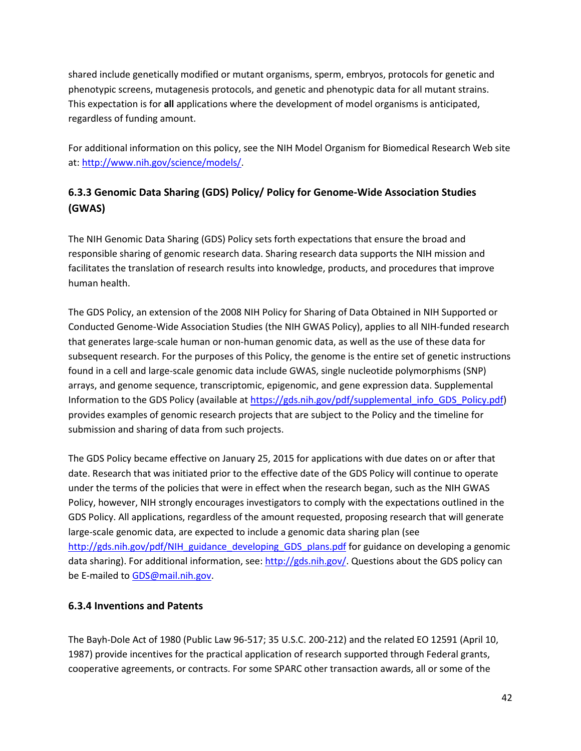shared include genetically modified or mutant organisms, sperm, embryos, protocols for genetic and phenotypic screens, mutagenesis protocols, and genetic and phenotypic data for all mutant strains. This expectation is for **all** applications where the development of model organisms is anticipated, regardless of funding amount.

For additional information on this policy, see the NIH Model Organism for Biomedical Research Web site at: http://www.nih.gov/science/models/.

### 6.3.3 Genomic Data Sharing (GDS) Policy/ Policy for Genome-Wide Association Studies (GWAS)

The NIH Genomic Data Sharing (GDS) Policy sets forth expectations that ensure the broad and responsible sharing of genomic research data. Sharing research data supports the NIH mission and facilitates the translation of research results into knowledge, products, and procedures that improve human health.

The GDS Policy, an extension of the 2008 NIH Policy for Sharing of Data Obtained in NIH Supported or Conducted Genome-Wide Association Studies (the NIH GWAS Policy), applies to all NIH-funded research that generates large-scale human or non-human genomic data, as well as the use of these data for subsequent research. For the purposes of this Policy, the genome is the entire set of genetic instructions found in a cell and large-scale genomic data include GWAS, single nucleotide polymorphisms (SNP) arrays, and genome sequence, transcriptomic, epigenomic, and gene expression data. Supplemental Information to the GDS Policy (available at https://gds.nih.gov/pdf/supplemental_info_GDS_Policy.pdf) provides examples of genomic research projects that are subject to the Policy and the timeline for submission and sharing of data from such projects.

The GDS Policy became effective on January 25, 2015 for applications with due dates on or after that date. Research that was initiated prior to the effective date of the GDS Policy will continue to operate under the terms of the policies that were in effect when the research began, such as the NIH GWAS Policy, however, NIH strongly encourages investigators to comply with the expectations outlined in the GDS Policy. All applications, regardless of the amount requested, proposing research that will generate large-scale genomic data, are expected to include a genomic data sharing plan (see http://gds.nih.gov/pdf/NIH_guidance_developing_GDS_plans.pdf for guidance on developing a genomic data sharing). For additional information, see: http://gds.nih.gov/. Questions about the GDS policy can be E-mailed to GDS@mail.nih.gov.

### 6.3.4 Inventions and Patents

The Bayh-Dole Act of 1980 (Public Law 96-517; 35 U.S.C. 200-212) and the related EO 12591 (April 10, 1987) provide incentives for the practical application of research supported through Federal grants, cooperative agreements, or contracts. For some SPARC other transaction awards, all or some of the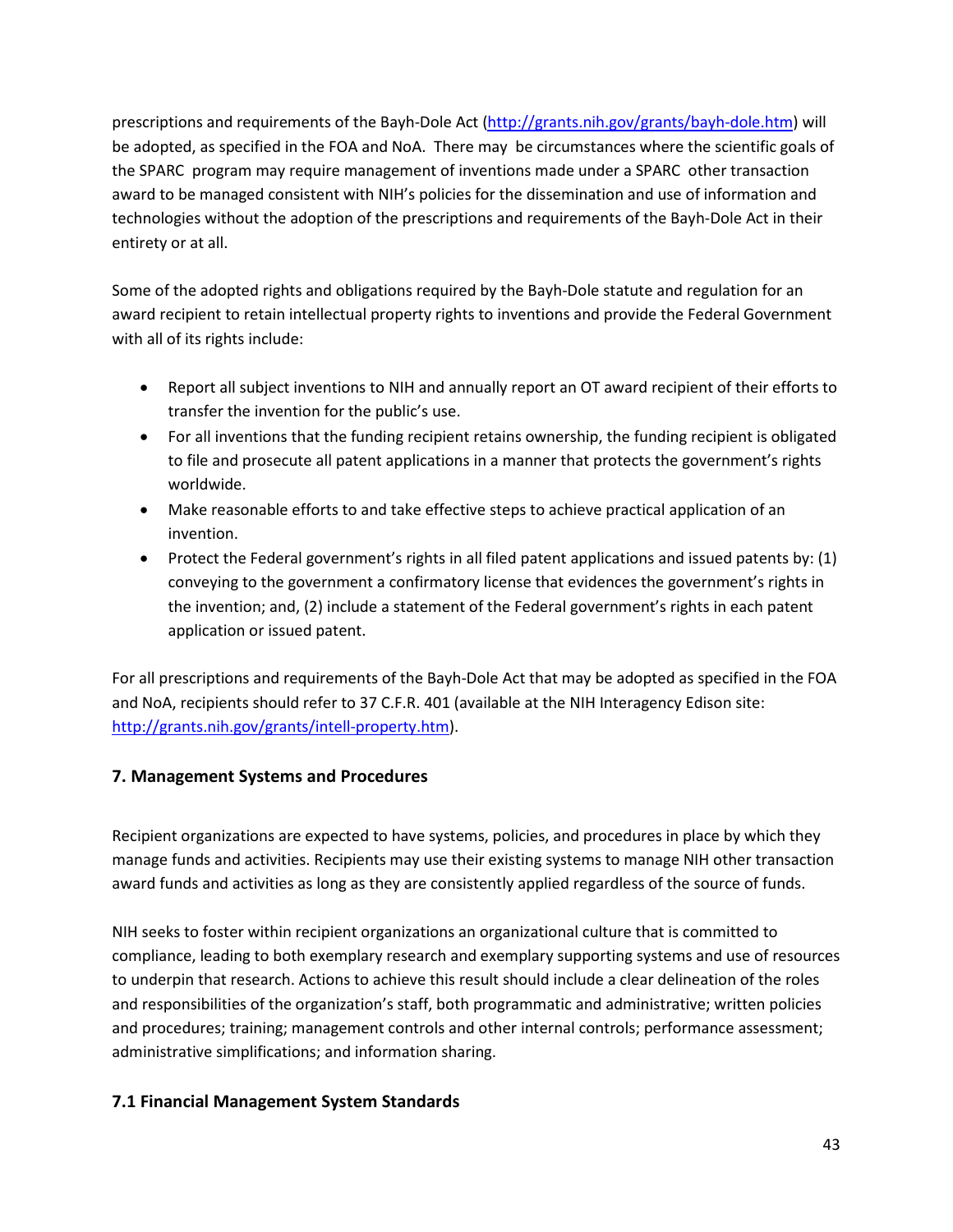prescriptions and requirements of the Bayh-Dole Act (http://grants.nih.gov/grants/bayh-dole.htm) will be adopted, as specified in the FOA and NoA. There may be circumstances where the scientific goals of the SPARC program may require management of inventions made under a SPARC other transaction award to be managed consistent with NIH's policies for the dissemination and use of information and technologies without the adoption of the prescriptions and requirements of the Bayh-Dole Act in their entirety or at all.

Some of the adopted rights and obligations required by the Bayh-Dole statute and regulation for an award recipient to retain intellectual property rights to inventions and provide the Federal Government with all of its rights include:

- Report all subject inventions to NIH and annually report an OT award recipient of their efforts to transfer the invention for the public's use.
- For all inventions that the funding recipient retains ownership, the funding recipient is obligated to file and prosecute all patent applications in a manner that protects the government's rights worldwide.
- Make reasonable efforts to and take effective steps to achieve practical application of an invention.
- Protect the Federal government's rights in all filed patent applications and issued patents by: (1) conveying to the government a confirmatory license that evidences the government's rights in the invention; and, (2) include a statement of the Federal government's rights in each patent application or issued patent.

For all prescriptions and requirements of the Bayh-Dole Act that may be adopted as specified in the FOA and NoA, recipients should refer to 37 C.F.R. 401 (available at the NIH Interagency Edison site: http://grants.nih.gov/grants/intell-property.htm).

## 7. Management Systems and Procedures

Recipient organizations are expected to have systems, policies, and procedures in place by which they manage funds and activities. Recipients may use their existing systems to manage NIH other transaction award funds and activities as long as they are consistently applied regardless of the source of funds.

NIH seeks to foster within recipient organizations an organizational culture that is committed to compliance, leading to both exemplary research and exemplary supporting systems and use of resources to underpin that research. Actions to achieve this result should include a clear delineation of the roles and responsibilities of the organization's staff, both programmatic and administrative; written policies and procedures; training; management controls and other internal controls; performance assessment; administrative simplifications; and information sharing.

### 7.1 Financial Management System Standards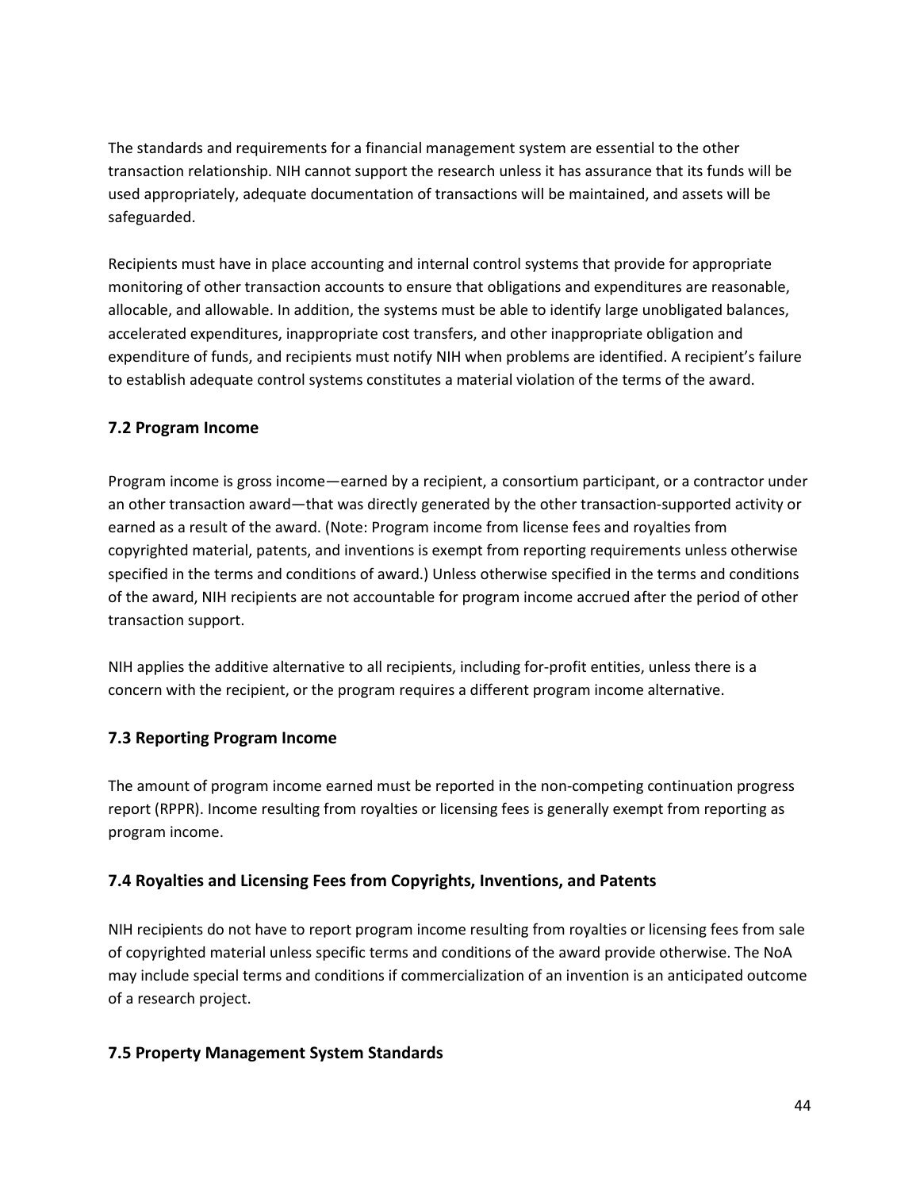The standards and requirements for a financial management system are essential to the other transaction relationship. NIH cannot support the research unless it has assurance that its funds will be used appropriately, adequate documentation of transactions will be maintained, and assets will be safeguarded.

Recipients must have in place accounting and internal control systems that provide for appropriate monitoring of other transaction accounts to ensure that obligations and expenditures are reasonable, allocable, and allowable. In addition, the systems must be able to identify large unobligated balances, accelerated expenditures, inappropriate cost transfers, and other inappropriate obligation and expenditure of funds, and recipients must notify NIH when problems are identified. A recipient's failure to establish adequate control systems constitutes a material violation of the terms of the award.

### 7.2 Program Income

Program income is gross income—earned by a recipient, a consortium participant, or a contractor under an other transaction award—that was directly generated by the other transaction-supported activity or earned as a result of the award. (Note: Program income from license fees and royalties from copyrighted material, patents, and inventions is exempt from reporting requirements unless otherwise specified in the terms and conditions of award.) Unless otherwise specified in the terms and conditions of the award, NIH recipients are not accountable for program income accrued after the period of other transaction support.

NIH applies the additive alternative to all recipients, including for-profit entities, unless there is a concern with the recipient, or the program requires a different program income alternative.

### 7.3 Reporting Program Income

The amount of program income earned must be reported in the non-competing continuation progress report (RPPR). Income resulting from royalties or licensing fees is generally exempt from reporting as program income.

### 7.4 Royalties and Licensing Fees from Copyrights, Inventions, and Patents

NIH recipients do not have to report program income resulting from royalties or licensing fees from sale of copyrighted material unless specific terms and conditions of the award provide otherwise. The NoA may include special terms and conditions if commercialization of an invention is an anticipated outcome of a research project.

### 7.5 Property Management System Standards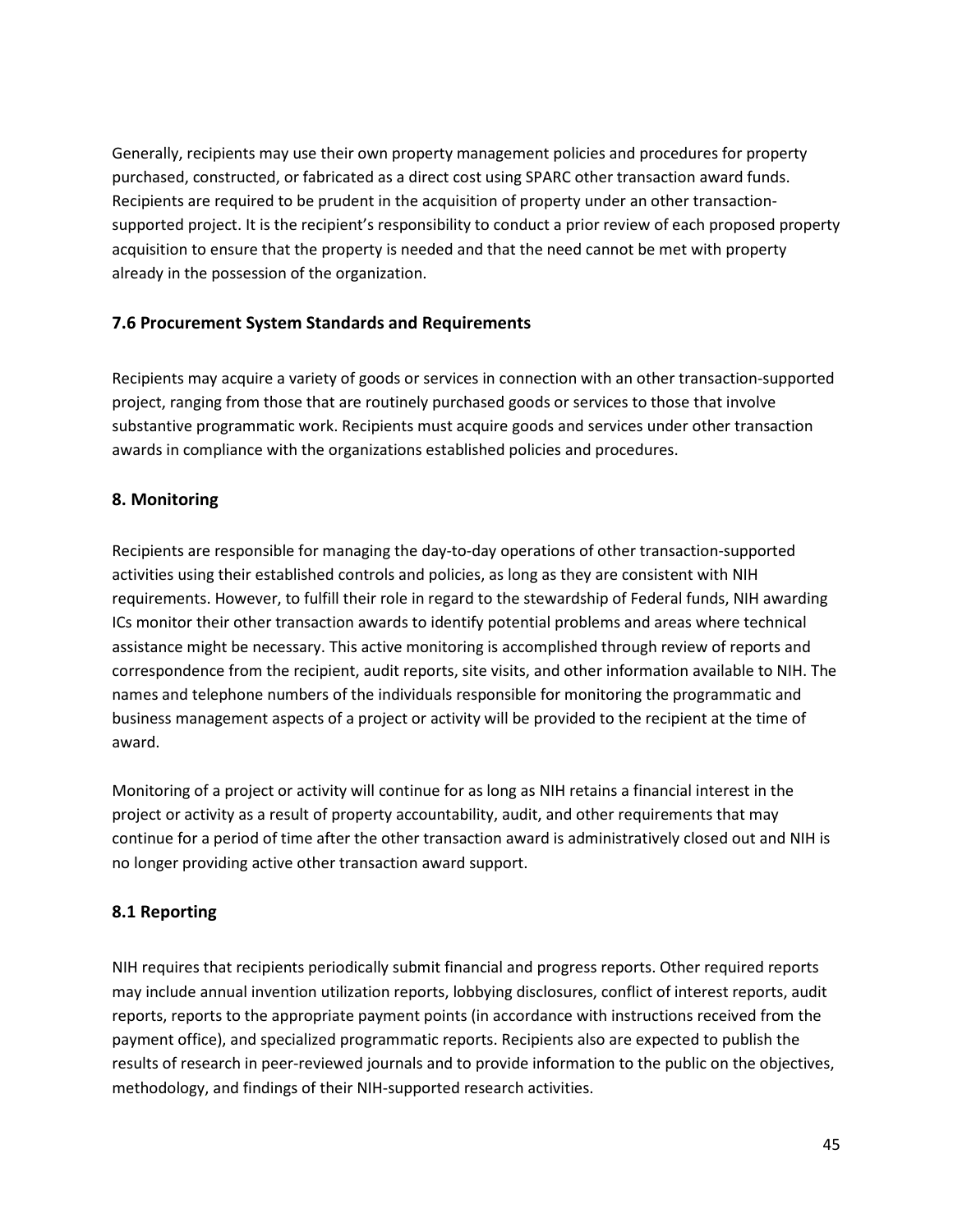Generally, recipients may use their own property management policies and procedures for property purchased, constructed, or fabricated as a direct cost using SPARC other transaction award funds. Recipients are required to be prudent in the acquisition of property under an other transaction-supported project. It is the recipient's responsibility to conduct a prior review of each proposed property acquisition to ensure that the property is needed and that the need cannot be met with property already in the possession of the organization.

### 7.6 Procurement System Standards and Requirements

Recipients may acquire a variety of goods or services in connection with an other transaction-supported project, ranging from those that are routinely purchased goods or services to those that involve substantive programmatic work. Recipients must acquire goods and services under other transaction awards in compliance with the organizations established policies and procedures.

## 8. Monitoring

Recipients are responsible for managing the day-to-day operations of other transaction-supported activities using their established controls and policies, as long as they are consistent with NIH requirements. However, to fulfill their role in regard to the stewardship of Federal funds, NIH awarding ICs monitor their other transaction awards to identify potential problems and areas where technical assistance might be necessary. This active monitoring is accomplished through review of reports and correspondence from the recipient, audit reports, site visits, and other information available to NIH. The names and telephone numbers of the individuals responsible for monitoring the programmatic and business management aspects of a project or activity will be provided to the recipient at the time of award.

Monitoring of a project or activity will continue for as long as NIH retains a financial interest in the project or activity as a result of property accountability, audit, and other requirements that may continue for a period of time after the other transaction award is administratively closed out and NIH is no longer providing active other transaction award support.

### 8.1 Reporting

NIH requires that recipients periodically submit financial and progress reports. Other required reports may include annual invention utilization reports, lobbying disclosures, conflict of interest reports, audit reports, reports to the appropriate payment points (in accordance with instructions received from the payment office), and specialized programmatic reports. Recipients also are expected to publish the results of research in peer-reviewed journals and to provide information to the public on the objectives, methodology, and findings of their NIH-supported research activities.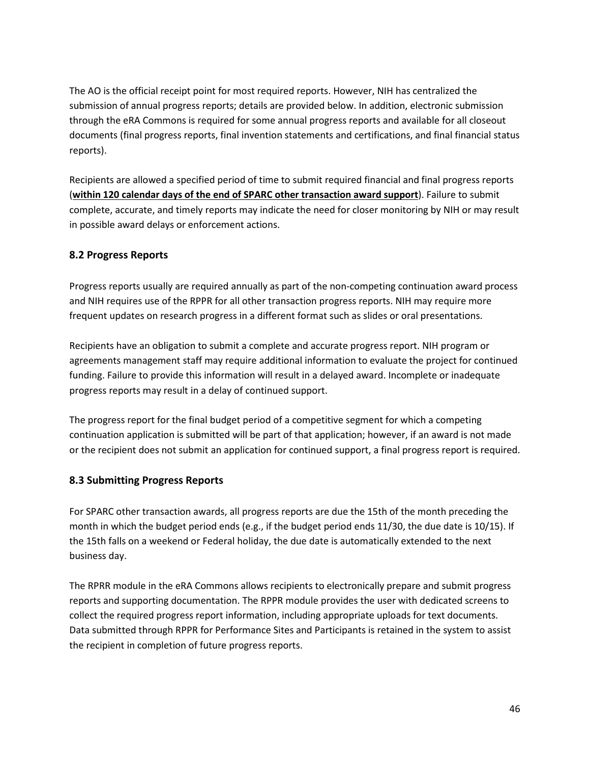The AO is the official receipt point for most required reports. However, NIH has centralized the submission of annual progress reports; details are provided below. In addition, electronic submission through the eRA Commons is required for some annual progress reports and available for all closeout documents (final progress reports, final invention statements and certifications, and final financial status reports).

Recipients are allowed a specified period of time to submit required financial and final progress reports (**within 120 calendar days of the end of SPARC other transaction award support**). Failure to submit complete, accurate, and timely reports may indicate the need for closer monitoring by NIH or may result in possible award delays or enforcement actions.

### 8.2 Progress Reports

Progress reports usually are required annually as part of the non-competing continuation award process and NIH requires use of the RPPR for all other transaction progress reports. NIH may require more frequent updates on research progress in a different format such as slides or oral presentations.

Recipients have an obligation to submit a complete and accurate progress report. NIH program or agreements management staff may require additional information to evaluate the project for continued funding. Failure to provide this information will result in a delayed award. Incomplete or inadequate progress reports may result in a delay of continued support.

The progress report for the final budget period of a competitive segment for which a competing continuation application is submitted will be part of that application; however, if an award is not made or the recipient does not submit an application for continued support, a final progress report is required.

### 8.3 Submitting Progress Reports

For SPARC other transaction awards, all progress reports are due the 15th of the month preceding the month in which the budget period ends (e.g., if the budget period ends 11/30, the due date is 10/15). If the 15th falls on a weekend or Federal holiday, the due date is automatically extended to the next business day.

The RPRR module in the eRA Commons allows recipients to electronically prepare and submit progress reports and supporting documentation. The RPPR module provides the user with dedicated screens to collect the required progress report information, including appropriate uploads for text documents. Data submitted through RPPR for Performance Sites and Participants is retained in the system to assist the recipient in completion of future progress reports.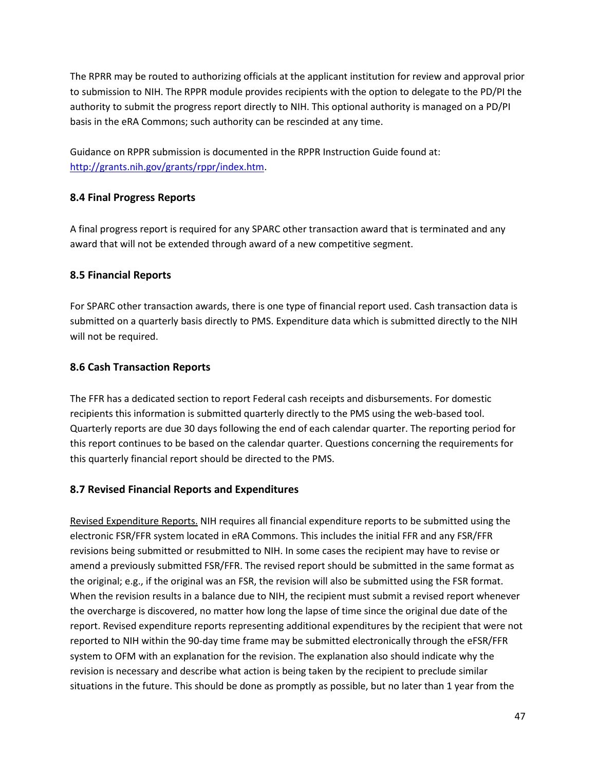The RPRR may be routed to authorizing officials at the applicant institution for review and approval prior to submission to NIH. The RPPR module provides recipients with the option to delegate to the PD/PI the authority to submit the progress report directly to NIH. This optional authority is managed on a PD/PI basis in the eRA Commons; such authority can be rescinded at any time.

Guidance on RPPR submission is documented in the RPPR Instruction Guide found at: [http://grants.nih.gov/grants/rppr/index.htm](http://grants.nih.gov/grants/rppr/index.htm).

### 8.4 Final Progress Reports

A final progress report is required for any SPARC other transaction award that is terminated and any award that will not be extended through award of a new competitive segment.

### 8.5 Financial Reports

For SPARC other transaction awards, there is one type of financial report used. Cash transaction data is submitted on a quarterly basis directly to PMS. Expenditure data which is submitted directly to the NIH will not be required.

### 8.6 Cash Transaction Reports

The FFR has a dedicated section to report Federal cash receipts and disbursements. For domestic recipients this information is submitted quarterly directly to the PMS using the web-based tool. Quarterly reports are due 30 days following the end of each calendar quarter. The reporting period for this report continues to be based on the calendar quarter. Questions concerning the requirements for this quarterly financial report should be directed to the PMS.

### 8.7 Revised Financial Reports and Expenditures

Revised Expenditure Reports. NIH requires all financial expenditure reports to be submitted using the electronic FSR/FFR system located in eRA Commons. This includes the initial FFR and any FSR/FFR revisions being submitted or resubmitted to NIH. In some cases the recipient may have to revise or amend a previously submitted FSR/FFR. The revised report should be submitted in the same format as the original; e.g., if the original was an FSR, the revision will also be submitted using the FSR format. When the revision results in a balance due to NIH, the recipient must submit a revised report whenever the overcharge is discovered, no matter how long the lapse of time since the original due date of the report. Revised expenditure reports representing additional expenditures by the recipient that were not reported to NIH within the 90-day time frame may be submitted electronically through the eFSR/FFR system to OFM with an explanation for the revision. The explanation also should indicate why the revision is necessary and describe what action is being taken by the recipient to preclude similar situations in the future. This should be done as promptly as possible, but no later than 1 year from the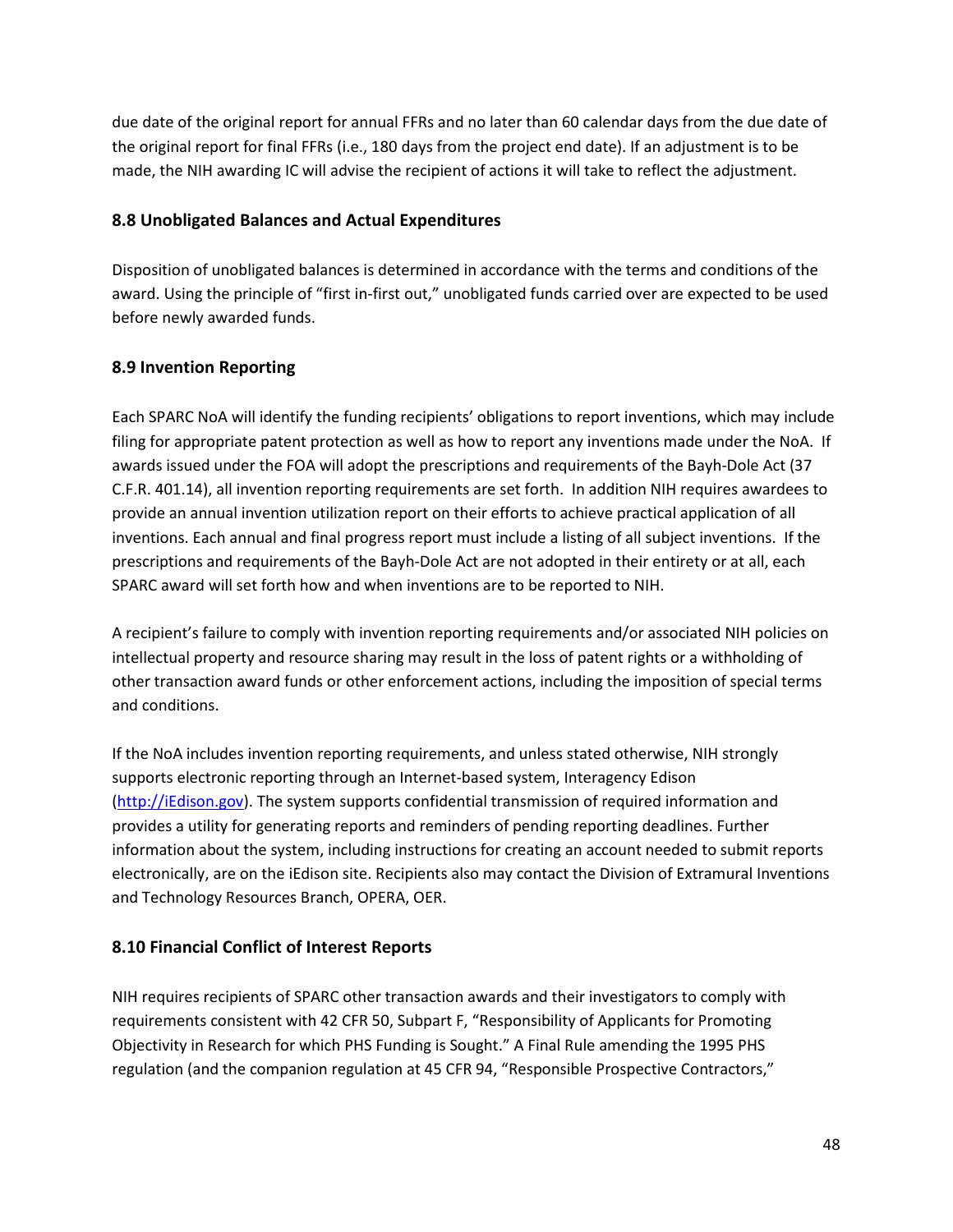due date of the original report for annual FFRs and no later than 60 calendar days from the due date of the original report for final FFRs (i.e., 180 days from the project end date). If an adjustment is to be made, the NIH awarding IC will advise the recipient of actions it will take to reflect the adjustment.

### 8.8 Unobligated Balances and Actual Expenditures

Disposition of unobligated balances is determined in accordance with the terms and conditions of the award. Using the principle of "first in-first out," unobligated funds carried over are expected to be used before newly awarded funds.

### 8.9 Invention Reporting

Each SPARC NoA will identify the funding recipients' obligations to report inventions, which may include filing for appropriate patent protection as well as how to report any inventions made under the NoA. If awards issued under the FOA will adopt the prescriptions and requirements of the Bayh-Dole Act (37 C.F.R. 401.14), all invention reporting requirements are set forth. In addition NIH requires awardees to provide an annual invention utilization report on their efforts to achieve practical application of all inventions. Each annual and final progress report must include a listing of all subject inventions. If the prescriptions and requirements of the Bayh-Dole Act are not adopted in their entirety or at all, each SPARC award will set forth how and when inventions are to be reported to NIH.

A recipient's failure to comply with invention reporting requirements and/or associated NIH policies on intellectual property and resource sharing may result in the loss of patent rights or a withholding of other transaction award funds or other enforcement actions, including the imposition of special terms and conditions.

If the NoA includes invention reporting requirements, and unless stated otherwise, NIH strongly supports electronic reporting through an Internet-based system, Interagency Edison (http://iEdison.gov). The system supports confidential transmission of required information and provides a utility for generating reports and reminders of pending reporting deadlines. Further information about the system, including instructions for creating an account needed to submit reports electronically, are on the iEdison site. Recipients also may contact the Division of Extramural Inventions and Technology Resources Branch, OPERA, OER.

### 8.10 Financial Conflict of Interest Reports

NIH requires recipients of SPARC other transaction awards and their investigators to comply with requirements consistent with 42 CFR 50, Subpart F, "Responsibility of Applicants for Promoting Objectivity in Research for which PHS Funding is Sought." A Final Rule amending the 1995 PHS regulation (and the companion regulation at 45 CFR 94, "Responsible Prospective Contractors,"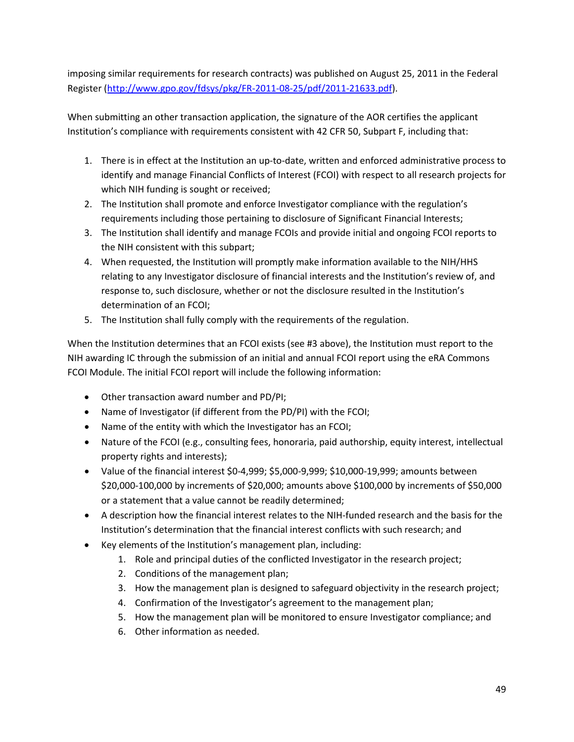imposing similar requirements for research contracts) was published on August 25, 2011 in the Federal Register ([http://www.gpo.gov/fdsys/pkg/FR-2011-08-25/pdf/2011-21633.pdf](http://www.gpo.gov/fdsys/pkg/FR-2011-08-25/pdf/2011-21633.pdf)).

When submitting an other transaction application, the signature of the AOR certifies the applicant Institution's compliance with requirements consistent with 42 CFR 50, Subpart F, including that:

1. There is in effect at the Institution an up-to-date, written and enforced administrative process to identify and manage Financial Conflicts of Interest (FCOI) with respect to all research projects for which NIH funding is sought or received;
2. The Institution shall promote and enforce Investigator compliance with the regulation's requirements including those pertaining to disclosure of Significant Financial Interests;
3. The Institution shall identify and manage FCOIs and provide initial and ongoing FCOI reports to the NIH consistent with this subpart;
4. When requested, the Institution will promptly make information available to the NIH/HHS relating to any Investigator disclosure of financial interests and the Institution's review of, and response to, such disclosure, whether or not the disclosure resulted in the Institution's determination of an FCOI;
5. The Institution shall fully comply with the requirements of the regulation.

When the Institution determines that an FCOI exists (see #3 above), the Institution must report to the NIH awarding IC through the submission of an initial and annual FCOI report using the eRA Commons FCOI Module. The initial FCOI report will include the following information:

- Other transaction award number and PD/PI;
- Name of Investigator (if different from the PD/PI) with the FCOI;
- Name of the entity with which the Investigator has an FCOI;
- Nature of the FCOI (e.g., consulting fees, honoraria, paid authorship, equity interest, intellectual property rights and interests);
- Value of the financial interest $0-4,999; $5,000-9,999; $10,000-19,999; amounts between $20,000-100,000 by increments of $20,000; amounts above $100,000 by increments of $50,000 or a statement that a value cannot be readily determined;
- A description how the financial interest relates to the NIH-funded research and the basis for the Institution's determination that the financial interest conflicts with such research; and
- Key elements of the Institution's management plan, including:
    1. Role and principal duties of the conflicted Investigator in the research project;
    2. Conditions of the management plan;
    3. How the management plan is designed to safeguard objectivity in the research project;
    4. Confirmation of the Investigator's agreement to the management plan;
    5. How the management plan will be monitored to ensure Investigator compliance; and
    6. Other information as needed.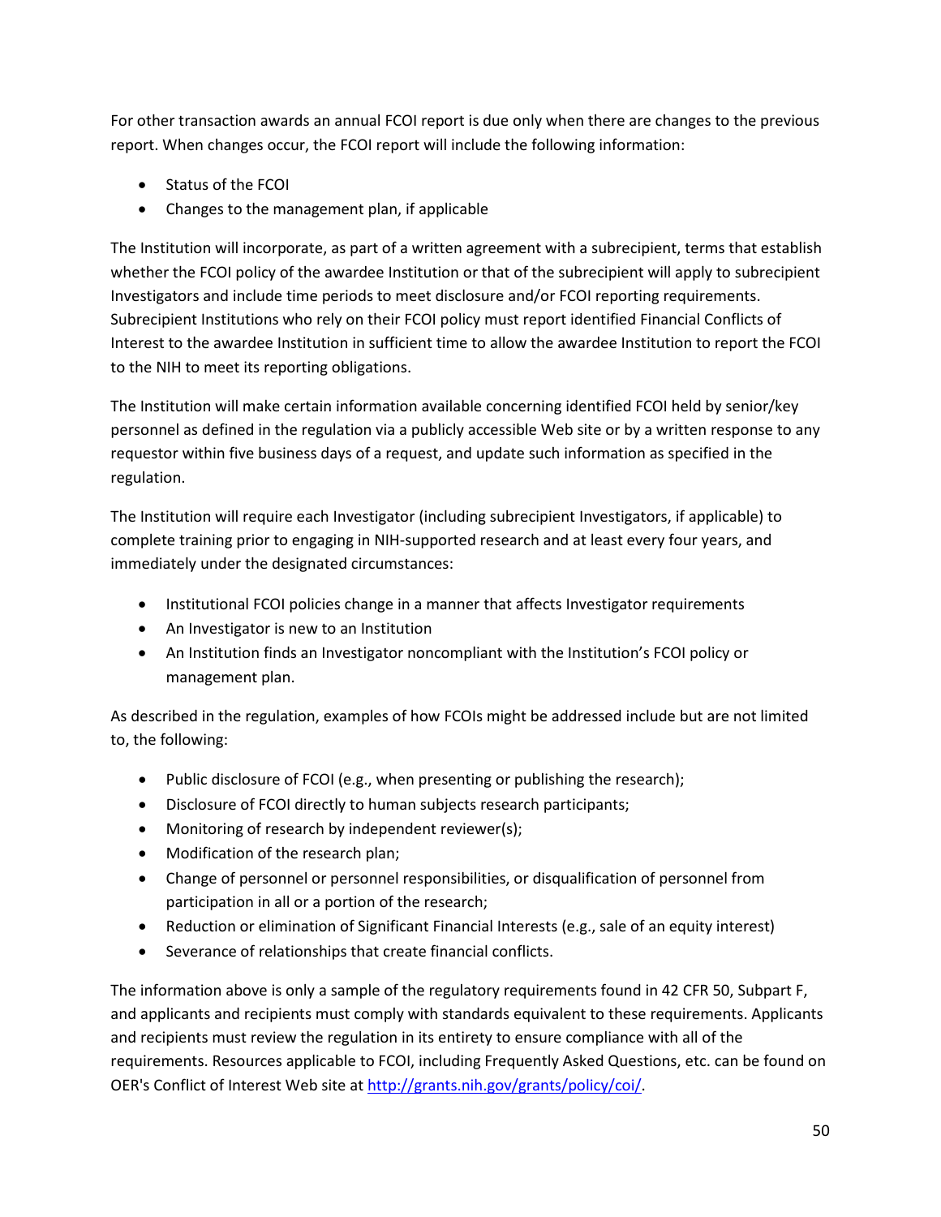For other transaction awards an annual FCOI report is due only when there are changes to the previous report. When changes occur, the FCOI report will include the following information:

- Status of the FCOI
- Changes to the management plan, if applicable

The Institution will incorporate, as part of a written agreement with a subrecipient, terms that establish whether the FCOI policy of the awardee Institution or that of the subrecipient will apply to subrecipient Investigators and include time periods to meet disclosure and/or FCOI reporting requirements. Subrecipient Institutions who rely on their FCOI policy must report identified Financial Conflicts of Interest to the awardee Institution in sufficient time to allow the awardee Institution to report the FCOI to the NIH to meet its reporting obligations.

The Institution will make certain information available concerning identified FCOI held by senior/key personnel as defined in the regulation via a publicly accessible Web site or by a written response to any requestor within five business days of a request, and update such information as specified in the regulation.

The Institution will require each Investigator (including subrecipient Investigators, if applicable) to complete training prior to engaging in NIH-supported research and at least every four years, and immediately under the designated circumstances:

- Institutional FCOI policies change in a manner that affects Investigator requirements
- An Investigator is new to an Institution
- An Institution finds an Investigator noncompliant with the Institution's FCOI policy or management plan.

As described in the regulation, examples of how FCOIs might be addressed include but are not limited to, the following:

- Public disclosure of FCOI (e.g., when presenting or publishing the research);
- Disclosure of FCOI directly to human subjects research participants;
- Monitoring of research by independent reviewer(s);
- Modification of the research plan;
- Change of personnel or personnel responsibilities, or disqualification of personnel from participation in all or a portion of the research;
- Reduction or elimination of Significant Financial Interests (e.g., sale of an equity interest)
- Severance of relationships that create financial conflicts.

The information above is only a sample of the regulatory requirements found in 42 CFR 50, Subpart F, and applicants and recipients must comply with standards equivalent to these requirements. Applicants and recipients must review the regulation in its entirety to ensure compliance with all of the requirements. Resources applicable to FCOI, including Frequently Asked Questions, etc. can be found on OER's Conflict of Interest Web site at [http://grants.nih.gov/grants/policy/coi/](http://grants.nih.gov/grants/policy/coi/).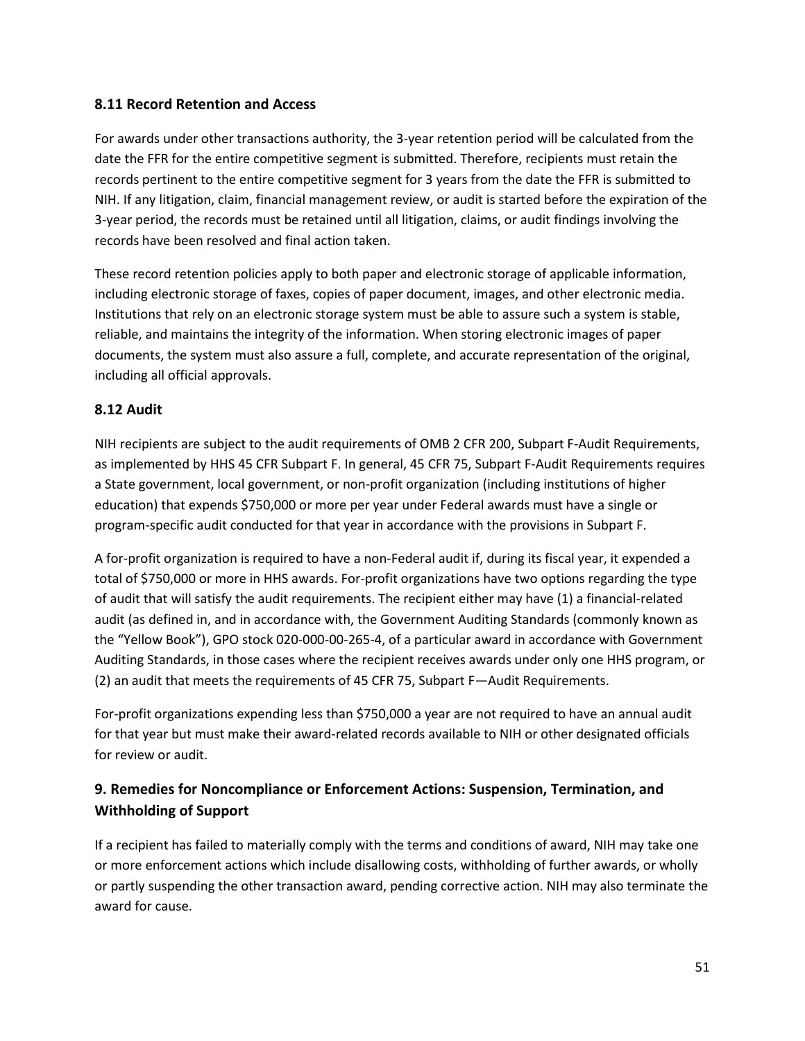### 8.11 Record Retention and Access

For awards under other transactions authority, the 3-year retention period will be calculated from the date the FFR for the entire competitive segment is submitted. Therefore, recipients must retain the records pertinent to the entire competitive segment for 3 years from the date the FFR is submitted to NIH. If any litigation, claim, financial management review, or audit is started before the expiration of the 3-year period, the records must be retained until all litigation, claims, or audit findings involving the records have been resolved and final action taken.

These record retention policies apply to both paper and electronic storage of applicable information, including electronic storage of faxes, copies of paper document, images, and other electronic media. Institutions that rely on an electronic storage system must be able to assure such a system is stable, reliable, and maintains the integrity of the information. When storing electronic images of paper documents, the system must also assure a full, complete, and accurate representation of the original, including all official approvals.

### 8.12 Audit

NIH recipients are subject to the audit requirements of OMB 2 CFR 200, Subpart F-Audit Requirements, as implemented by HHS 45 CFR Subpart F. In general, 45 CFR 75, Subpart F-Audit Requirements requires a State government, local government, or non-profit organization (including institutions of higher education) that expends $750,000 or more per year under Federal awards must have a single or program-specific audit conducted for that year in accordance with the provisions in Subpart F.

A for-profit organization is required to have a non-Federal audit if, during its fiscal year, it expended a total of $750,000 or more in HHS awards. For-profit organizations have two options regarding the type of audit that will satisfy the audit requirements. The recipient either may have (1) a financial-related audit (as defined in, and in accordance with, the Government Auditing Standards (commonly known as the "Yellow Book"), GPO stock 020-000-00-265-4, of a particular award in accordance with Government Auditing Standards, in those cases where the recipient receives awards under only one HHS program, or (2) an audit that meets the requirements of 45 CFR 75, Subpart F—Audit Requirements.

For-profit organizations expending less than $750,000 a year are not required to have an annual audit for that year but must make their award-related records available to NIH or other designated officials for review or audit.

## 9. Remedies for Noncompliance or Enforcement Actions: Suspension, Termination, and Withholding of Support

If a recipient has failed to materially comply with the terms and conditions of award, NIH may take one or more enforcement actions which include disallowing costs, withholding of further awards, or wholly or partly suspending the other transaction award, pending corrective action. NIH may also terminate the award for cause.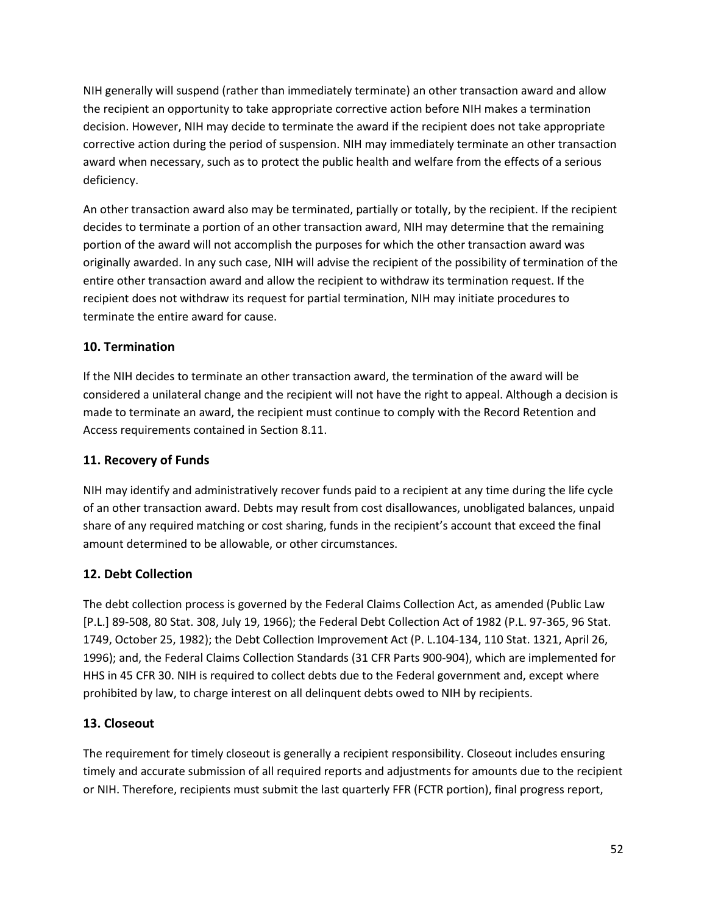NIH generally will suspend (rather than immediately terminate) an other transaction award and allow the recipient an opportunity to take appropriate corrective action before NIH makes a termination decision. However, NIH may decide to terminate the award if the recipient does not take appropriate corrective action during the period of suspension. NIH may immediately terminate an other transaction award when necessary, such as to protect the public health and welfare from the effects of a serious deficiency.

An other transaction award also may be terminated, partially or totally, by the recipient. If the recipient decides to terminate a portion of an other transaction award, NIH may determine that the remaining portion of the award will not accomplish the purposes for which the other transaction award was originally awarded. In any such case, NIH will advise the recipient of the possibility of termination of the entire other transaction award and allow the recipient to withdraw its termination request. If the recipient does not withdraw its request for partial termination, NIH may initiate procedures to terminate the entire award for cause.

### 10. Termination

If the NIH decides to terminate an other transaction award, the termination of the award will be considered a unilateral change and the recipient will not have the right to appeal. Although a decision is made to terminate an award, the recipient must continue to comply with the Record Retention and Access requirements contained in Section 8.11.

### 11. Recovery of Funds

NIH may identify and administratively recover funds paid to a recipient at any time during the life cycle of an other transaction award. Debts may result from cost disallowances, unobligated balances, unpaid share of any required matching or cost sharing, funds in the recipient's account that exceed the final amount determined to be allowable, or other circumstances.

### 12. Debt Collection

The debt collection process is governed by the Federal Claims Collection Act, as amended (Public Law [P.L.] 89-508, 80 Stat. 308, July 19, 1966); the Federal Debt Collection Act of 1982 (P.L. 97-365, 96 Stat. 1749, October 25, 1982); the Debt Collection Improvement Act (P. L.104-134, 110 Stat. 1321, April 26, 1996); and, the Federal Claims Collection Standards (31 CFR Parts 900-904), which are implemented for HHS in 45 CFR 30. NIH is required to collect debts due to the Federal government and, except where prohibited by law, to charge interest on all delinquent debts owed to NIH by recipients.

### 13. Closeout

The requirement for timely closeout is generally a recipient responsibility. Closeout includes ensuring timely and accurate submission of all required reports and adjustments for amounts due to the recipient or NIH. Therefore, recipients must submit the last quarterly FFR (FCTR portion), final progress report,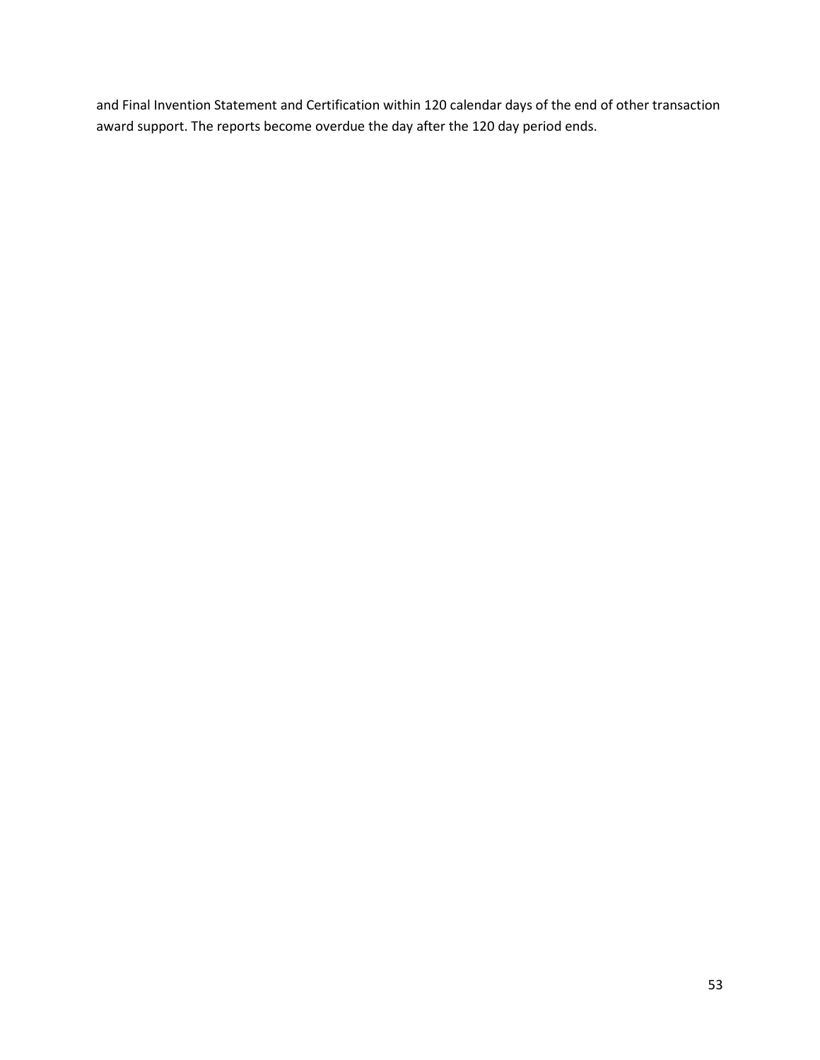and Final Invention Statement and Certification within 120 calendar days of the end of other transaction award support. The reports become overdue the day after the 120 day period ends.